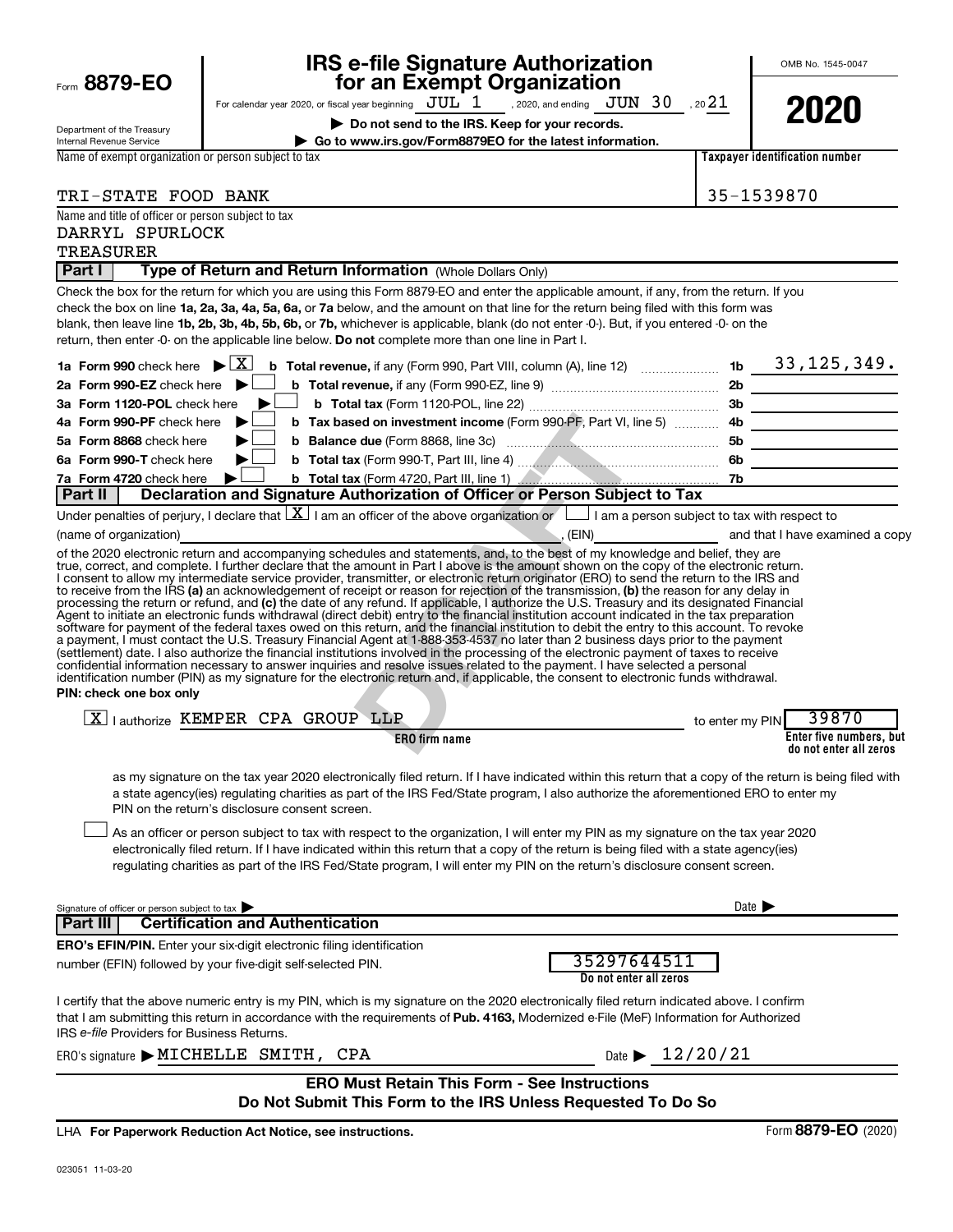Form **8879-EO**

Department of the Treasury
Internal Revenue Service

# IRS e-file Signature Authorization for an Exempt Organization

For calendar year 2020, or fiscal year beginning JUL 1, 2020, and ending JUN 30, 2021

▶ **Do not send to the IRS. Keep for your records.**

▶ **Go to www.irs.gov/Form8879EO for the latest information.**

OMB No. 1545-0047

**2020**

| Name of exempt organization or person subject to tax | Taxpayer identification number |
|---|---|
| TRI-STATE FOOD BANK | 35-1539870 |

Name and title of officer or person subject to tax
DARRYL SPURLOCK
TREASURER

## Part I — Type of Return and Return Information (Whole Dollars Only)

Check the box for the return for which you are using this Form 8879-EO and enter the applicable amount, if any, from the return. If you check the box on line **1a, 2a, 3a, 4a, 5a, 6a,** or **7a** below, and the amount on that line for the return being filed with this form was blank, then leave line **1b, 2b, 3b, 4b, 5b, 6b,** or **7b,** whichever is applicable, blank (do not enter -0-). But, if you entered -0- on the return, then enter -0- on the applicable line below. **Do not** complete more than one line in Part I.

| | | | |
|---|---|---|---|
| **1a Form 990** check here ▶ [X] | **b Total revenue,** if any (Form 990, Part VIII, column (A), line 12) | 1b | 33,125,349. |
| **2a Form 990-EZ** check here ▶ [ ] | **b Total revenue,** if any (Form 990-EZ, line 9) | 2b | |
| **3a Form 1120-POL** check here ▶ [ ] | **b Total tax** (Form 1120-POL, line 22) | 3b | |
| **4a Form 990-PF** check here ▶ [ ] | **b Tax based on investment income** (Form 990-PF, Part VI, line 5) | 4b | |
| **5a Form 8868** check here ▶ [ ] | **b Balance due** (Form 8868, line 3c) | 5b | |
| **6a Form 990-T** check here ▶ [ ] | **b Total tax** (Form 990-T, Part III, line 4) | 6b | |
| **7a Form 4720** check here ▶ [ ] | **b Total tax** (Form 4720, Part III, line 1) | 7b | |

## Part II — Declaration and Signature Authorization of Officer or Person Subject to Tax

Under penalties of perjury, I declare that [X] I am an officer of the above organization or [ ] I am a person subject to tax with respect to (name of organization) ______, (EIN) ______ and that I have examined a copy of the 2020 electronic return and accompanying schedules and statements, and, to the best of my knowledge and belief, they are true, correct, and complete. I further declare that the amount in Part I above is the amount shown on the copy of the electronic return. I consent to allow my intermediate service provider, transmitter, or electronic return originator (ERO) to send the return to the IRS and to receive from the IRS **(a)** an acknowledgement of receipt or reason for rejection of the transmission, **(b)** the reason for any delay in processing the return or refund, and **(c)** the date of any refund. If applicable, I authorize the U.S. Treasury and its designated Financial Agent to initiate an electronic funds withdrawal (direct debit) entry to the financial institution account indicated in the tax preparation software for payment of the federal taxes owed on this return, and the financial institution to debit the entry to this account. To revoke a payment, I must contact the U.S. Treasury Financial Agent at 1-888-353-4537 no later than 2 business days prior to the payment (settlement) date. I also authorize the financial institutions involved in the processing of the electronic payment of taxes to receive confidential information necessary to answer inquiries and resolve issues related to the payment. I have selected a personal identification number (PIN) as my signature for the electronic return and, if applicable, the consent to electronic funds withdrawal.

**PIN: check one box only**

[X] I authorize KEMPER CPA GROUP LLP (**ERO firm name**) to enter my PIN 39870 (**Enter five numbers, but do not enter all zeros**)

as my signature on the tax year 2020 electronically filed return. If I have indicated within this return that a copy of the return is being filed with a state agency(ies) regulating charities as part of the IRS Fed/State program, I also authorize the aforementioned ERO to enter my PIN on the return's disclosure consent screen.

[ ] As an officer or person subject to tax with respect to the organization, I will enter my PIN as my signature on the tax year 2020 electronically filed return. If I have indicated within this return that a copy of the return is being filed with a state agency(ies) regulating charities as part of the IRS Fed/State program, I will enter my PIN on the return's disclosure consent screen.

Signature of officer or person subject to tax ▶ ______ Date ▶ ______

## Part III — Certification and Authentication

**ERO's EFIN/PIN.** Enter your six-digit electronic filing identification number (EFIN) followed by your five-digit self-selected PIN. 35297644511 (**Do not enter all zeros**)

I certify that the above numeric entry is my PIN, which is my signature on the 2020 electronically filed return indicated above. I confirm that I am submitting this return in accordance with the requirements of **Pub. 4163,** Modernized e-File (MeF) Information for Authorized IRS *e-file* Providers for Business Returns.

ERO's signature ▶ MICHELLE SMITH, CPA Date ▶ 12/20/21

**ERO Must Retain This Form - See Instructions**
**Do Not Submit This Form to the IRS Unless Requested To Do So**

LHA **For Paperwork Reduction Act Notice, see instructions.** Form **8879-EO** (2020)

023051 11-03-20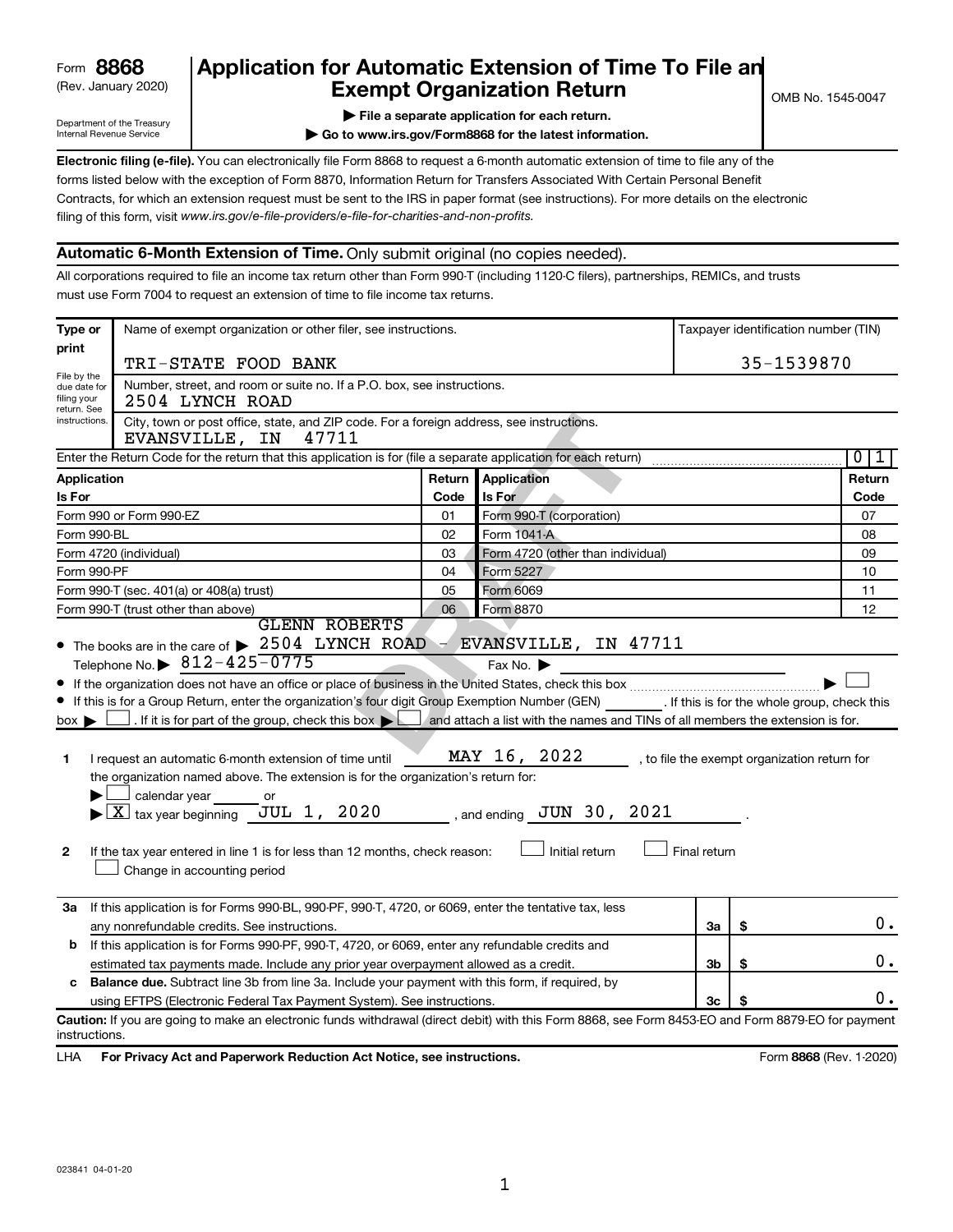Form **8868** (Rev. January 2020)

Department of the Treasury
Internal Revenue Service

# Application for Automatic Extension of Time To File an Exempt Organization Return

▶ **File a separate application for each return.**

▶ **Go to www.irs.gov/Form8868 for the latest information.**

OMB No. 1545-0047

**Electronic filing (e-file).** You can electronically file Form 8868 to request a 6-month automatic extension of time to file any of the forms listed below with the exception of Form 8870, Information Return for Transfers Associated With Certain Personal Benefit Contracts, for which an extension request must be sent to the IRS in paper format (see instructions). For more details on the electronic filing of this form, visit *www.irs.gov/e-file-providers/e-file-for-charities-and-non-profits.*

## Automatic 6-Month Extension of Time. Only submit original (no copies needed).

All corporations required to file an income tax return other than Form 990-T (including 1120-C filers), partnerships, REMICs, and trusts must use Form 7004 to request an extension of time to file income tax returns.

**Type or print**

File by the due date for filing your return. See instructions.

Name of exempt organization or other filer, see instructions.
TRI-STATE FOOD BANK

Taxpayer identification number (TIN)
35-1539870

Number, street, and room or suite no. If a P.O. box, see instructions.
2504 LYNCH ROAD

City, town or post office, state, and ZIP code. For a foreign address, see instructions.
EVANSVILLE, IN 47711

Enter the Return Code for the return that this application is for (file a separate application for each return) .......... 01

| Application Is For | Return Code | Application Is For | Return Code |
|---|---|---|---|
| Form 990 or Form 990-EZ | 01 | Form 990-T (corporation) | 07 |
| Form 990-BL | 02 | Form 1041-A | 08 |
| Form 4720 (individual) | 03 | Form 4720 (other than individual) | 09 |
| Form 990-PF | 04 | Form 5227 | 10 |
| Form 990-T (sec. 401(a) or 408(a) trust) | 05 | Form 6069 | 11 |
| Form 990-T (trust other than above) | 06 | Form 8870 | 12 |

- The books are in the care of ▶ GLENN ROBERTS 2504 LYNCH ROAD - EVANSVILLE, IN 47711
  Telephone No. ▶ 812-425-0775 Fax No. ▶
- If the organization does not have an office or place of business in the United States, check this box .......... ▶ ☐
- If this is for a Group Return, enter the organization's four digit Group Exemption Number (GEN) ______. If this is for the whole group, check this box ▶ ☐. If it is for part of the group, check this box ▶ ☐ and attach a list with the names and TINs of all members the extension is for.

**1** I request an automatic 6-month extension of time until MAY 16, 2022, to file the exempt organization return for the organization named above. The extension is for the organization's return for:
▶ ☐ calendar year ______ or
▶ ☒ tax year beginning JUL 1, 2020, and ending JUN 30, 2021.

**2** If the tax year entered in line 1 is for less than 12 months, check reason: ☐ Initial return ☐ Final return ☐ Change in accounting period

| | | | |
|---|---|---|---|
| **3a** | If this application is for Forms 990-BL, 990-PF, 990-T, 4720, or 6069, enter the tentative tax, less any nonrefundable credits. See instructions. | 3a | $ 0. |
| **b** | If this application is for Forms 990-PF, 990-T, 4720, or 6069, enter any refundable credits and estimated tax payments made. Include any prior year overpayment allowed as a credit. | 3b | $ 0. |
| **c** | **Balance due.** Subtract line 3b from line 3a. Include your payment with this form, if required, by using EFTPS (Electronic Federal Tax Payment System). See instructions. | 3c | $ 0. |

**Caution:** If you are going to make an electronic funds withdrawal (direct debit) with this Form 8868, see Form 8453-EO and Form 8879-EO for payment instructions.

LHA **For Privacy Act and Paperwork Reduction Act Notice, see instructions.** Form **8868** (Rev. 1-2020)

023841 04-01-20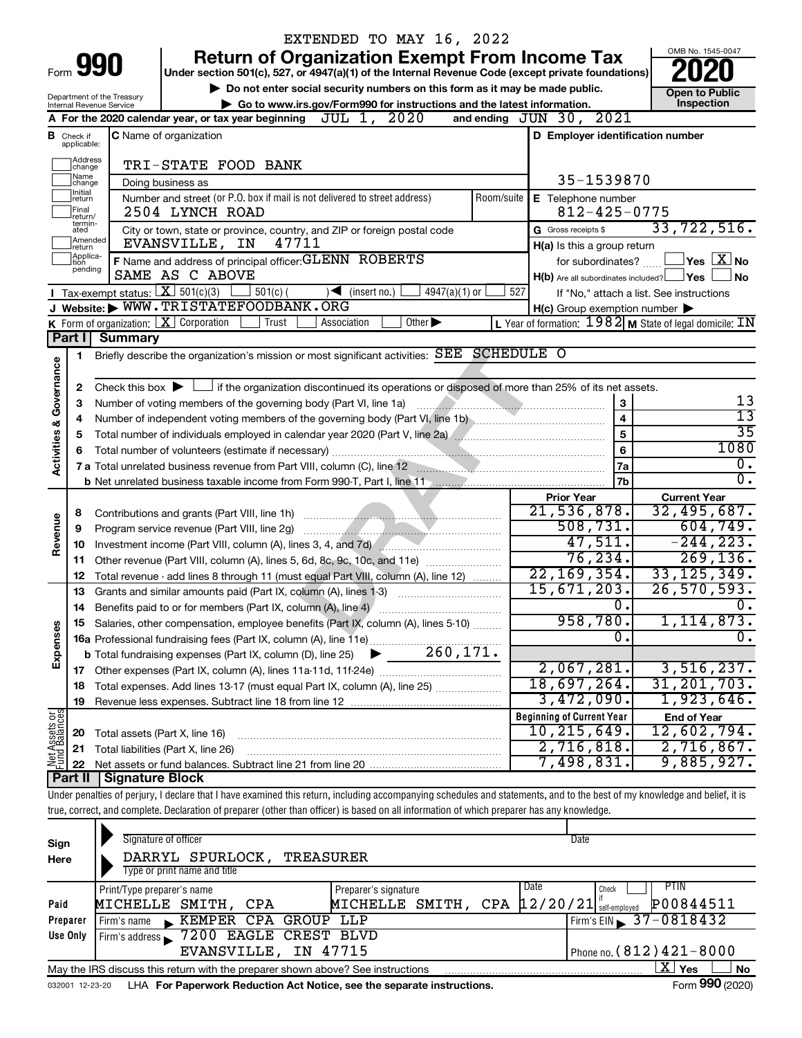EXTENDED TO MAY 16, 2022

# Form 990 Return of Organization Exempt From Income Tax 2020

Under section 501(c), 527, or 4947(a)(1) of the Internal Revenue Code (except private foundations)

▶ Do not enter social security numbers on this form as it may be made public.

▶ Go to www.irs.gov/Form990 for instructions and the latest information.

OMB No. 1545-0047

**Open to Public Inspection**

Department of the Treasury
Internal Revenue Service

**A** For the 2020 calendar year, or tax year beginning JUL 1, 2020 and ending JUN 30, 2021

**B** Check if applicable: Address change, Name change, Initial return, Final return/terminated, Amended return, Application pending

**C** Name of organization: TRI-STATE FOOD BANK

Doing business as

Number and street (or P.O. box if mail is not delivered to street address): 2504 LYNCH ROAD — Room/suite

City or town, state or province, country, and ZIP or foreign postal code: EVANSVILLE, IN 47711

**D** Employer identification number: 35-1539870

**E** Telephone number: 812-425-0775

**G** Gross receipts $ 33,722,516.

**F** Name and address of principal officer: GLENN ROBERTS
SAME AS C ABOVE

**H(a)** Is this a group return for subordinates? ☐ Yes ☒ No

**H(b)** Are all subordinates included? ☐ Yes ☐ No
If "No," attach a list. See instructions

**H(c)** Group exemption number ▶

**I** Tax-exempt status: ☒ 501(c)(3) ☐ 501(c) ( ) ◀ (insert no.) ☐ 4947(a)(1) or ☐ 527

**J** Website: ▶ WWW.TRISTATEFOODBANK.ORG

**K** Form of organization: ☒ Corporation ☐ Trust ☐ Association ☐ Other ▶

**L** Year of formation: 1982 **M** State of legal domicile: IN

## Part I Summary

**Activities & Governance**

1. Briefly describe the organization's mission or most significant activities: SEE SCHEDULE O

2. Check this box ▶ ☐ if the organization discontinued its operations or disposed of more than 25% of its net assets.

| Line | Description | No. | Value |
|---|---|---|---|
| 3 | Number of voting members of the governing body (Part VI, line 1a) | 3 | 13 |
| 4 | Number of independent voting members of the governing body (Part VI, line 1b) | 4 | 13 |
| 5 | Total number of individuals employed in calendar year 2020 (Part V, line 2a) | 5 | 35 |
| 6 | Total number of volunteers (estimate if necessary) | 6 | 1080 |
| 7a | Total unrelated business revenue from Part VIII, column (C), line 12 | 7a | 0. |
| 7b | Net unrelated business taxable income from Form 990-T, Part I, line 11 | 7b | 0. |

| | Line | Description | Prior Year | Current Year |
|---|---|---|---|---|
| Revenue | 8 | Contributions and grants (Part VIII, line 1h) | 21,536,878. | 32,495,687. |
| | 9 | Program service revenue (Part VIII, line 2g) | 508,731. | 604,749. |
| | 10 | Investment income (Part VIII, column (A), lines 3, 4, and 7d) | 47,511. | -244,223. |
| | 11 | Other revenue (Part VIII, column (A), lines 5, 6d, 8c, 9c, 10c, and 11e) | 76,234. | 269,136. |
| | 12 | Total revenue - add lines 8 through 11 (must equal Part VIII, column (A), line 12) | 22,169,354. | 33,125,349. |
| Expenses | 13 | Grants and similar amounts paid (Part IX, column (A), lines 1-3) | 15,671,203. | 26,570,593. |
| | 14 | Benefits paid to or for members (Part IX, column (A), line 4) | 0. | 0. |
| | 15 | Salaries, other compensation, employee benefits (Part IX, column (A), lines 5-10) | 958,780. | 1,114,873. |
| | 16a | Professional fundraising fees (Part IX, column (A), line 11e) | 0. | 0. |
| | b | Total fundraising expenses (Part IX, column (D), line 25) ▶ 260,171. | | |
| | 17 | Other expenses (Part IX, column (A), lines 11a-11d, 11f-24e) | 2,067,281. | 3,516,237. |
| | 18 | Total expenses. Add lines 13-17 (must equal Part IX, column (A), line 25) | 18,697,264. | 31,201,703. |
| | 19 | Revenue less expenses. Subtract line 18 from line 12 | 3,472,090. | 1,923,646. |

| | Line | Description | Beginning of Current Year | End of Year |
|---|---|---|---|---|
| Net Assets or Fund Balances | 20 | Total assets (Part X, line 16) | 10,215,649. | 12,602,794. |
| | 21 | Total liabilities (Part X, line 26) | 2,716,818. | 2,716,867. |
| | 22 | Net assets or fund balances. Subtract line 21 from line 20 | 7,498,831. | 9,885,927. |

## Part II Signature Block

Under penalties of perjury, I declare that I have examined this return, including accompanying schedules and statements, and to the best of my knowledge and belief, it is true, correct, and complete. Declaration of preparer (other than officer) is based on all information of which preparer has any knowledge.

**Sign Here**

Signature of officer — Date

DARRYL SPURLOCK, TREASURER
Type or print name and title

**Paid Preparer Use Only**

| Print/Type preparer's name | Preparer's signature | Date | Check if self-employed | PTIN |
|---|---|---|---|---|
| MICHELLE SMITH, CPA | MICHELLE SMITH, CPA | 12/20/21 | ☐ | P00844511 |

Firm's name ▶ KEMPER CPA GROUP LLP — Firm's EIN ▶ 37-0818432

Firm's address ▶ 7200 EAGLE CREST BLVD, EVANSVILLE, IN 47715 — Phone no. (812)421-8000

May the IRS discuss this return with the preparer shown above? See instructions ☒ Yes ☐ No

032001 12-23-20 LHA For Paperwork Reduction Act Notice, see the separate instructions. Form 990 (2020)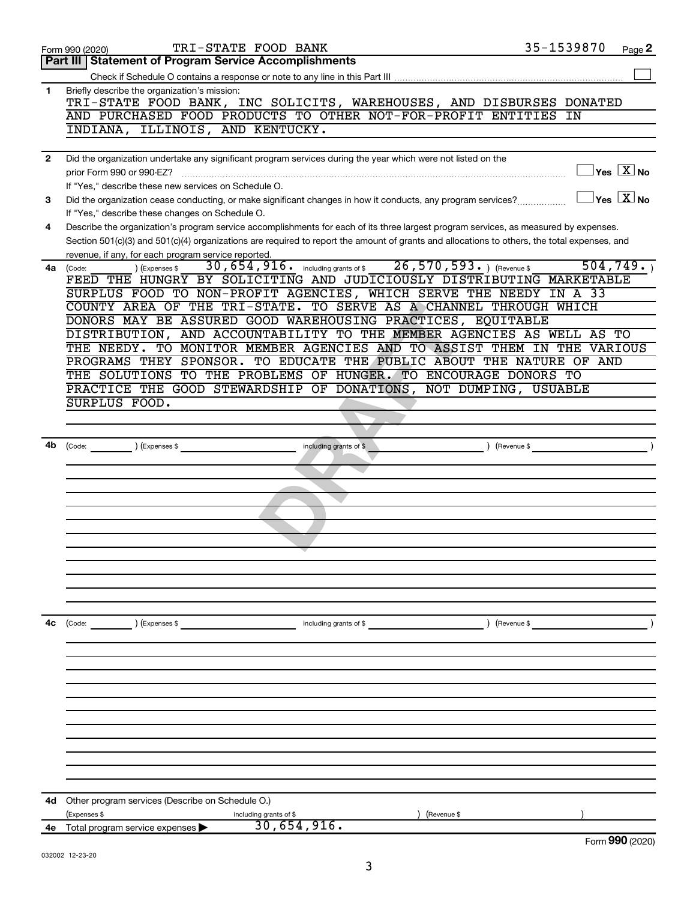Form 990 (2020) TRI-STATE FOOD BANK 35-1539870

## Part III Statement of Program Service Accomplishments

Check if Schedule O contains a response or note to any line in this Part III ☐

**1** Briefly describe the organization's mission:

TRI-STATE FOOD BANK, INC SOLICITS, WAREHOUSES, AND DISBURSES DONATED AND PURCHASED FOOD PRODUCTS TO OTHER NOT-FOR-PROFIT ENTITIES IN INDIANA, ILLINOIS, AND KENTUCKY.

**2** Did the organization undertake any significant program services during the year which were not listed on the prior Form 990 or 990-EZ? ☐ Yes ☒ No

If "Yes," describe these new services on Schedule O.

**3** Did the organization cease conducting, or make significant changes in how it conducts, any program services? ☐ Yes ☒ No

If "Yes," describe these changes on Schedule O.

**4** Describe the organization's program service accomplishments for each of its three largest program services, as measured by expenses. Section 501(c)(3) and 501(c)(4) organizations are required to report the amount of grants and allocations to others, the total expenses, and revenue, if any, for each program service reported.

**4a** (Code: ) (Expenses $ 30,654,916. including grants of $ 26,570,593. ) (Revenue $ 504,749. )

FEED THE HUNGRY BY SOLICITING AND JUDICIOUSLY DISTRIBUTING MARKETABLE SURPLUS FOOD TO NON-PROFIT AGENCIES, WHICH SERVE THE NEEDY IN A 33 COUNTY AREA OF THE TRI-STATE. TO SERVE AS A CHANNEL THROUGH WHICH DONORS MAY BE ASSURED GOOD WAREHOUSING PRACTICES, EQUITABLE DISTRIBUTION, AND ACCOUNTABILITY TO THE MEMBER AGENCIES AS WELL AS TO THE NEEDY. TO MONITOR MEMBER AGENCIES AND TO ASSIST THEM IN THE VARIOUS PROGRAMS THEY SPONSOR. TO EDUCATE THE PUBLIC ABOUT THE NATURE OF AND THE SOLUTIONS TO THE PROBLEMS OF HUNGER. TO ENCOURAGE DONORS TO PRACTICE THE GOOD STEWARDSHIP OF DONATIONS, NOT DUMPING, USUABLE SURPLUS FOOD.

**4b** (Code: ) (Expenses $ including grants of $ ) (Revenue $ )

**4c** (Code: ) (Expenses $ including grants of $ ) (Revenue $ )

**4d** Other program services (Describe on Schedule O.)

(Expenses $ including grants of $ ) (Revenue $ )

**4e** Total program service expenses ▶ 30,654,916.

Form **990** (2020)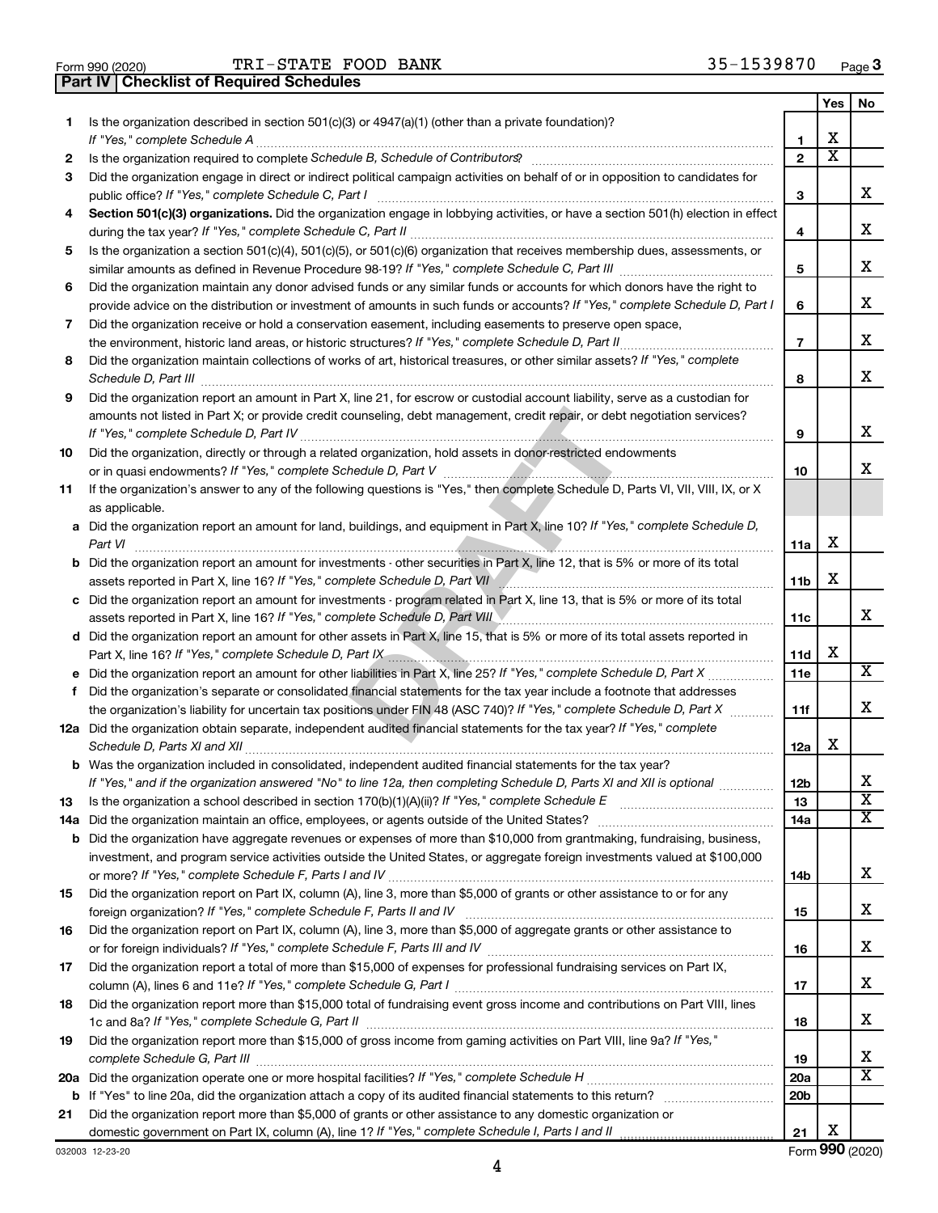Form 990 (2020) TRI-STATE FOOD BANK 35-1539870 Page **3**

## Part IV | Checklist of Required Schedules

| | | | Yes | No |
|---|---|---|---|---|
| **1** | Is the organization described in section 501(c)(3) or 4947(a)(1) (other than a private foundation)? *If "Yes," complete Schedule A* | **1** | X | |
| **2** | Is the organization required to complete *Schedule B, Schedule of Contributors*? | **2** | X | |
| **3** | Did the organization engage in direct or indirect political campaign activities on behalf of or in opposition to candidates for public office? *If "Yes," complete Schedule C, Part I* | **3** | | X |
| **4** | **Section 501(c)(3) organizations.** Did the organization engage in lobbying activities, or have a section 501(h) election in effect during the tax year? *If "Yes," complete Schedule C, Part II* | **4** | | X |
| **5** | Is the organization a section 501(c)(4), 501(c)(5), or 501(c)(6) organization that receives membership dues, assessments, or similar amounts as defined in Revenue Procedure 98-19? *If "Yes," complete Schedule C, Part III* | **5** | | X |
| **6** | Did the organization maintain any donor advised funds or any similar funds or accounts for which donors have the right to provide advice on the distribution or investment of amounts in such funds or accounts? *If "Yes," complete Schedule D, Part I* | **6** | | X |
| **7** | Did the organization receive or hold a conservation easement, including easements to preserve open space, the environment, historic land areas, or historic structures? *If "Yes," complete Schedule D, Part II* | **7** | | X |
| **8** | Did the organization maintain collections of works of art, historical treasures, or other similar assets? *If "Yes," complete Schedule D, Part III* | **8** | | X |
| **9** | Did the organization report an amount in Part X, line 21, for escrow or custodial account liability, serve as a custodian for amounts not listed in Part X; or provide credit counseling, debt management, credit repair, or debt negotiation services? *If "Yes," complete Schedule D, Part IV* | **9** | | X |
| **10** | Did the organization, directly or through a related organization, hold assets in donor-restricted endowments or in quasi endowments? *If "Yes," complete Schedule D, Part V* | **10** | | X |
| **11** | If the organization's answer to any of the following questions is "Yes," then complete Schedule D, Parts VI, VII, VIII, IX, or X as applicable. | | | |
| **a** | Did the organization report an amount for land, buildings, and equipment in Part X, line 10? *If "Yes," complete Schedule D, Part VI* | **11a** | X | |
| **b** | Did the organization report an amount for investments - other securities in Part X, line 12, that is 5% or more of its total assets reported in Part X, line 16? *If "Yes," complete Schedule D, Part VII* | **11b** | X | |
| **c** | Did the organization report an amount for investments - program related in Part X, line 13, that is 5% or more of its total assets reported in Part X, line 16? *If "Yes," complete Schedule D, Part VIII* | **11c** | | X |
| **d** | Did the organization report an amount for other assets in Part X, line 15, that is 5% or more of its total assets reported in Part X, line 16? *If "Yes," complete Schedule D, Part IX* | **11d** | X | |
| **e** | Did the organization report an amount for other liabilities in Part X, line 25? *If "Yes," complete Schedule D, Part X* | **11e** | | X |
| **f** | Did the organization's separate or consolidated financial statements for the tax year include a footnote that addresses the organization's liability for uncertain tax positions under FIN 48 (ASC 740)? *If "Yes," complete Schedule D, Part X* | **11f** | | X |
| **12a** | Did the organization obtain separate, independent audited financial statements for the tax year? *If "Yes," complete Schedule D, Parts XI and XII* | **12a** | X | |
| **b** | Was the organization included in consolidated, independent audited financial statements for the tax year? *If "Yes," and if the organization answered "No" to line 12a, then completing Schedule D, Parts XI and XII is optional* | **12b** | | X |
| **13** | Is the organization a school described in section 170(b)(1)(A)(ii)? *If "Yes," complete Schedule E* | **13** | | X |
| **14a** | Did the organization maintain an office, employees, or agents outside of the United States? | **14a** | | X |
| **b** | Did the organization have aggregate revenues or expenses of more than $10,000 from grantmaking, fundraising, business, investment, and program service activities outside the United States, or aggregate foreign investments valued at $100,000 or more? *If "Yes," complete Schedule F, Parts I and IV* | **14b** | | X |
| **15** | Did the organization report on Part IX, column (A), line 3, more than $5,000 of grants or other assistance to or for any foreign organization? *If "Yes," complete Schedule F, Parts II and IV* | **15** | | X |
| **16** | Did the organization report on Part IX, column (A), line 3, more than $5,000 of aggregate grants or other assistance to or for foreign individuals? *If "Yes," complete Schedule F, Parts III and IV* | **16** | | X |
| **17** | Did the organization report a total of more than $15,000 of expenses for professional fundraising services on Part IX, column (A), lines 6 and 11e? *If "Yes," complete Schedule G, Part I* | **17** | | X |
| **18** | Did the organization report more than $15,000 total of fundraising event gross income and contributions on Part VIII, lines 1c and 8a? *If "Yes," complete Schedule G, Part II* | **18** | | X |
| **19** | Did the organization report more than $15,000 of gross income from gaming activities on Part VIII, line 9a? *If "Yes," complete Schedule G, Part III* | **19** | | X |
| **20a** | Did the organization operate one or more hospital facilities? *If "Yes," complete Schedule H* | **20a** | | X |
| **b** | If "Yes" to line 20a, did the organization attach a copy of its audited financial statements to this return? | **20b** | | |
| **21** | Did the organization report more than $5,000 of grants or other assistance to any domestic organization or domestic government on Part IX, column (A), line 1? *If "Yes," complete Schedule I, Parts I and II* | **21** | X | |

032003 12-23-20 Form **990** (2020)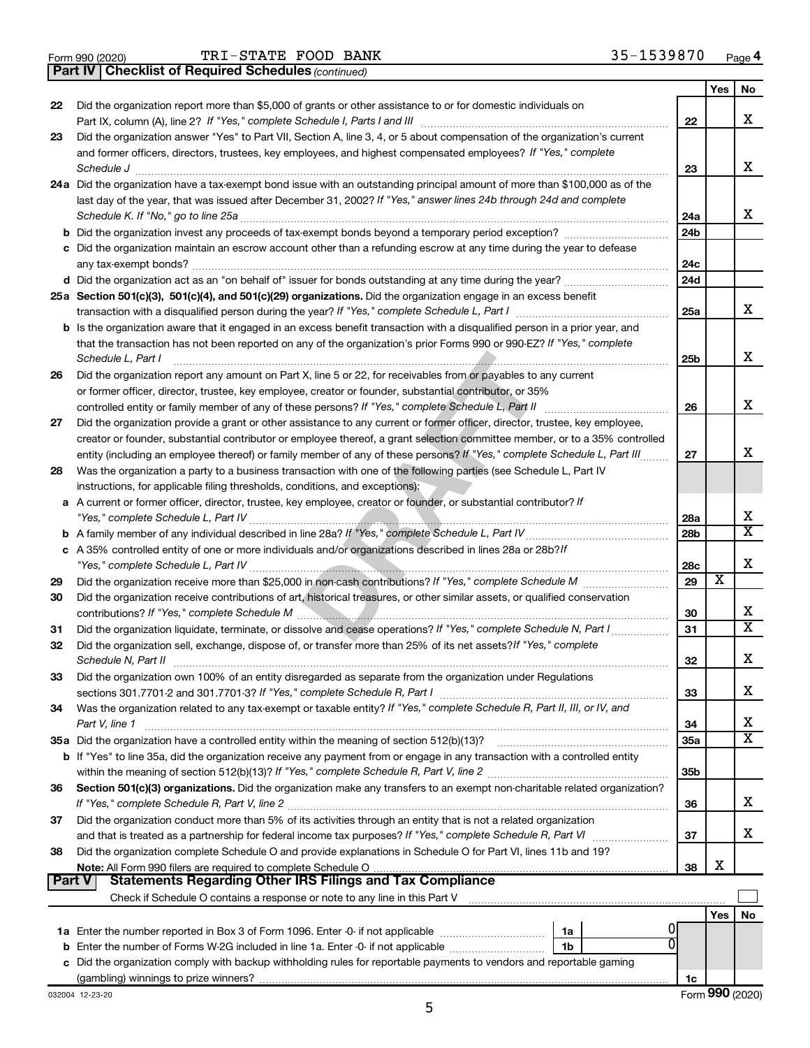Form 990 (2020) TRI-STATE FOOD BANK 35-1539870 Page 4

## Part IV | Checklist of Required Schedules *(continued)*

| | | | Yes | No |
|---|---|---|---|---|
| 22 | Did the organization report more than $5,000 of grants or other assistance to or for domestic individuals on Part IX, column (A), line 2? *If "Yes," complete Schedule I, Parts I and III* | 22 | | X |
| 23 | Did the organization answer "Yes" to Part VII, Section A, line 3, 4, or 5 about compensation of the organization's current and former officers, directors, trustees, key employees, and highest compensated employees? *If "Yes," complete Schedule J* | 23 | | X |
| 24a | Did the organization have a tax-exempt bond issue with an outstanding principal amount of more than $100,000 as of the last day of the year, that was issued after December 31, 2002? *If "Yes," answer lines 24b through 24d and complete Schedule K. If "No," go to line 25a* | 24a | | X |
| b | Did the organization invest any proceeds of tax-exempt bonds beyond a temporary period exception? | 24b | | |
| c | Did the organization maintain an escrow account other than a refunding escrow at any time during the year to defease any tax-exempt bonds? | 24c | | |
| d | Did the organization act as an "on behalf of" issuer for bonds outstanding at any time during the year? | 24d | | |
| 25a | **Section 501(c)(3), 501(c)(4), and 501(c)(29) organizations.** Did the organization engage in an excess benefit transaction with a disqualified person during the year? *If "Yes," complete Schedule L, Part I* | 25a | | X |
| b | Is the organization aware that it engaged in an excess benefit transaction with a disqualified person in a prior year, and that the transaction has not been reported on any of the organization's prior Forms 990 or 990-EZ? *If "Yes," complete Schedule L, Part I* | 25b | | X |
| 26 | Did the organization report any amount on Part X, line 5 or 22, for receivables from or payables to any current or former officer, director, trustee, key employee, creator or founder, substantial contributor, or 35% controlled entity or family member of any of these persons? *If "Yes," complete Schedule L, Part II* | 26 | | X |
| 27 | Did the organization provide a grant or other assistance to any current or former officer, director, trustee, key employee, creator or founder, substantial contributor or employee thereof, a grant selection committee member, or to a 35% controlled entity (including an employee thereof) or family member of any of these persons? *If "Yes," complete Schedule L, Part III* | 27 | | X |
| 28 | Was the organization a party to a business transaction with one of the following parties (see Schedule L, Part IV instructions, for applicable filing thresholds, conditions, and exceptions): | | | |
| a | A current or former officer, director, trustee, key employee, creator or founder, or substantial contributor? *If "Yes," complete Schedule L, Part IV* | 28a | | X |
| b | A family member of any individual described in line 28a? *If "Yes," complete Schedule L, Part IV* | 28b | | X |
| c | A 35% controlled entity of one or more individuals and/or organizations described in lines 28a or 28b? *If "Yes," complete Schedule L, Part IV* | 28c | | X |
| 29 | Did the organization receive more than $25,000 in non-cash contributions? *If "Yes," complete Schedule M* | 29 | X | |
| 30 | Did the organization receive contributions of art, historical treasures, or other similar assets, or qualified conservation contributions? *If "Yes," complete Schedule M* | 30 | | X |
| 31 | Did the organization liquidate, terminate, or dissolve and cease operations? *If "Yes," complete Schedule N, Part I* | 31 | | X |
| 32 | Did the organization sell, exchange, dispose of, or transfer more than 25% of its net assets? *If "Yes," complete Schedule N, Part II* | 32 | | X |
| 33 | Did the organization own 100% of an entity disregarded as separate from the organization under Regulations sections 301.7701-2 and 301.7701-3? *If "Yes," complete Schedule R, Part I* | 33 | | X |
| 34 | Was the organization related to any tax-exempt or taxable entity? *If "Yes," complete Schedule R, Part II, III, or IV, and Part V, line 1* | 34 | | X |
| 35a | Did the organization have a controlled entity within the meaning of section 512(b)(13)? | 35a | | X |
| b | If "Yes" to line 35a, did the organization receive any payment from or engage in any transaction with a controlled entity within the meaning of section 512(b)(13)? *If "Yes," complete Schedule R, Part V, line 2* | 35b | | |
| 36 | **Section 501(c)(3) organizations.** Did the organization make any transfers to an exempt non-charitable related organization? *If "Yes," complete Schedule R, Part V, line 2* | 36 | | X |
| 37 | Did the organization conduct more than 5% of its activities through an entity that is not a related organization and that is treated as a partnership for federal income tax purposes? *If "Yes," complete Schedule R, Part VI* | 37 | | X |
| 38 | Did the organization complete Schedule O and provide explanations in Schedule O for Part VI, lines 11b and 19? **Note:** All Form 990 filers are required to complete Schedule O | 38 | X | |

## Part V | Statements Regarding Other IRS Filings and Tax Compliance

Check if Schedule O contains a response or note to any line in this Part V ☐

| | | | | | Yes | No |
|---|---|---|---|---|---|---|
| 1a | Enter the number reported in Box 3 of Form 1096. Enter -0- if not applicable | 1a | 0 | | | |
| b | Enter the number of Forms W-2G included in line 1a. Enter -0- if not applicable | 1b | 0 | | | |
| c | Did the organization comply with backup withholding rules for reportable payments to vendors and reportable gaming (gambling) winnings to prize winners? | | | 1c | | |

032004 12-23-20

Form **990** (2020)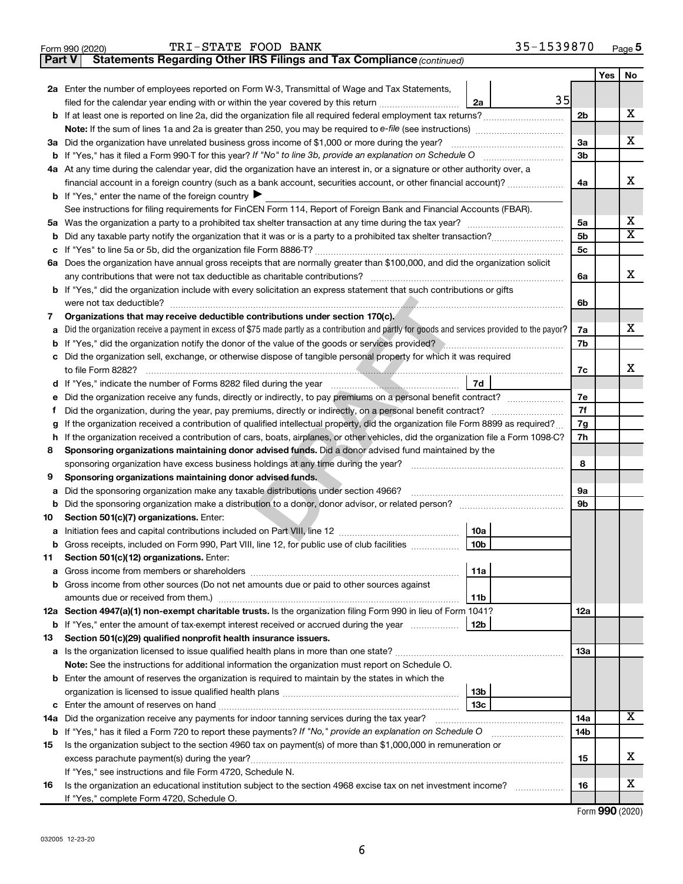Form 990 (2020) TRI-STATE FOOD BANK 35-1539870 Page 5

**Part V Statements Regarding Other IRS Filings and Tax Compliance** *(continued)*

| | | | | Yes | No |
|---|---|---|---|---|---|
| **2a** | Enter the number of employees reported on Form W-3, Transmittal of Wage and Tax Statements, filed for the calendar year ending with or within the year covered by this return | 2a | 35 | | |
| **b** | If at least one is reported on line 2a, did the organization file all required federal employment tax returns? | | **2b** | | X |
| | **Note:** If the sum of lines 1a and 2a is greater than 250, you may be required to *e-file* (see instructions) | | | | |
| **3a** | Did the organization have unrelated business gross income of $1,000 or more during the year? | | **3a** | | X |
| **b** | If "Yes," has it filed a Form 990-T for this year? *If "No" to line 3b, provide an explanation on Schedule O* | | **3b** | | |
| **4a** | At any time during the calendar year, did the organization have an interest in, or a signature or other authority over, a financial account in a foreign country (such as a bank account, securities account, or other financial account)? | | **4a** | | X |
| **b** | If "Yes," enter the name of the foreign country ▶ | | | | |
| | See instructions for filing requirements for FinCEN Form 114, Report of Foreign Bank and Financial Accounts (FBAR). | | | | |
| **5a** | Was the organization a party to a prohibited tax shelter transaction at any time during the tax year? | | **5a** | | X |
| **b** | Did any taxable party notify the organization that it was or is a party to a prohibited tax shelter transaction? | | **5b** | | X |
| **c** | If "Yes" to line 5a or 5b, did the organization file Form 8886-T? | | **5c** | | |
| **6a** | Does the organization have annual gross receipts that are normally greater than $100,000, and did the organization solicit any contributions that were not tax deductible as charitable contributions? | | **6a** | | X |
| **b** | If "Yes," did the organization include with every solicitation an express statement that such contributions or gifts were not tax deductible? | | **6b** | | |
| **7** | **Organizations that may receive deductible contributions under section 170(c).** | | | | |
| **a** | Did the organization receive a payment in excess of $75 made partly as a contribution and partly for goods and services provided to the payor? | | **7a** | | X |
| **b** | If "Yes," did the organization notify the donor of the value of the goods or services provided? | | **7b** | | |
| **c** | Did the organization sell, exchange, or otherwise dispose of tangible personal property for which it was required to file Form 8282? | | **7c** | | X |
| **d** | If "Yes," indicate the number of Forms 8282 filed during the year | 7d | | | |
| **e** | Did the organization receive any funds, directly or indirectly, to pay premiums on a personal benefit contract? | | **7e** | | |
| **f** | Did the organization, during the year, pay premiums, directly or indirectly, on a personal benefit contract? | | **7f** | | |
| **g** | If the organization received a contribution of qualified intellectual property, did the organization file Form 8899 as required? | | **7g** | | |
| **h** | If the organization received a contribution of cars, boats, airplanes, or other vehicles, did the organization file a Form 1098-C? | | **7h** | | |
| **8** | **Sponsoring organizations maintaining donor advised funds.** Did a donor advised fund maintained by the sponsoring organization have excess business holdings at any time during the year? | | **8** | | |
| **9** | **Sponsoring organizations maintaining donor advised funds.** | | | | |
| **a** | Did the sponsoring organization make any taxable distributions under section 4966? | | **9a** | | |
| **b** | Did the sponsoring organization make a distribution to a donor, donor advisor, or related person? | | **9b** | | |
| **10** | **Section 501(c)(7) organizations.** Enter: | | | | |
| **a** | Initiation fees and capital contributions included on Part VIII, line 12 | 10a | | | |
| **b** | Gross receipts, included on Form 990, Part VIII, line 12, for public use of club facilities | 10b | | | |
| **11** | **Section 501(c)(12) organizations.** Enter: | | | | |
| **a** | Gross income from members or shareholders | 11a | | | |
| **b** | Gross income from other sources (Do not net amounts due or paid to other sources against amounts due or received from them.) | 11b | | | |
| **12a** | **Section 4947(a)(1) non-exempt charitable trusts.** Is the organization filing Form 990 in lieu of Form 1041? | | **12a** | | |
| **b** | If "Yes," enter the amount of tax-exempt interest received or accrued during the year | 12b | | | |
| **13** | **Section 501(c)(29) qualified nonprofit health insurance issuers.** | | | | |
| **a** | Is the organization licensed to issue qualified health plans in more than one state? | | **13a** | | |
| | **Note:** See the instructions for additional information the organization must report on Schedule O. | | | | |
| **b** | Enter the amount of reserves the organization is required to maintain by the states in which the organization is licensed to issue qualified health plans | 13b | | | |
| **c** | Enter the amount of reserves on hand | 13c | | | |
| **14a** | Did the organization receive any payments for indoor tanning services during the tax year? | | **14a** | | X |
| **b** | If "Yes," has it filed a Form 720 to report these payments? *If "No," provide an explanation on Schedule O* | | **14b** | | |
| **15** | Is the organization subject to the section 4960 tax on payment(s) of more than $1,000,000 in remuneration or excess parachute payment(s) during the year? | | **15** | | X |
| | If "Yes," see instructions and file Form 4720, Schedule N. | | | | |
| **16** | Is the organization an educational institution subject to the section 4968 excise tax on net investment income? | | **16** | | X |
| | If "Yes," complete Form 4720, Schedule O. | | | | |

Form **990** (2020)

032005 12-23-20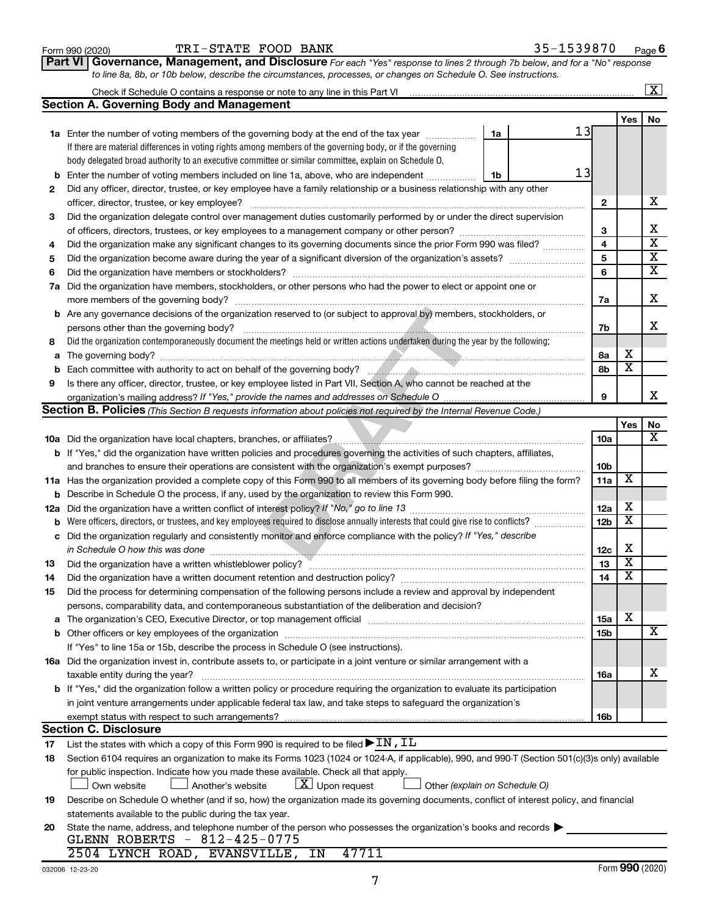Form 990 (2020) TRI-STATE FOOD BANK 35-1539870 Page **6**

**Part VI Governance, Management, and Disclosure** *For each "Yes" response to lines 2 through 7b below, and for a "No" response to line 8a, 8b, or 10b below, describe the circumstances, processes, or changes on Schedule O. See instructions.*

Check if Schedule O contains a response or note to any line in this Part VI ..... [X]

## Section A. Governing Body and Management

| | | | | Yes | No |
|---|---|---|---|---|---|
| **1a** | Enter the number of voting members of the governing body at the end of the tax year ..... **1a** 13<br>If there are material differences in voting rights among members of the governing body, or if the governing body delegated broad authority to an executive committee or similar committee, explain on Schedule O. | | | | |
| **b** | Enter the number of voting members included on line 1a, above, who are independent ..... **1b** 13 | | | | |
| **2** | Did any officer, director, trustee, or key employee have a family relationship or a business relationship with any other officer, director, trustee, or key employee? | **2** | | | X |
| **3** | Did the organization delegate control over management duties customarily performed by or under the direct supervision of officers, directors, trustees, or key employees to a management company or other person? | **3** | | | X |
| **4** | Did the organization make any significant changes to its governing documents since the prior Form 990 was filed? | **4** | | | X |
| **5** | Did the organization become aware during the year of a significant diversion of the organization's assets? | **5** | | | X |
| **6** | Did the organization have members or stockholders? | **6** | | | X |
| **7a** | Did the organization have members, stockholders, or other persons who had the power to elect or appoint one or more members of the governing body? | **7a** | | | X |
| **b** | Are any governance decisions of the organization reserved to (or subject to approval by) members, stockholders, or persons other than the governing body? | **7b** | | | X |
| **8** | Did the organization contemporaneously document the meetings held or written actions undertaken during the year by the following: | | | | |
| **a** | The governing body? | **8a** | | X | |
| **b** | Each committee with authority to act on behalf of the governing body? | **8b** | | X | |
| **9** | Is there any officer, director, trustee, or key employee listed in Part VII, Section A, who cannot be reached at the organization's mailing address? *If "Yes," provide the names and addresses on Schedule O* | **9** | | | X |

## Section B. Policies *(This Section B requests information about policies not required by the Internal Revenue Code.)*

| | | | Yes | No |
|---|---|---|---|---|
| **10a** | Did the organization have local chapters, branches, or affiliates? | **10a** | | X |
| **b** | If "Yes," did the organization have written policies and procedures governing the activities of such chapters, affiliates, and branches to ensure their operations are consistent with the organization's exempt purposes? | **10b** | | |
| **11a** | Has the organization provided a complete copy of this Form 990 to all members of its governing body before filing the form? | **11a** | X | |
| **b** | Describe in Schedule O the process, if any, used by the organization to review this Form 990. | | | |
| **12a** | Did the organization have a written conflict of interest policy? *If "No," go to line 13* | **12a** | X | |
| **b** | Were officers, directors, or trustees, and key employees required to disclose annually interests that could give rise to conflicts? | **12b** | X | |
| **c** | Did the organization regularly and consistently monitor and enforce compliance with the policy? *If "Yes," describe in Schedule O how this was done* | **12c** | X | |
| **13** | Did the organization have a written whistleblower policy? | **13** | X | |
| **14** | Did the organization have a written document retention and destruction policy? | **14** | X | |
| **15** | Did the process for determining compensation of the following persons include a review and approval by independent persons, comparability data, and contemporaneous substantiation of the deliberation and decision? | | | |
| **a** | The organization's CEO, Executive Director, or top management official | **15a** | X | |
| **b** | Other officers or key employees of the organization | **15b** | | X |
| | If "Yes" to line 15a or 15b, describe the process in Schedule O (see instructions). | | | |
| **16a** | Did the organization invest in, contribute assets to, or participate in a joint venture or similar arrangement with a taxable entity during the year? | **16a** | | X |
| **b** | If "Yes," did the organization follow a written policy or procedure requiring the organization to evaluate its participation in joint venture arrangements under applicable federal tax law, and take steps to safeguard the organization's exempt status with respect to such arrangements? | **16b** | | |

## Section C. Disclosure

**17** List the states with which a copy of this Form 990 is required to be filed ▶ IN, IL

**18** Section 6104 requires an organization to make its Forms 1023 (1024 or 1024-A, if applicable), 990, and 990-T (Section 501(c)(3)s only) available for public inspection. Indicate how you made these available. Check all that apply.

[ ] Own website [ ] Another's website [X] Upon request [ ] Other *(explain on Schedule O)*

**19** Describe on Schedule O whether (and if so, how) the organization made its governing documents, conflict of interest policy, and financial statements available to the public during the tax year.

**20** State the name, address, and telephone number of the person who possesses the organization's books and records ▶

GLENN ROBERTS - 812-425-0775
2504 LYNCH ROAD, EVANSVILLE, IN 47711

032006 12-23-20 Form **990** (2020)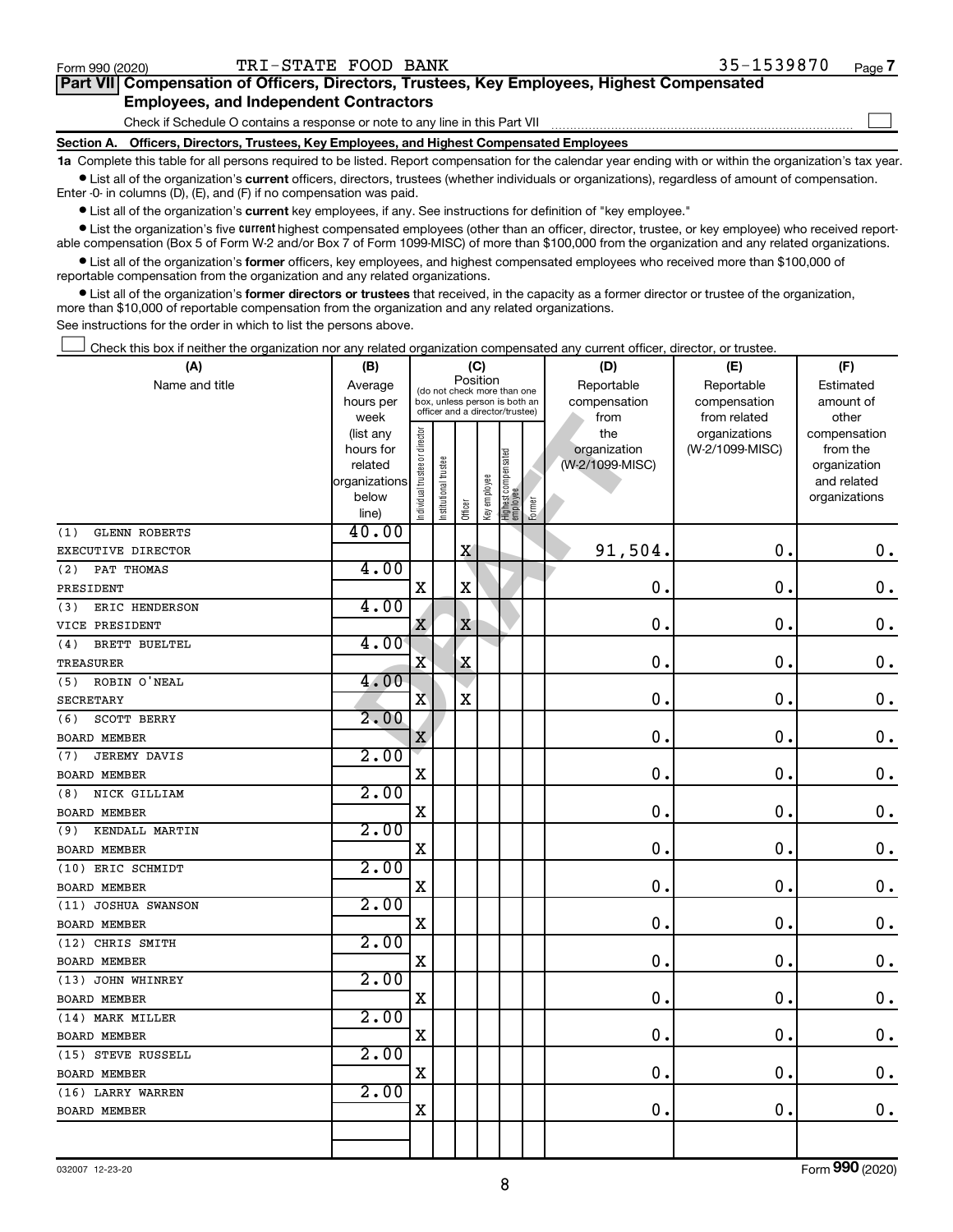Form 990 (2020) TRI-STATE FOOD BANK 35-1539870 Page 7

## Part VII Compensation of Officers, Directors, Trustees, Key Employees, Highest Compensated Employees, and Independent Contractors

Check if Schedule O contains a response or note to any line in this Part VII

### Section A. Officers, Directors, Trustees, Key Employees, and Highest Compensated Employees

**1a** Complete this table for all persons required to be listed. Report compensation for the calendar year ending with or within the organization's tax year.

- List all of the organization's **current** officers, directors, trustees (whether individuals or organizations), regardless of amount of compensation. Enter -0- in columns (D), (E), and (F) if no compensation was paid.
- List all of the organization's **current** key employees, if any. See instructions for definition of "key employee."
- List the organization's five **current** highest compensated employees (other than an officer, director, trustee, or key employee) who received reportable compensation (Box 5 of Form W-2 and/or Box 7 of Form 1099-MISC) of more than $100,000 from the organization and any related organizations.
- List all of the organization's **former** officers, key employees, and highest compensated employees who received more than $100,000 of reportable compensation from the organization and any related organizations.
- List all of the organization's **former directors or trustees** that received, in the capacity as a former director or trustee of the organization, more than $10,000 of reportable compensation from the organization and any related organizations.

See instructions for the order in which to list the persons above.

Check this box if neither the organization nor any related organization compensated any current officer, director, or trustee.

| (A) Name and title | (B) Average hours per week (list any hours for related organizations below line) | (C) Position: Individual trustee or director | Institutional trustee | Officer | Key employee | Highest compensated employee | Former | (D) Reportable compensation from the organization (W-2/1099-MISC) | (E) Reportable compensation from related organizations (W-2/1099-MISC) | (F) Estimated amount of other compensation from the organization and related organizations |
|---|---|---|---|---|---|---|---|---|---|---|
| (1) GLENN ROBERTS<br>EXECUTIVE DIRECTOR | 40.00 | | | X | | | | 91,504. | 0. | 0. |
| (2) PAT THOMAS<br>PRESIDENT | 4.00 | X | | X | | | | 0. | 0. | 0. |
| (3) ERIC HENDERSON<br>VICE PRESIDENT | 4.00 | X | | X | | | | 0. | 0. | 0. |
| (4) BRETT BUELTEL<br>TREASURER | 4.00 | X | | X | | | | 0. | 0. | 0. |
| (5) ROBIN O'NEAL<br>SECRETARY | 4.00 | X | | X | | | | 0. | 0. | 0. |
| (6) SCOTT BERRY<br>BOARD MEMBER | 2.00 | X | | | | | | 0. | 0. | 0. |
| (7) JEREMY DAVIS<br>BOARD MEMBER | 2.00 | X | | | | | | 0. | 0. | 0. |
| (8) NICK GILLIAM<br>BOARD MEMBER | 2.00 | X | | | | | | 0. | 0. | 0. |
| (9) KENDALL MARTIN<br>BOARD MEMBER | 2.00 | X | | | | | | 0. | 0. | 0. |
| (10) ERIC SCHMIDT<br>BOARD MEMBER | 2.00 | X | | | | | | 0. | 0. | 0. |
| (11) JOSHUA SWANSON<br>BOARD MEMBER | 2.00 | X | | | | | | 0. | 0. | 0. |
| (12) CHRIS SMITH<br>BOARD MEMBER | 2.00 | X | | | | | | 0. | 0. | 0. |
| (13) JOHN WHINREY<br>BOARD MEMBER | 2.00 | X | | | | | | 0. | 0. | 0. |
| (14) MARK MILLER<br>BOARD MEMBER | 2.00 | X | | | | | | 0. | 0. | 0. |
| (15) STEVE RUSSELL<br>BOARD MEMBER | 2.00 | X | | | | | | 0. | 0. | 0. |
| (16) LARRY WARREN<br>BOARD MEMBER | 2.00 | X | | | | | | 0. | 0. | 0. |

032007 12-23-20

Form 990 (2020)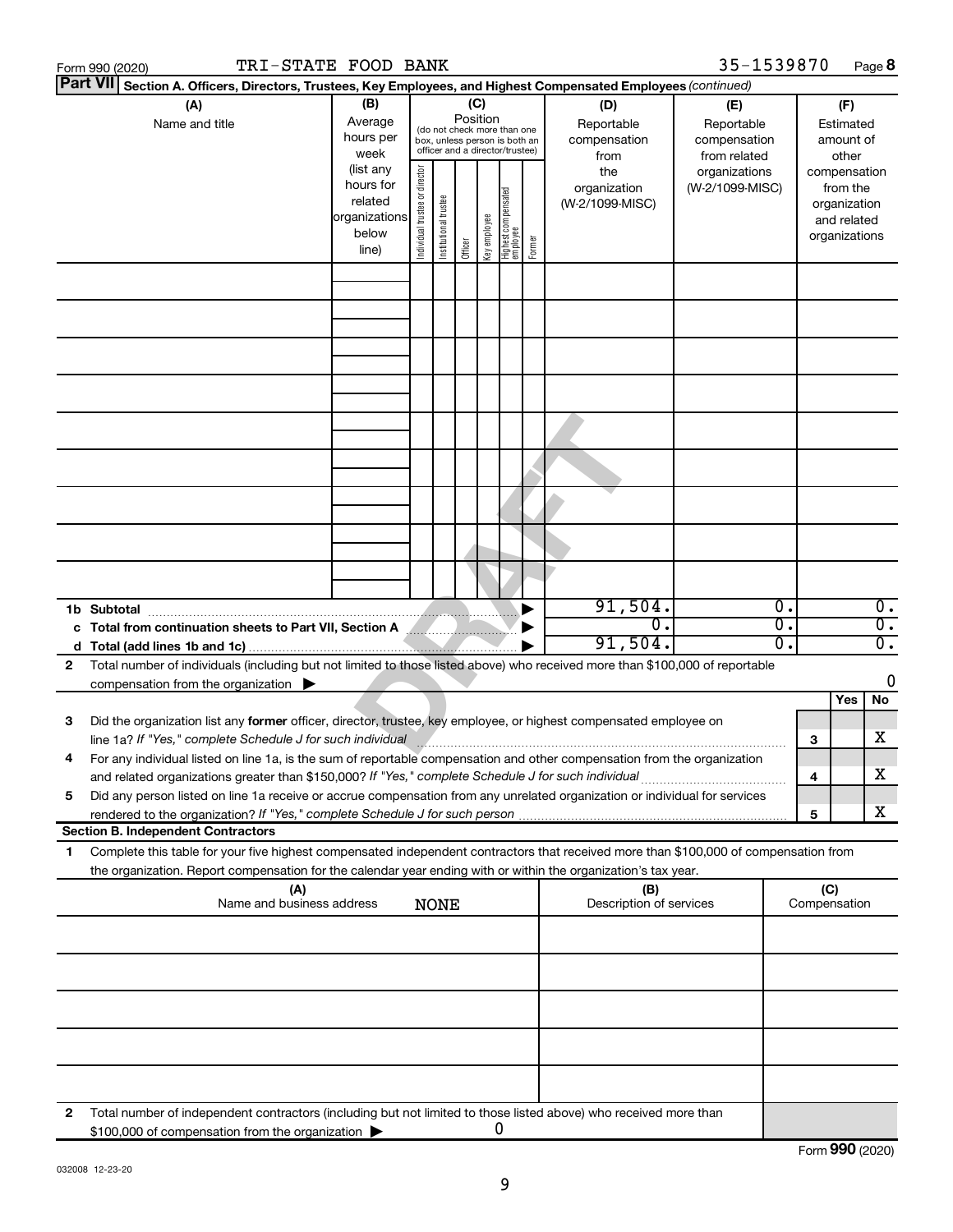Form 990 (2020) TRI-STATE FOOD BANK 35-1539870 Page **8**

**Part VII** **Section A. Officers, Directors, Trustees, Key Employees, and Highest Compensated Employees** *(continued)*

| (A) Name and title | (B) Average hours per week (list any hours for related organizations below line) | (C) Position (do not check more than one box, unless person is both an officer and a director/trustee): Individual trustee or director | Institutional trustee | Officer | Key employee | Highest compensated employee | Former | (D) Reportable compensation from the organization (W-2/1099-MISC) | (E) Reportable compensation from related organizations (W-2/1099-MISC) | (F) Estimated amount of other compensation from the organization and related organizations |
|---|---|---|---|---|---|---|---|---|---|---|
| | | | | | | | | | | |
| | | | | | | | | | | |
| | | | | | | | | | | |
| | | | | | | | | | | |
| | | | | | | | | | | |
| | | | | | | | | | | |
| | | | | | | | | | | |
| | | | | | | | | | | |
| | | | | | | | | | | |
| **1b Subtotal** | | | | | | | ▶ | 91,504. | 0. | 0. |
| **c Total from continuation sheets to Part VII, Section A** | | | | | | | ▶ | 0. | 0. | 0. |
| **d Total (add lines 1b and 1c)** | | | | | | | ▶ | 91,504. | 0. | 0. |

**2** Total number of individuals (including but not limited to those listed above) who received more than $100,000 of reportable compensation from the organization ▶ 0

| | | | Yes | No |
|---|---|---|---|---|
| **3** | Did the organization list any **former** officer, director, trustee, key employee, or highest compensated employee on line 1a? *If "Yes," complete Schedule J for such individual* | **3** | | X |
| **4** | For any individual listed on line 1a, is the sum of reportable compensation and other compensation from the organization and related organizations greater than $150,000? *If "Yes," complete Schedule J for such individual* | **4** | | X |
| **5** | Did any person listed on line 1a receive or accrue compensation from any unrelated organization or individual for services rendered to the organization? *If "Yes," complete Schedule J for such person* | **5** | | X |

**Section B. Independent Contractors**

**1** Complete this table for your five highest compensated independent contractors that received more than $100,000 of compensation from the organization. Report compensation for the calendar year ending with or within the organization's tax year.

| (A) Name and business address NONE | (B) Description of services | (C) Compensation |
|---|---|---|
| | | |
| | | |
| | | |
| | | |
| | | |

**2** Total number of independent contractors (including but not limited to those listed above) who received more than $100,000 of compensation from the organization ▶ 0

Form **990** (2020)

032008 12-23-20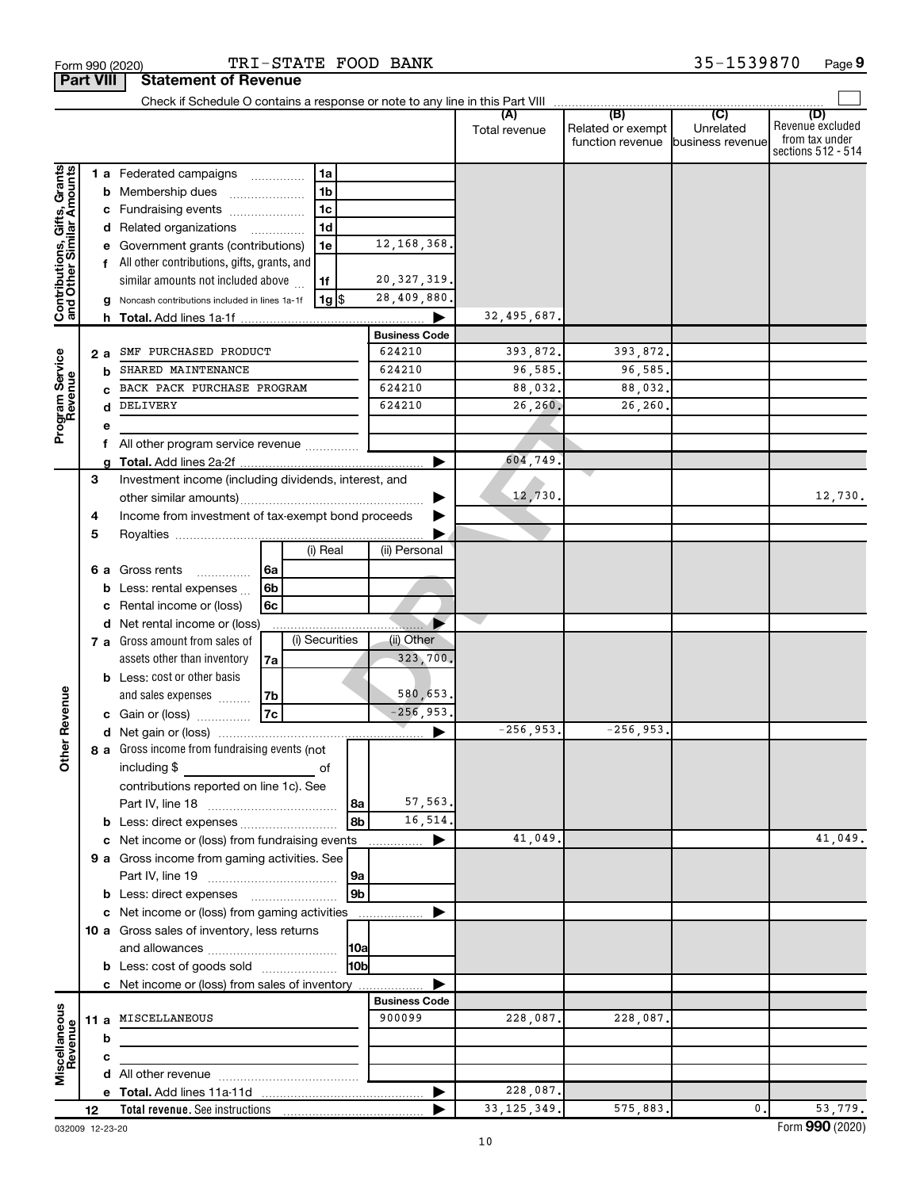Form 990 (2020) TRI-STATE FOOD BANK 35-1539870

## Part VIII Statement of Revenue

Check if Schedule O contains a response or note to any line in this Part VIII ☐

| | | | (A) Total revenue | (B) Related or exempt function revenue | (C) Unrelated business revenue | (D) Revenue excluded from tax under sections 512 - 514 |
|---|---|---|---|---|---|---|
| **Contributions, Gifts, Grants and Other Similar Amounts** | 1 a Federated campaigns | 1a | | | | |
| | b Membership dues | 1b | | | | |
| | c Fundraising events | 1c | | | | |
| | d Related organizations | 1d | | | | |
| | e Government grants (contributions) | 1e 12,168,368. | | | | |
| | f All other contributions, gifts, grants, and similar amounts not included above | 1f 20,327,319. | | | | |
| | g Noncash contributions included in lines 1a-1f | 1g $ 28,409,880. | | | | |
| | h **Total.** Add lines 1a-1f | | 32,495,687. | | | |
| **Program Service Revenue** | | **Business Code** | | | | |
| | 2 a SMF PURCHASED PRODUCT | 624210 | 393,872. | 393,872. | | |
| | b SHARED MAINTENANCE | 624210 | 96,585. | 96,585. | | |
| | c BACK PACK PURCHASE PROGRAM | 624210 | 88,032. | 88,032. | | |
| | d DELIVERY | 624210 | 26,260. | 26,260. | | |
| | e | | | | | |
| | f All other program service revenue | | | | | |
| | g **Total.** Add lines 2a-2f | | 604,749. | | | |
| **Other Revenue** | 3 Investment income (including dividends, interest, and other similar amounts) | | 12,730. | | | 12,730. |
| | 4 Income from investment of tax-exempt bond proceeds | | | | | |
| | 5 Royalties | | | | | |
| | | (i) Real / (ii) Personal | | | | |
| | 6 a Gross rents | 6a | | | | |
| | b Less: rental expenses | 6b | | | | |
| | c Rental income or (loss) | 6c | | | | |
| | d Net rental income or (loss) | | | | | |
| | | (i) Securities / (ii) Other | | | | |
| | 7 a Gross amount from sales of assets other than inventory | 7a (ii) 323,700. | | | | |
| | b Less: cost or other basis and sales expenses | 7b (ii) 580,653. | | | | |
| | c Gain or (loss) | 7c (ii) -256,953. | | | | |
| | d Net gain or (loss) | | -256,953. | -256,953. | | |
| | 8 a Gross income from fundraising events (not including $ ______ of contributions reported on line 1c). See Part IV, line 18 | 8a 57,563. | | | | |
| | b Less: direct expenses | 8b 16,514. | | | | |
| | c Net income or (loss) from fundraising events | | 41,049. | | | 41,049. |
| | 9 a Gross income from gaming activities. See Part IV, line 19 | 9a | | | | |
| | b Less: direct expenses | 9b | | | | |
| | c Net income or (loss) from gaming activities | | | | | |
| | 10 a Gross sales of inventory, less returns and allowances | 10a | | | | |
| | b Less: cost of goods sold | 10b | | | | |
| | c Net income or (loss) from sales of inventory | | | | | |
| **Miscellaneous Revenue** | | **Business Code** | | | | |
| | 11 a MISCELLANEOUS | 900099 | 228,087. | 228,087. | | |
| | b | | | | | |
| | c | | | | | |
| | d All other revenue | | | | | |
| | e **Total.** Add lines 11a-11d | | 228,087. | | | |
| | 12 **Total revenue.** See instructions | | 33,125,349. | 575,883. | 0. | 53,779. |

032009 12-23-20 Form **990** (2020)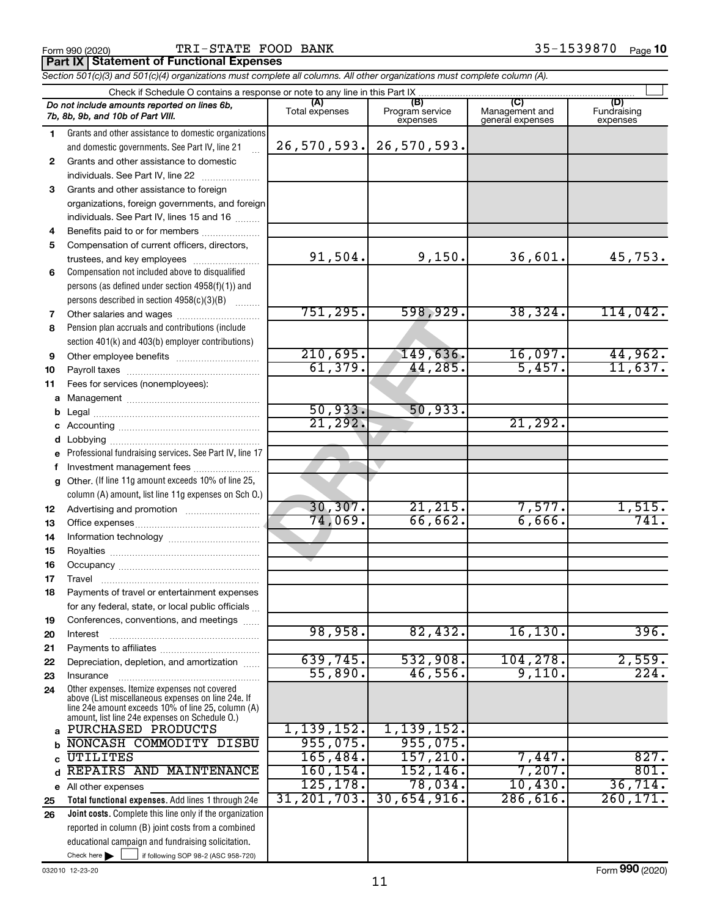Form 990 (2020) TRI-STATE FOOD BANK 35-1539870 Page 10

**Part IX | Statement of Functional Expenses**

*Section 501(c)(3) and 501(c)(4) organizations must complete all columns. All other organizations must complete column (A).*

Check if Schedule O contains a response or note to any line in this Part IX ☐

| *Do not include amounts reported on lines 6b, 7b, 8b, 9b, and 10b of Part VIII.* | (A) Total expenses | (B) Program service expenses | (C) Management and general expenses | (D) Fundraising expenses |
|---|---|---|---|---|
| **1** Grants and other assistance to domestic organizations and domestic governments. See Part IV, line 21 | 26,570,593. | 26,570,593. | | |
| **2** Grants and other assistance to domestic individuals. See Part IV, line 22 | | | | |
| **3** Grants and other assistance to foreign organizations, foreign governments, and foreign individuals. See Part IV, lines 15 and 16 | | | | |
| **4** Benefits paid to or for members | | | | |
| **5** Compensation of current officers, directors, trustees, and key employees | 91,504. | 9,150. | 36,601. | 45,753. |
| **6** Compensation not included above to disqualified persons (as defined under section 4958(f)(1)) and persons described in section 4958(c)(3)(B) | | | | |
| **7** Other salaries and wages | 751,295. | 598,929. | 38,324. | 114,042. |
| **8** Pension plan accruals and contributions (include section 401(k) and 403(b) employer contributions) | | | | |
| **9** Other employee benefits | 210,695. | 149,636. | 16,097. | 44,962. |
| **10** Payroll taxes | 61,379. | 44,285. | 5,457. | 11,637. |
| **11** Fees for services (nonemployees): | | | | |
| **a** Management | | | | |
| **b** Legal | 50,933. | 50,933. | | |
| **c** Accounting | 21,292. | | 21,292. | |
| **d** Lobbying | | | | |
| **e** Professional fundraising services. See Part IV, line 17 | | | | |
| **f** Investment management fees | | | | |
| **g** Other. (If line 11g amount exceeds 10% of line 25, column (A) amount, list line 11g expenses on Sch O.) | | | | |
| **12** Advertising and promotion | 30,307. | 21,215. | 7,577. | 1,515. |
| **13** Office expenses | 74,069. | 66,662. | 6,666. | 741. |
| **14** Information technology | | | | |
| **15** Royalties | | | | |
| **16** Occupancy | | | | |
| **17** Travel | | | | |
| **18** Payments of travel or entertainment expenses for any federal, state, or local public officials | | | | |
| **19** Conferences, conventions, and meetings | | | | |
| **20** Interest | 98,958. | 82,432. | 16,130. | 396. |
| **21** Payments to affiliates | | | | |
| **22** Depreciation, depletion, and amortization | 639,745. | 532,908. | 104,278. | 2,559. |
| **23** Insurance | 55,890. | 46,556. | 9,110. | 224. |
| **24** Other expenses. Itemize expenses not covered above (List miscellaneous expenses on line 24e. If line 24e amount exceeds 10% of line 25, column (A) amount, list line 24e expenses on Schedule O.) | | | | |
| **a** PURCHASED PRODUCTS | 1,139,152. | 1,139,152. | | |
| **b** NONCASH COMMODITY DISBU | 955,075. | 955,075. | | |
| **c** UTILITES | 165,484. | 157,210. | 7,447. | 827. |
| **d** REPAIRS AND MAINTENANCE | 160,154. | 152,146. | 7,207. | 801. |
| **e** All other expenses | 125,178. | 78,034. | 10,430. | 36,714. |
| **25** **Total functional expenses.** Add lines 1 through 24e | 31,201,703. | 30,654,916. | 286,616. | 260,171. |
| **26** **Joint costs.** Complete this line only if the organization reported in column (B) joint costs from a combined educational campaign and fundraising solicitation. Check here ☐ if following SOP 98-2 (ASC 958-720) | | | | |

032010 12-23-20 Form **990** (2020)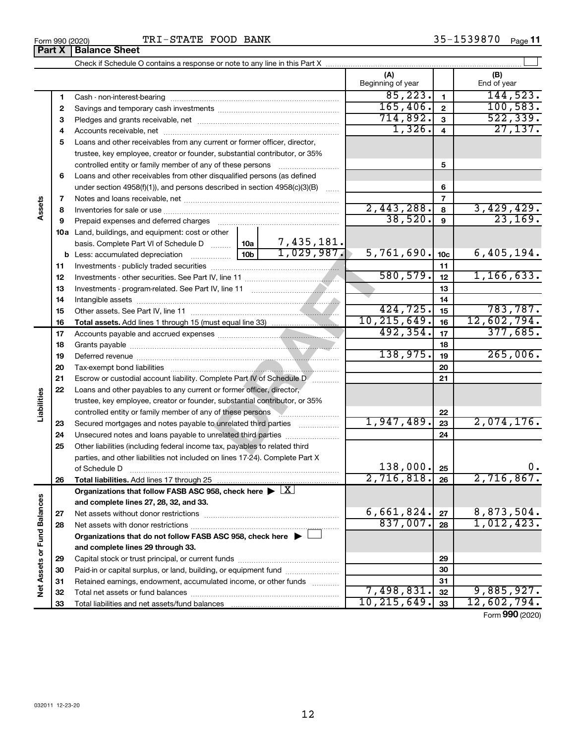Form 990 (2020) TRI-STATE FOOD BANK 35-1539870 Page 11

## Part X Balance Sheet

Check if Schedule O contains a response or note to any line in this Part X

| | | | | (A) Beginning of year | | (B) End of year |
|---|---|---|---|---|---|---|
| **Assets** | 1 | Cash - non-interest-bearing | | 85,223. | 1 | 144,523. |
| | 2 | Savings and temporary cash investments | | 165,406. | 2 | 100,583. |
| | 3 | Pledges and grants receivable, net | | 714,892. | 3 | 522,339. |
| | 4 | Accounts receivable, net | | 1,326. | 4 | 27,137. |
| | 5 | Loans and other receivables from any current or former officer, director, trustee, key employee, creator or founder, substantial contributor, or 35% controlled entity or family member of any of these persons | | | 5 | |
| | 6 | Loans and other receivables from other disqualified persons (as defined under section 4958(f)(1)), and persons described in section 4958(c)(3)(B) | | | 6 | |
| | 7 | Notes and loans receivable, net | | | 7 | |
| | 8 | Inventories for sale or use | | 2,443,288. | 8 | 3,429,429. |
| | 9 | Prepaid expenses and deferred charges | | 38,520. | 9 | 23,169. |
| | 10a | Land, buildings, and equipment: cost or other basis. Complete Part VI of Schedule D | 10a 7,435,181. | | | |
| | b | Less: accumulated depreciation | 10b 1,029,987. | 5,761,690. | 10c | 6,405,194. |
| | 11 | Investments - publicly traded securities | | | 11 | |
| | 12 | Investments - other securities. See Part IV, line 11 | | 580,579. | 12 | 1,166,633. |
| | 13 | Investments - program-related. See Part IV, line 11 | | | 13 | |
| | 14 | Intangible assets | | | 14 | |
| | 15 | Other assets. See Part IV, line 11 | | 424,725. | 15 | 783,787. |
| | 16 | **Total assets.** Add lines 1 through 15 (must equal line 33) | | 10,215,649. | 16 | 12,602,794. |
| **Liabilities** | 17 | Accounts payable and accrued expenses | | 492,354. | 17 | 377,685. |
| | 18 | Grants payable | | | 18 | |
| | 19 | Deferred revenue | | 138,975. | 19 | 265,006. |
| | 20 | Tax-exempt bond liabilities | | | 20 | |
| | 21 | Escrow or custodial account liability. Complete Part IV of Schedule D | | | 21 | |
| | 22 | Loans and other payables to any current or former officer, director, trustee, key employee, creator or founder, substantial contributor, or 35% controlled entity or family member of any of these persons | | | 22 | |
| | 23 | Secured mortgages and notes payable to unrelated third parties | | 1,947,489. | 23 | 2,074,176. |
| | 24 | Unsecured notes and loans payable to unrelated third parties | | | 24 | |
| | 25 | Other liabilities (including federal income tax, payables to related third parties, and other liabilities not included on lines 17-24). Complete Part X of Schedule D | | 138,000. | 25 | 0. |
| | 26 | **Total liabilities.** Add lines 17 through 25 | | 2,716,818. | 26 | 2,716,867. |
| **Net Assets or Fund Balances** | | **Organizations that follow FASB ASC 958, check here ▶ [X] and complete lines 27, 28, 32, and 33.** | | | | |
| | 27 | Net assets without donor restrictions | | 6,661,824. | 27 | 8,873,504. |
| | 28 | Net assets with donor restrictions | | 837,007. | 28 | 1,012,423. |
| | | **Organizations that do not follow FASB ASC 958, check here ▶ [ ] and complete lines 29 through 33.** | | | | |
| | 29 | Capital stock or trust principal, or current funds | | | 29 | |
| | 30 | Paid-in or capital surplus, or land, building, or equipment fund | | | 30 | |
| | 31 | Retained earnings, endowment, accumulated income, or other funds | | | 31 | |
| | 32 | Total net assets or fund balances | | 7,498,831. | 32 | 9,885,927. |
| | 33 | Total liabilities and net assets/fund balances | | 10,215,649. | 33 | 12,602,794. |

Form **990** (2020)

DRAFT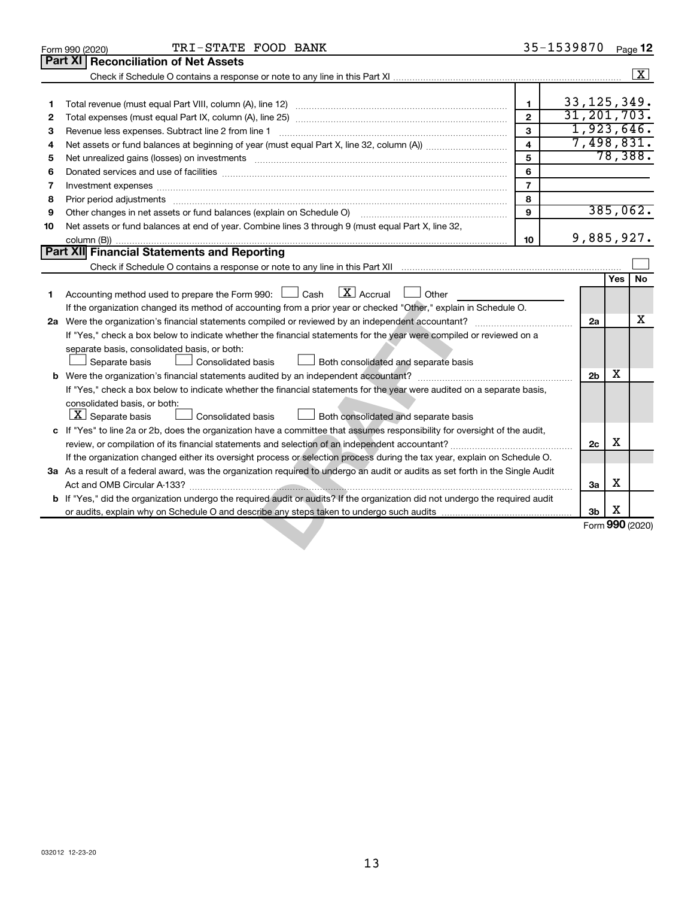Form 990 (2020) TRI-STATE FOOD BANK 35-1539870 Page **12**

## Part XI Reconciliation of Net Assets

Check if Schedule O contains a response or note to any line in this Part XI .......... [X]

| | | | |
|---|---|---|---|
| 1 | Total revenue (must equal Part VIII, column (A), line 12) | 1 | 33,125,349. |
| 2 | Total expenses (must equal Part IX, column (A), line 25) | 2 | 31,201,703. |
| 3 | Revenue less expenses. Subtract line 2 from line 1 | 3 | 1,923,646. |
| 4 | Net assets or fund balances at beginning of year (must equal Part X, line 32, column (A)) | 4 | 7,498,831. |
| 5 | Net unrealized gains (losses) on investments | 5 | 78,388. |
| 6 | Donated services and use of facilities | 6 | |
| 7 | Investment expenses | 7 | |
| 8 | Prior period adjustments | 8 | |
| 9 | Other changes in net assets or fund balances (explain on Schedule O) | 9 | 385,062. |
| 10 | Net assets or fund balances at end of year. Combine lines 3 through 9 (must equal Part X, line 32, column (B)) | 10 | 9,885,927. |

## Part XII Financial Statements and Reporting

Check if Schedule O contains a response or note to any line in this Part XII .......... [ ]

| | | | Yes | No |
|---|---|---|---|---|
| 1 | Accounting method used to prepare the Form 990: [ ] Cash [X] Accrual [ ] Other<br>If the organization changed its method of accounting from a prior year or checked "Other," explain in Schedule O. | | | |
| 2a | Were the organization's financial statements compiled or reviewed by an independent accountant?<br>If "Yes," check a box below to indicate whether the financial statements for the year were compiled or reviewed on a separate basis, consolidated basis, or both:<br>[ ] Separate basis [ ] Consolidated basis [ ] Both consolidated and separate basis | 2a | | X |
| b | Were the organization's financial statements audited by an independent accountant?<br>If "Yes," check a box below to indicate whether the financial statements for the year were audited on a separate basis, consolidated basis, or both:<br>[X] Separate basis [ ] Consolidated basis [ ] Both consolidated and separate basis | 2b | X | |
| c | If "Yes" to line 2a or 2b, does the organization have a committee that assumes responsibility for oversight of the audit, review, or compilation of its financial statements and selection of an independent accountant?<br>If the organization changed either its oversight process or selection process during the tax year, explain on Schedule O. | 2c | X | |
| 3a | As a result of a federal award, was the organization required to undergo an audit or audits as set forth in the Single Audit Act and OMB Circular A-133? | 3a | X | |
| b | If "Yes," did the organization undergo the required audit or audits? If the organization did not undergo the required audit or audits, explain why on Schedule O and describe any steps taken to undergo such audits | 3b | X | |

Form **990** (2020)

032012 12-23-20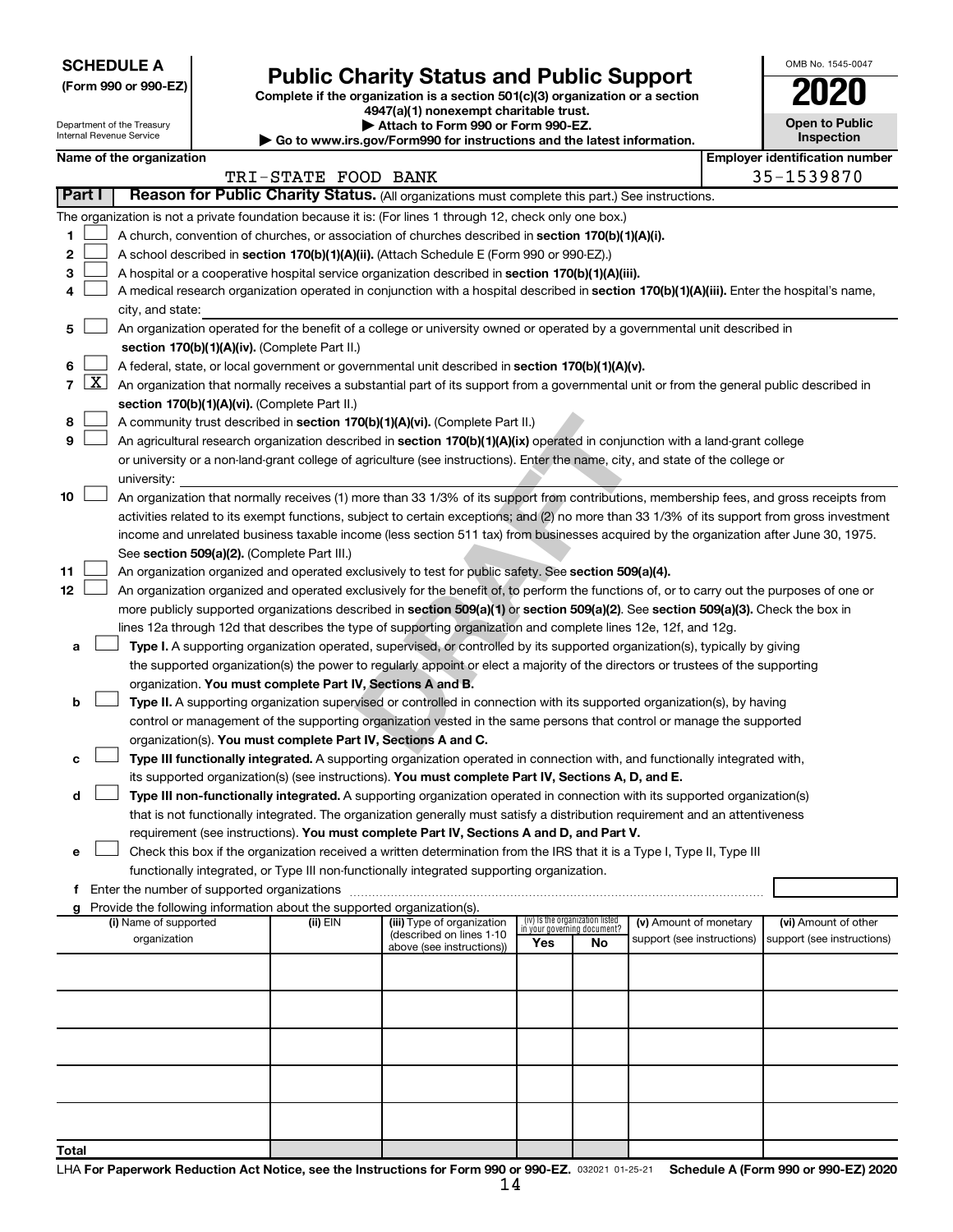**SCHEDULE A**
**(Form 990 or 990-EZ)**

Department of the Treasury
Internal Revenue Service

# Public Charity Status and Public Support

**Complete if the organization is a section 501(c)(3) organization or a section 4947(a)(1) nonexempt charitable trust.**
**▶ Attach to Form 990 or Form 990-EZ.**
**▶ Go to www.irs.gov/Form990 for instructions and the latest information.**

OMB No. 1545-0047

**2020**

**Open to Public Inspection**

**Name of the organization**
TRI-STATE FOOD BANK

**Employer identification number**
35-1539870

**Part I** **Reason for Public Charity Status.** (All organizations must complete this part.) See instructions.

The organization is not a private foundation because it is: (For lines 1 through 12, check only one box.)

1 ☐ A church, convention of churches, or association of churches described in **section 170(b)(1)(A)(i).**

2 ☐ A school described in **section 170(b)(1)(A)(ii).** (Attach Schedule E (Form 990 or 990-EZ).)

3 ☐ A hospital or a cooperative hospital service organization described in **section 170(b)(1)(A)(iii).**

4 ☐ A medical research organization operated in conjunction with a hospital described in **section 170(b)(1)(A)(iii).** Enter the hospital's name, city, and state:

5 ☐ An organization operated for the benefit of a college or university owned or operated by a governmental unit described in **section 170(b)(1)(A)(iv).** (Complete Part II.)

6 ☐ A federal, state, or local government or governmental unit described in **section 170(b)(1)(A)(v).**

7 ☒ An organization that normally receives a substantial part of its support from a governmental unit or from the general public described in **section 170(b)(1)(A)(vi).** (Complete Part II.)

8 ☐ A community trust described in **section 170(b)(1)(A)(vi).** (Complete Part II.)

9 ☐ An agricultural research organization described in **section 170(b)(1)(A)(ix)** operated in conjunction with a land-grant college or university or a non-land-grant college of agriculture (see instructions). Enter the name, city, and state of the college or university:

10 ☐ An organization that normally receives (1) more than 33 1/3% of its support from contributions, membership fees, and gross receipts from activities related to its exempt functions, subject to certain exceptions; and (2) no more than 33 1/3% of its support from gross investment income and unrelated business taxable income (less section 511 tax) from businesses acquired by the organization after June 30, 1975. See **section 509(a)(2).** (Complete Part III.)

11 ☐ An organization organized and operated exclusively to test for public safety. See **section 509(a)(4).**

12 ☐ An organization organized and operated exclusively for the benefit of, to perform the functions of, or to carry out the purposes of one or more publicly supported organizations described in **section 509(a)(1)** or **section 509(a)(2).** See **section 509(a)(3).** Check the box in lines 12a through 12d that describes the type of supporting organization and complete lines 12e, 12f, and 12g.

a ☐ **Type I.** A supporting organization operated, supervised, or controlled by its supported organization(s), typically by giving the supported organization(s) the power to regularly appoint or elect a majority of the directors or trustees of the supporting organization. **You must complete Part IV, Sections A and B.**

b ☐ **Type II.** A supporting organization supervised or controlled in connection with its supported organization(s), by having control or management of the supporting organization vested in the same persons that control or manage the supported organization(s). **You must complete Part IV, Sections A and C.**

c ☐ **Type III functionally integrated.** A supporting organization operated in connection with, and functionally integrated with, its supported organization(s) (see instructions). **You must complete Part IV, Sections A, D, and E.**

d ☐ **Type III non-functionally integrated.** A supporting organization operated in connection with its supported organization(s) that is not functionally integrated. The organization generally must satisfy a distribution requirement and an attentiveness requirement (see instructions). **You must complete Part IV, Sections A and D, and Part V.**

e ☐ Check this box if the organization received a written determination from the IRS that it is a Type I, Type II, Type III functionally integrated, or Type III non-functionally integrated supporting organization.

f Enter the number of supported organizations

g Provide the following information about the supported organization(s).

| (i) Name of supported organization | (ii) EIN | (iii) Type of organization (described on lines 1-10 above (see instructions)) | (iv) Is the organization listed in your governing document? Yes | No | (v) Amount of monetary support (see instructions) | (vi) Amount of other support (see instructions) |
|---|---|---|---|---|---|---|
| | | | | | | |
| | | | | | | |
| | | | | | | |
| | | | | | | |
| | | | | | | |
| **Total** | | | | | | |

LHA **For Paperwork Reduction Act Notice, see the Instructions for Form 990 or 990-EZ.** 032021 01-25-21 **Schedule A (Form 990 or 990-EZ) 2020**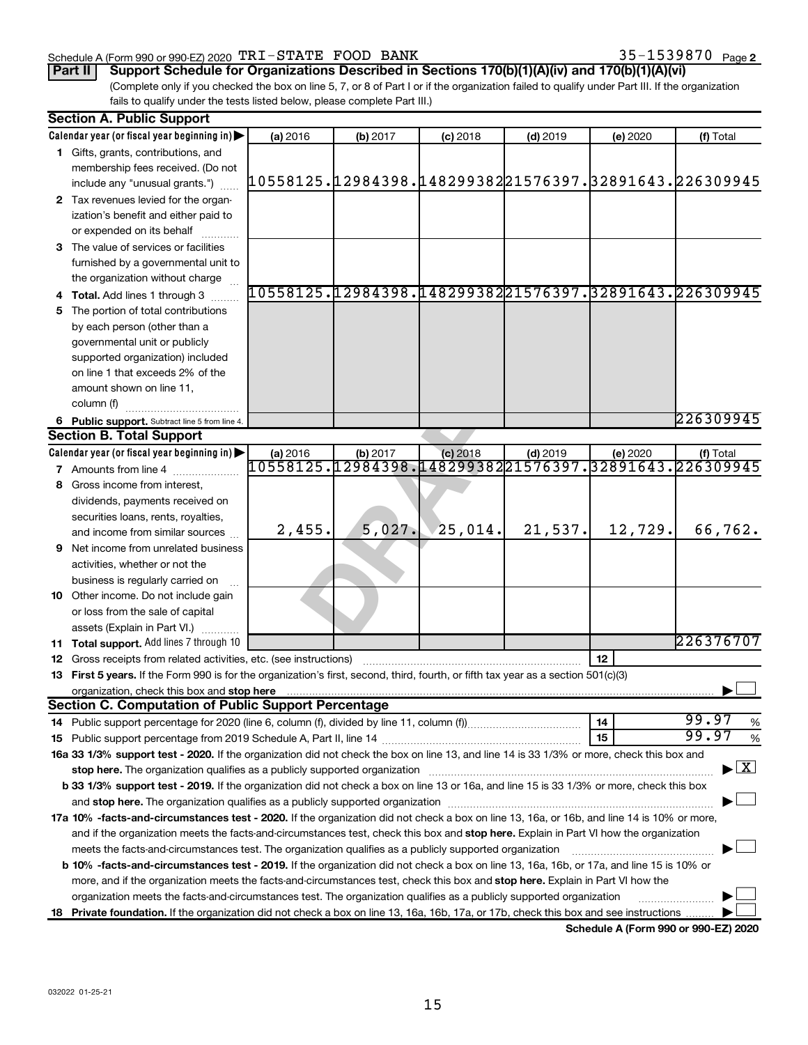Schedule A (Form 990 or 990-EZ) 2020 TRI-STATE FOOD BANK 35-1539870 Page 2

**Part II** **Support Schedule for Organizations Described in Sections 170(b)(1)(A)(iv) and 170(b)(1)(A)(vi)**

(Complete only if you checked the box on line 5, 7, or 8 of Part I or if the organization failed to qualify under Part III. If the organization fails to qualify under the tests listed below, please complete Part III.)

**Section A. Public Support**

| Calendar year (or fiscal year beginning in) ▶ | (a) 2016 | (b) 2017 | (c) 2018 | (d) 2019 | (e) 2020 | (f) Total |
|---|---|---|---|---|---|---|
| **1** Gifts, grants, contributions, and membership fees received. (Do not include any "unusual grants.") | 10558125. | 12984398. | 14829938 | 21576397. | 32891643. | 226309945 |
| **2** Tax revenues levied for the organization's benefit and either paid to or expended on its behalf | | | | | | |
| **3** The value of services or facilities furnished by a governmental unit to the organization without charge | | | | | | |
| **4 Total.** Add lines 1 through 3 | 10558125. | 12984398. | 14829938 | 21576397. | 32891643. | 226309945 |
| **5** The portion of total contributions by each person (other than a governmental unit or publicly supported organization) included on line 1 that exceeds 2% of the amount shown on line 11, column (f) | | | | | | |
| **6 Public support.** Subtract line 5 from line 4. | | | | | | 226309945 |

**Section B. Total Support**

| Calendar year (or fiscal year beginning in) ▶ | (a) 2016 | (b) 2017 | (c) 2018 | (d) 2019 | (e) 2020 | (f) Total |
|---|---|---|---|---|---|---|
| **7** Amounts from line 4 | 10558125. | 12984398. | 14829938 | 21576397. | 32891643. | 226309945 |
| **8** Gross income from interest, dividends, payments received on securities loans, rents, royalties, and income from similar sources | 2,455. | 5,027. | 25,014. | 21,537. | 12,729. | 66,762. |
| **9** Net income from unrelated business activities, whether or not the business is regularly carried on | | | | | | |
| **10** Other income. Do not include gain or loss from the sale of capital assets (Explain in Part VI.) | | | | | | |
| **11 Total support.** Add lines 7 through 10 | | | | | | 226376707 |

**12** Gross receipts from related activities, etc. (see instructions) | **12** |

**13 First 5 years.** If the Form 990 is for the organization's first, second, third, fourth, or fifth tax year as a section 501(c)(3) organization, check this box and **stop here** ▶ ☐

**Section C. Computation of Public Support Percentage**

**14** Public support percentage for 2020 (line 6, column (f), divided by line 11, column (f)) | **14** | 99.97 %

**15** Public support percentage from 2019 Schedule A, Part II, line 14 | **15** | 99.97 %

**16a 33 1/3% support test - 2020.** If the organization did not check the box on line 13, and line 14 is 33 1/3% or more, check this box and **stop here.** The organization qualifies as a publicly supported organization ▶ ☒

**b 33 1/3% support test - 2019.** If the organization did not check a box on line 13 or 16a, and line 15 is 33 1/3% or more, check this box and **stop here.** The organization qualifies as a publicly supported organization ▶ ☐

**17a 10% -facts-and-circumstances test - 2020.** If the organization did not check a box on line 13, 16a, or 16b, and line 14 is 10% or more, and if the organization meets the facts-and-circumstances test, check this box and **stop here.** Explain in Part VI how the organization meets the facts-and-circumstances test. The organization qualifies as a publicly supported organization ▶ ☐

**b 10% -facts-and-circumstances test - 2019.** If the organization did not check a box on line 13, 16a, 16b, or 17a, and line 15 is 10% or more, and if the organization meets the facts-and-circumstances test, check this box and **stop here.** Explain in Part VI how the organization meets the facts-and-circumstances test. The organization qualifies as a publicly supported organization ▶ ☐

**18 Private foundation.** If the organization did not check a box on line 13, 16a, 16b, 17a, or 17b, check this box and see instructions ▶ ☐

**Schedule A (Form 990 or 990-EZ) 2020**

032022 01-25-21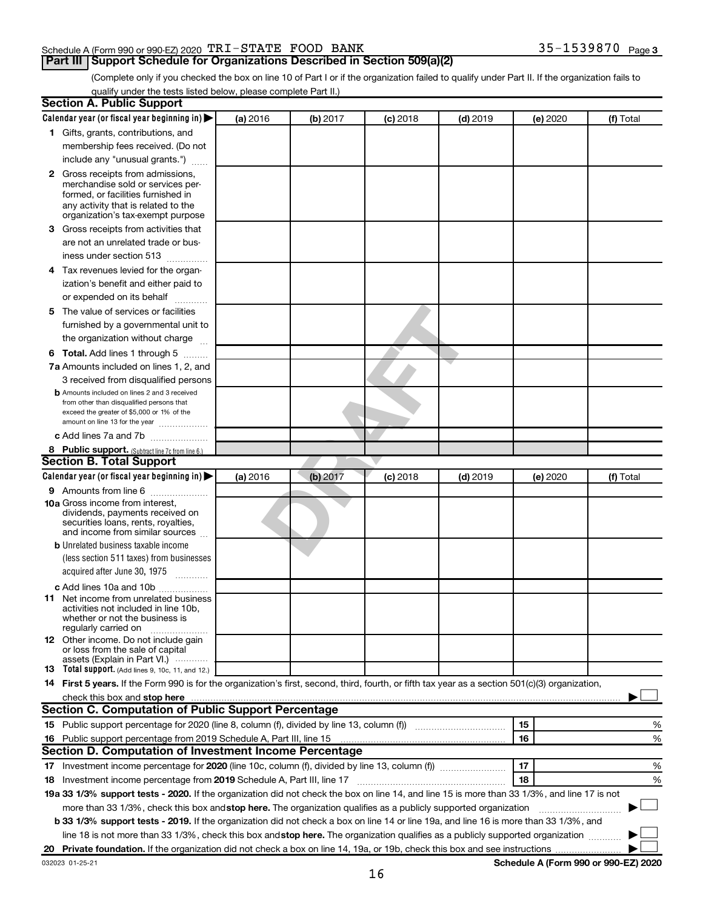Schedule A (Form 990 or 990-EZ) 2020 TRI-STATE FOOD BANK 35-1539870 Page 3

## Part III Support Schedule for Organizations Described in Section 509(a)(2)

(Complete only if you checked the box on line 10 of Part I or if the organization failed to qualify under Part II. If the organization fails to qualify under the tests listed below, please complete Part II.)

### Section A. Public Support

| Calendar year (or fiscal year beginning in) ▶ | (a) 2016 | (b) 2017 | (c) 2018 | (d) 2019 | (e) 2020 | (f) Total |
|---|---|---|---|---|---|---|
| 1 Gifts, grants, contributions, and membership fees received. (Do not include any "unusual grants.") | | | | | | |
| 2 Gross receipts from admissions, merchandise sold or services performed, or facilities furnished in any activity that is related to the organization's tax-exempt purpose | | | | | | |
| 3 Gross receipts from activities that are not an unrelated trade or business under section 513 | | | | | | |
| 4 Tax revenues levied for the organization's benefit and either paid to or expended on its behalf | | | | | | |
| 5 The value of services or facilities furnished by a governmental unit to the organization without charge | | | | | | |
| 6 **Total.** Add lines 1 through 5 | | | | | | |
| 7a Amounts included on lines 1, 2, and 3 received from disqualified persons | | | | | | |
| b Amounts included on lines 2 and 3 received from other than disqualified persons that exceed the greater of $5,000 or 1% of the amount on line 13 for the year | | | | | | |
| c Add lines 7a and 7b | | | | | | |
| 8 **Public support.** (Subtract line 7c from line 6.) | | | | | | |

### Section B. Total Support

| Calendar year (or fiscal year beginning in) ▶ | (a) 2016 | (b) 2017 | (c) 2018 | (d) 2019 | (e) 2020 | (f) Total |
|---|---|---|---|---|---|---|
| 9 Amounts from line 6 | | | | | | |
| 10a Gross income from interest, dividends, payments received on securities loans, rents, royalties, and income from similar sources | | | | | | |
| b Unrelated business taxable income (less section 511 taxes) from businesses acquired after June 30, 1975 | | | | | | |
| c Add lines 10a and 10b | | | | | | |
| 11 Net income from unrelated business activities not included in line 10b, whether or not the business is regularly carried on | | | | | | |
| 12 Other income. Do not include gain or loss from the sale of capital assets (Explain in Part VI.) | | | | | | |
| 13 **Total support.** (Add lines 9, 10c, 11, and 12.) | | | | | | |

14 **First 5 years.** If the Form 990 is for the organization's first, second, third, fourth, or fifth tax year as a section 501(c)(3) organization, check this box and **stop here** ▶ ☐

### Section C. Computation of Public Support Percentage

| | | | |
|---|---|---|---|
| 15 | Public support percentage for 2020 (line 8, column (f), divided by line 13, column (f)) | 15 | % |
| 16 | Public support percentage from 2019 Schedule A, Part III, line 15 | 16 | % |

### Section D. Computation of Investment Income Percentage

| | | | |
|---|---|---|---|
| 17 | Investment income percentage for **2020** (line 10c, column (f), divided by line 13, column (f)) | 17 | % |
| 18 | Investment income percentage from **2019** Schedule A, Part III, line 17 | 18 | % |

**19a 33 1/3% support tests - 2020.** If the organization did not check the box on line 14, and line 15 is more than 33 1/3%, and line 17 is not more than 33 1/3%, check this box and **stop here.** The organization qualifies as a publicly supported organization ▶ ☐

**b 33 1/3% support tests - 2019.** If the organization did not check a box on line 14 or line 19a, and line 16 is more than 33 1/3%, and line 18 is not more than 33 1/3%, check this box and **stop here.** The organization qualifies as a publicly supported organization ▶ ☐

**20 Private foundation.** If the organization did not check a box on line 14, 19a, or 19b, check this box and see instructions ▶ ☐

032023 01-25-21 **Schedule A (Form 990 or 990-EZ) 2020**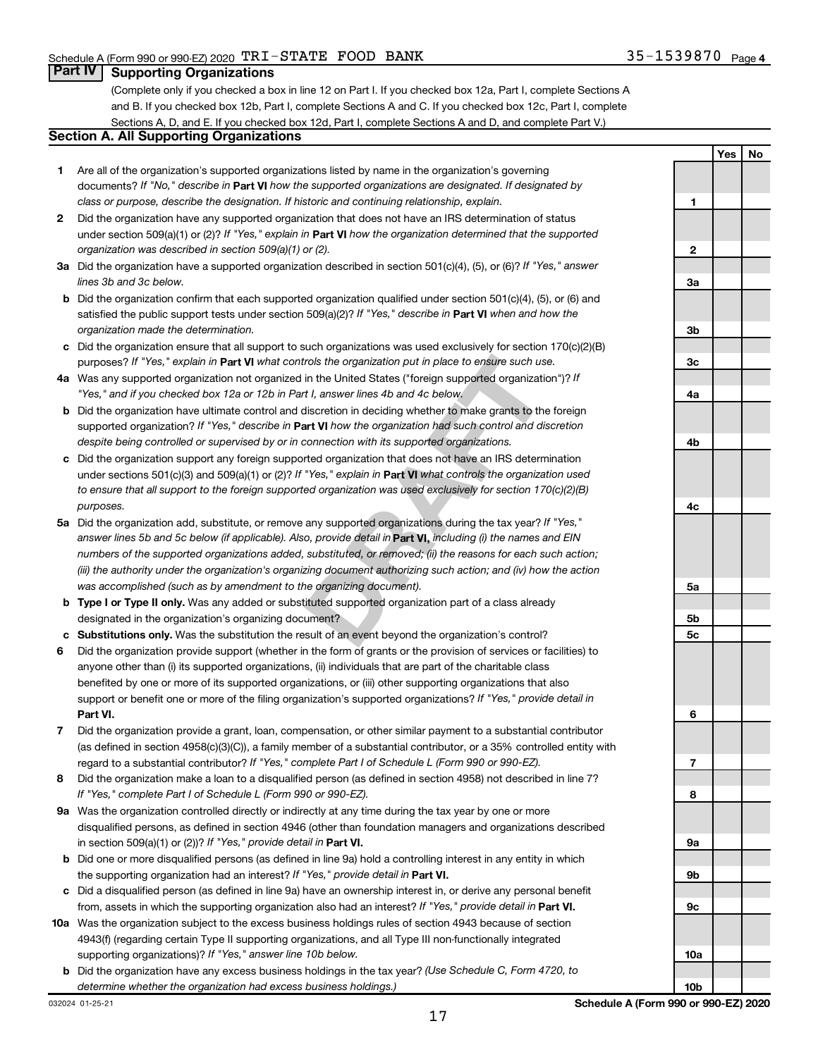Schedule A (Form 990 or 990-EZ) 2020 TRI-STATE FOOD BANK 35-1539870 Page 4

## Part IV Supporting Organizations

(Complete only if you checked a box in line 12 on Part I. If you checked box 12a, Part I, complete Sections A and B. If you checked box 12b, Part I, complete Sections A and C. If you checked box 12c, Part I, complete Sections A, D, and E. If you checked box 12d, Part I, complete Sections A and D, and complete Part V.)

### Section A. All Supporting Organizations

| | | | Yes | No |
|---|---|---|---|---|
| **1** | Are all of the organization's supported organizations listed by name in the organization's governing documents? *If "No," describe in* **Part VI** *how the supported organizations are designated. If designated by class or purpose, describe the designation. If historic and continuing relationship, explain.* | 1 | | |
| **2** | Did the organization have any supported organization that does not have an IRS determination of status under section 509(a)(1) or (2)? *If "Yes," explain in* **Part VI** *how the organization determined that the supported organization was described in section 509(a)(1) or (2).* | 2 | | |
| **3a** | Did the organization have a supported organization described in section 501(c)(4), (5), or (6)? *If "Yes," answer lines 3b and 3c below.* | 3a | | |
| **b** | Did the organization confirm that each supported organization qualified under section 501(c)(4), (5), or (6) and satisfied the public support tests under section 509(a)(2)? *If "Yes," describe in* **Part VI** *when and how the organization made the determination.* | 3b | | |
| **c** | Did the organization ensure that all support to such organizations was used exclusively for section 170(c)(2)(B) purposes? *If "Yes," explain in* **Part VI** *what controls the organization put in place to ensure such use.* | 3c | | |
| **4a** | Was any supported organization not organized in the United States ("foreign supported organization")? *If "Yes," and if you checked box 12a or 12b in Part I, answer lines 4b and 4c below.* | 4a | | |
| **b** | Did the organization have ultimate control and discretion in deciding whether to make grants to the foreign supported organization? *If "Yes," describe in* **Part VI** *how the organization had such control and discretion despite being controlled or supervised by or in connection with its supported organizations.* | 4b | | |
| **c** | Did the organization support any foreign supported organization that does not have an IRS determination under sections 501(c)(3) and 509(a)(1) or (2)? *If "Yes," explain in* **Part VI** *what controls the organization used to ensure that all support to the foreign supported organization was used exclusively for section 170(c)(2)(B) purposes.* | 4c | | |
| **5a** | Did the organization add, substitute, or remove any supported organizations during the tax year? *If "Yes," answer lines 5b and 5c below (if applicable). Also, provide detail in* **Part VI,** *including (i) the names and EIN numbers of the supported organizations added, substituted, or removed; (ii) the reasons for each such action; (iii) the authority under the organization's organizing document authorizing such action; and (iv) how the action was accomplished (such as by amendment to the organizing document).* | 5a | | |
| **b** | **Type I or Type II only.** Was any added or substituted supported organization part of a class already designated in the organization's organizing document? | 5b | | |
| **c** | **Substitutions only.** Was the substitution the result of an event beyond the organization's control? | 5c | | |
| **6** | Did the organization provide support (whether in the form of grants or the provision of services or facilities) to anyone other than (i) its supported organizations, (ii) individuals that are part of the charitable class benefited by one or more of its supported organizations, or (iii) other supporting organizations that also support or benefit one or more of the filing organization's supported organizations? *If "Yes," provide detail in* **Part VI.** | 6 | | |
| **7** | Did the organization provide a grant, loan, compensation, or other similar payment to a substantial contributor (as defined in section 4958(c)(3)(C)), a family member of a substantial contributor, or a 35% controlled entity with regard to a substantial contributor? *If "Yes," complete Part I of Schedule L (Form 990 or 990-EZ).* | 7 | | |
| **8** | Did the organization make a loan to a disqualified person (as defined in section 4958) not described in line 7? *If "Yes," complete Part I of Schedule L (Form 990 or 990-EZ).* | 8 | | |
| **9a** | Was the organization controlled directly or indirectly at any time during the tax year by one or more disqualified persons, as defined in section 4946 (other than foundation managers and organizations described in section 509(a)(1) or (2))? *If "Yes," provide detail in* **Part VI.** | 9a | | |
| **b** | Did one or more disqualified persons (as defined in line 9a) hold a controlling interest in any entity in which the supporting organization had an interest? *If "Yes," provide detail in* **Part VI.** | 9b | | |
| **c** | Did a disqualified person (as defined in line 9a) have an ownership interest in, or derive any personal benefit from, assets in which the supporting organization also had an interest? *If "Yes," provide detail in* **Part VI.** | 9c | | |
| **10a** | Was the organization subject to the excess business holdings rules of section 4943 because of section 4943(f) (regarding certain Type II supporting organizations, and all Type III non-functionally integrated supporting organizations)? *If "Yes," answer line 10b below.* | 10a | | |
| **b** | Did the organization have any excess business holdings in the tax year? *(Use Schedule C, Form 4720, to determine whether the organization had excess business holdings.)* | 10b | | |

032024 01-25-21

**Schedule A (Form 990 or 990-EZ) 2020**

DRAFT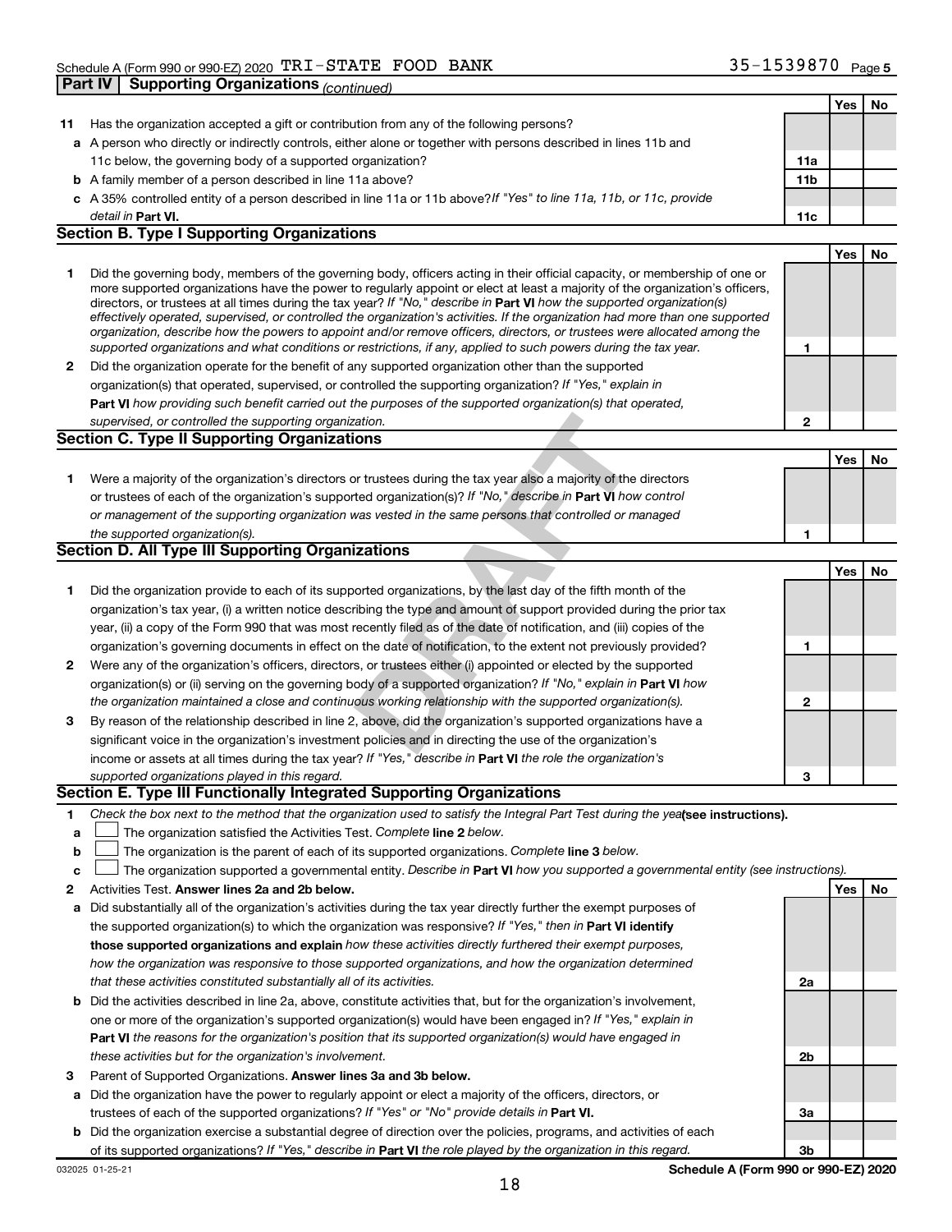Schedule A (Form 990 or 990-EZ) 2020 TRI-STATE FOOD BANK 35-1539870 Page 5

**Part IV | Supporting Organizations** *(continued)*

| | | | Yes | No |
|---|---|---|---|---|
| **11** | Has the organization accepted a gift or contribution from any of the following persons? | | | |
| **a** | A person who directly or indirectly controls, either alone or together with persons described in lines 11b and 11c below, the governing body of a supported organization? | **11a** | | |
| **b** | A family member of a person described in line 11a above? | **11b** | | |
| **c** | A 35% controlled entity of a person described in line 11a or 11b above? *If "Yes" to line 11a, 11b, or 11c, provide detail in* **Part VI.** | **11c** | | |

## Section B. Type I Supporting Organizations

| | | | Yes | No |
|---|---|---|---|---|
| **1** | Did the governing body, members of the governing body, officers acting in their official capacity, or membership of one or more supported organizations have the power to regularly appoint or elect at least a majority of the organization's officers, directors, or trustees at all times during the tax year? *If "No," describe in* **Part VI** *how the supported organization(s) effectively operated, supervised, or controlled the organization's activities. If the organization had more than one supported organization, describe how the powers to appoint and/or remove officers, directors, or trustees were allocated among the supported organizations and what conditions or restrictions, if any, applied to such powers during the tax year.* | **1** | | |
| **2** | Did the organization operate for the benefit of any supported organization other than the supported organization(s) that operated, supervised, or controlled the supporting organization? *If "Yes," explain in* **Part VI** *how providing such benefit carried out the purposes of the supported organization(s) that operated, supervised, or controlled the supporting organization.* | **2** | | |

## Section C. Type II Supporting Organizations

| | | | Yes | No |
|---|---|---|---|---|
| **1** | Were a majority of the organization's directors or trustees during the tax year also a majority of the directors or trustees of each of the organization's supported organization(s)? *If "No," describe in* **Part VI** *how control or management of the supporting organization was vested in the same persons that controlled or managed the supported organization(s).* | **1** | | |

## Section D. All Type III Supporting Organizations

| | | | Yes | No |
|---|---|---|---|---|
| **1** | Did the organization provide to each of its supported organizations, by the last day of the fifth month of the organization's tax year, (i) a written notice describing the type and amount of support provided during the prior tax year, (ii) a copy of the Form 990 that was most recently filed as of the date of notification, and (iii) copies of the organization's governing documents in effect on the date of notification, to the extent not previously provided? | **1** | | |
| **2** | Were any of the organization's officers, directors, or trustees either (i) appointed or elected by the supported organization(s) or (ii) serving on the governing body of a supported organization? *If "No," explain in* **Part VI** *how the organization maintained a close and continuous working relationship with the supported organization(s).* | **2** | | |
| **3** | By reason of the relationship described in line 2, above, did the organization's supported organizations have a significant voice in the organization's investment policies and in directing the use of the organization's income or assets at all times during the tax year? *If "Yes," describe in* **Part VI** *the role the organization's supported organizations played in this regard.* | **3** | | |

## Section E. Type III Functionally Integrated Supporting Organizations

**1** *Check the box next to the method that the organization used to satisfy the Integral Part Test during the year* **(see instructions).**

- **a** ☐ The organization satisfied the Activities Test. *Complete* **line 2** *below.*
- **b** ☐ The organization is the parent of each of its supported organizations. *Complete* **line 3** *below.*
- **c** ☐ The organization supported a governmental entity. *Describe in* **Part VI** *how you supported a governmental entity (see instructions).*

| | | | Yes | No |
|---|---|---|---|---|
| **2** | Activities Test. **Answer lines 2a and 2b below.** | | | |
| **a** | Did substantially all of the organization's activities during the tax year directly further the exempt purposes of the supported organization(s) to which the organization was responsive? *If "Yes," then in* **Part VI identify those supported organizations and explain** *how these activities directly furthered their exempt purposes, how the organization was responsive to those supported organizations, and how the organization determined that these activities constituted substantially all of its activities.* | **2a** | | |
| **b** | Did the activities described in line 2a, above, constitute activities that, but for the organization's involvement, one or more of the organization's supported organization(s) would have been engaged in? *If "Yes," explain in* **Part VI** *the reasons for the organization's position that its supported organization(s) would have engaged in these activities but for the organization's involvement.* | **2b** | | |
| **3** | Parent of Supported Organizations. **Answer lines 3a and 3b below.** | | | |
| **a** | Did the organization have the power to regularly appoint or elect a majority of the officers, directors, or trustees of each of the supported organizations? *If "Yes" or "No" provide details in* **Part VI.** | **3a** | | |
| **b** | Did the organization exercise a substantial degree of direction over the policies, programs, and activities of each of its supported organizations? *If "Yes," describe in* **Part VI** *the role played by the organization in this regard.* | **3b** | | |

032025 01-25-21 **Schedule A (Form 990 or 990-EZ) 2020**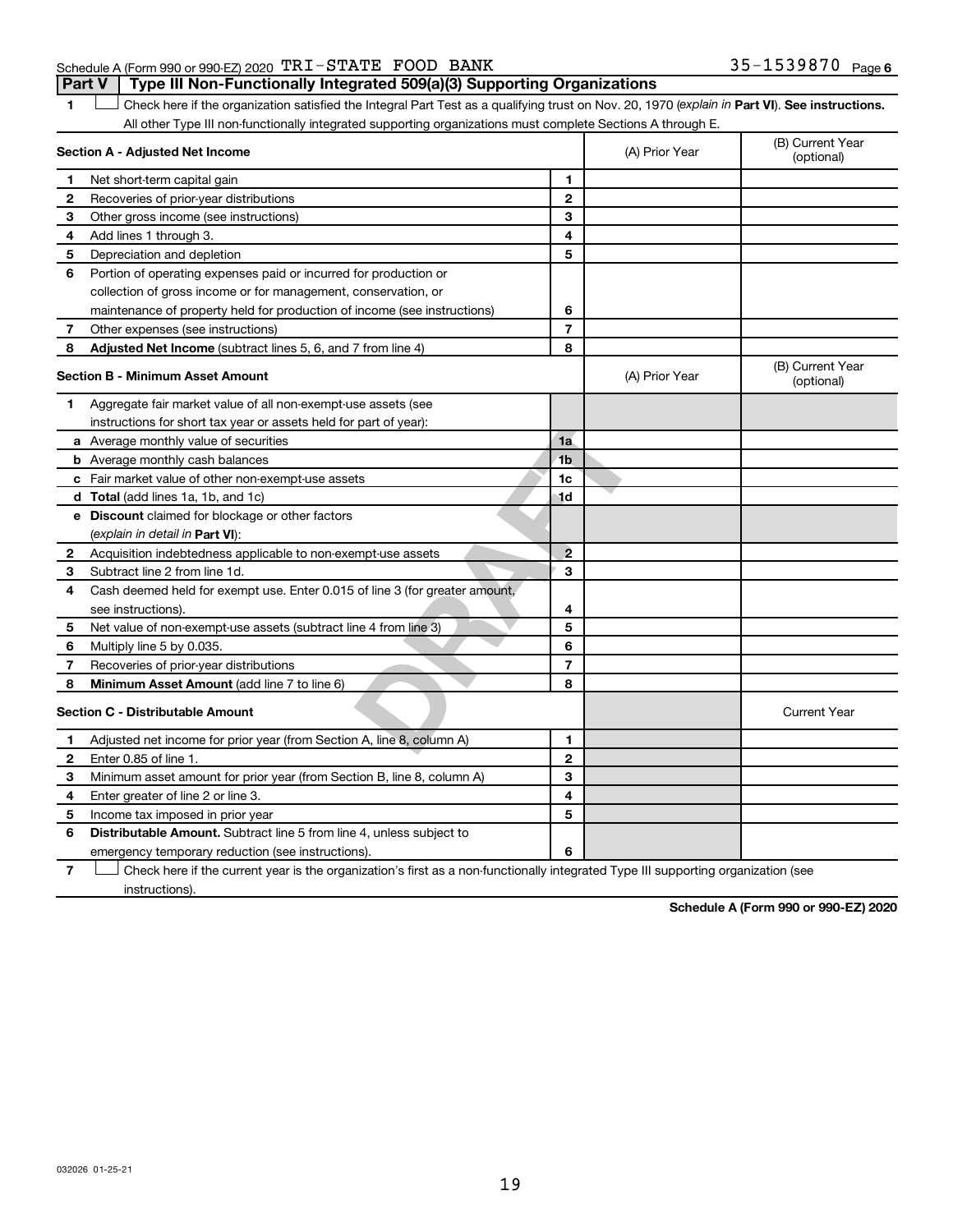Schedule A (Form 990 or 990-EZ) 2020 TRI-STATE FOOD BANK 35-1539870 Page 6

**Part V | Type III Non-Functionally Integrated 509(a)(3) Supporting Organizations**

1 ☐ Check here if the organization satisfied the Integral Part Test as a qualifying trust on Nov. 20, 1970 (*explain in* **Part VI**). **See instructions.** All other Type III non-functionally integrated supporting organizations must complete Sections A through E.

| **Section A - Adjusted Net Income** | | (A) Prior Year | (B) Current Year (optional) |
|---|---|---|---|
| **1** Net short-term capital gain | 1 | | |
| **2** Recoveries of prior-year distributions | 2 | | |
| **3** Other gross income (see instructions) | 3 | | |
| **4** Add lines 1 through 3. | 4 | | |
| **5** Depreciation and depletion | 5 | | |
| **6** Portion of operating expenses paid or incurred for production or collection of gross income or for management, conservation, or maintenance of property held for production of income (see instructions) | 6 | | |
| **7** Other expenses (see instructions) | 7 | | |
| **8** **Adjusted Net Income** (subtract lines 5, 6, and 7 from line 4) | 8 | | |

| **Section B - Minimum Asset Amount** | | (A) Prior Year | (B) Current Year (optional) |
|---|---|---|---|
| **1** Aggregate fair market value of all non-exempt-use assets (see instructions for short tax year or assets held for part of year): | | | |
| **a** Average monthly value of securities | 1a | | |
| **b** Average monthly cash balances | 1b | | |
| **c** Fair market value of other non-exempt-use assets | 1c | | |
| **d** **Total** (add lines 1a, 1b, and 1c) | 1d | | |
| **e** **Discount** claimed for blockage or other factors (*explain in detail in* **Part VI**): | | | |
| **2** Acquisition indebtedness applicable to non-exempt-use assets | 2 | | |
| **3** Subtract line 2 from line 1d. | 3 | | |
| **4** Cash deemed held for exempt use. Enter 0.015 of line 3 (for greater amount, see instructions). | 4 | | |
| **5** Net value of non-exempt-use assets (subtract line 4 from line 3) | 5 | | |
| **6** Multiply line 5 by 0.035. | 6 | | |
| **7** Recoveries of prior-year distributions | 7 | | |
| **8** **Minimum Asset Amount** (add line 7 to line 6) | 8 | | |

| **Section C - Distributable Amount** | | | Current Year |
|---|---|---|---|
| **1** Adjusted net income for prior year (from Section A, line 8, column A) | 1 | | |
| **2** Enter 0.85 of line 1. | 2 | | |
| **3** Minimum asset amount for prior year (from Section B, line 8, column A) | 3 | | |
| **4** Enter greater of line 2 or line 3. | 4 | | |
| **5** Income tax imposed in prior year | 5 | | |
| **6** **Distributable Amount.** Subtract line 5 from line 4, unless subject to emergency temporary reduction (see instructions). | 6 | | |

7 ☐ Check here if the current year is the organization's first as a non-functionally integrated Type III supporting organization (see instructions).

**Schedule A (Form 990 or 990-EZ) 2020**

032026 01-25-21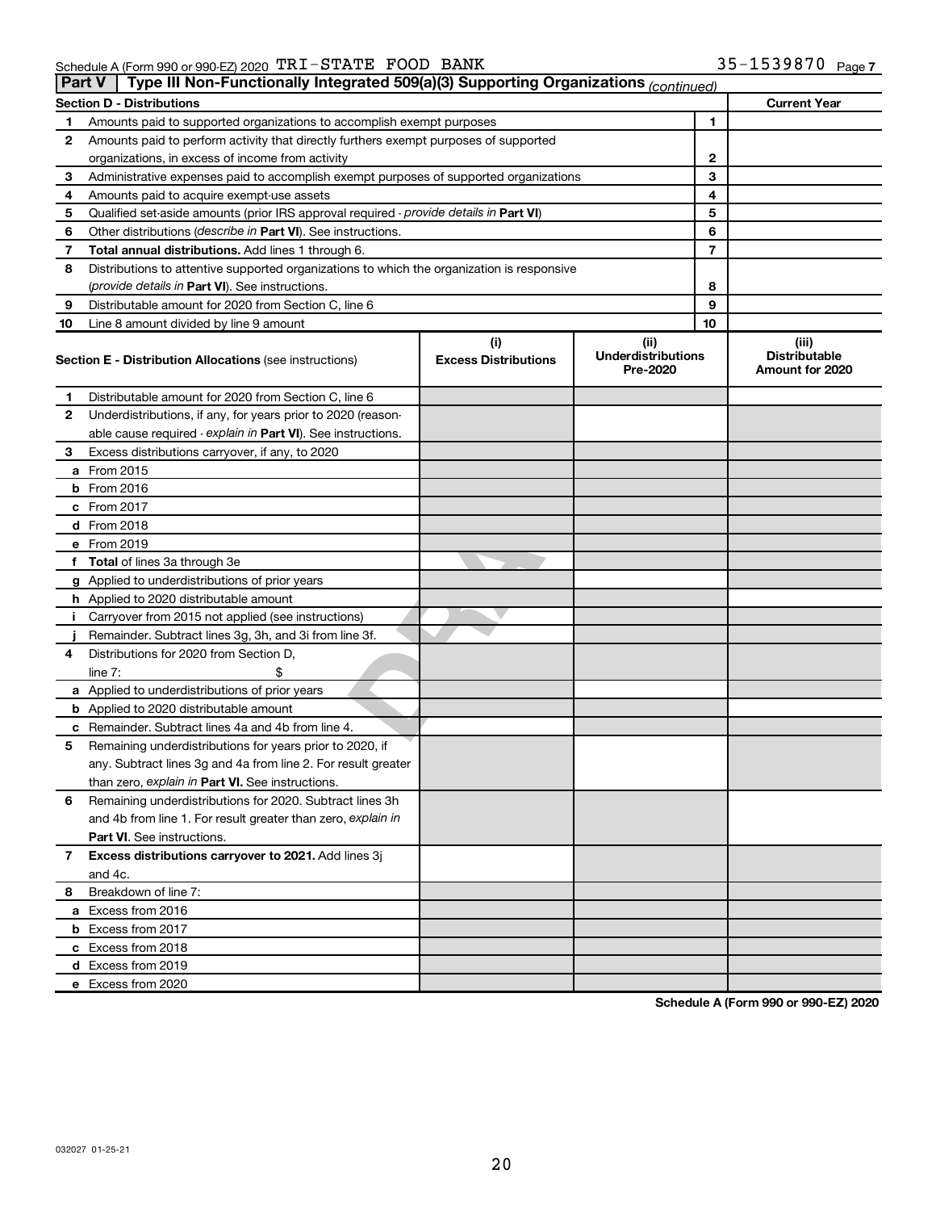Schedule A (Form 990 or 990-EZ) 2020 TRI-STATE FOOD BANK 35-1539870 Page 7

## Part V | Type III Non-Functionally Integrated 509(a)(3) Supporting Organizations *(continued)*

| Section D - Distributions | | | Current Year |
|---|---|---|---|
| 1 | Amounts paid to supported organizations to accomplish exempt purposes | 1 | |
| 2 | Amounts paid to perform activity that directly furthers exempt purposes of supported organizations, in excess of income from activity | 2 | |
| 3 | Administrative expenses paid to accomplish exempt purposes of supported organizations | 3 | |
| 4 | Amounts paid to acquire exempt-use assets | 4 | |
| 5 | Qualified set-aside amounts (prior IRS approval required - *provide details in* **Part VI**) | 5 | |
| 6 | Other distributions (*describe in* **Part VI**). See instructions. | 6 | |
| 7 | **Total annual distributions.** Add lines 1 through 6. | 7 | |
| 8 | Distributions to attentive supported organizations to which the organization is responsive (*provide details in* **Part VI**). See instructions. | 8 | |
| 9 | Distributable amount for 2020 from Section C, line 6 | 9 | |
| 10 | Line 8 amount divided by line 9 amount | 10 | |

| | **Section E - Distribution Allocations** (see instructions) | (i) Excess Distributions | (ii) Underdistributions Pre-2020 | (iii) Distributable Amount for 2020 |
|---|---|---|---|---|
| 1 | Distributable amount for 2020 from Section C, line 6 | | | |
| 2 | Underdistributions, if any, for years prior to 2020 (reasonable cause required - *explain in* **Part VI**). See instructions. | | | |
| 3 | Excess distributions carryover, if any, to 2020 | | | |
| a | From 2015 | | | |
| b | From 2016 | | | |
| c | From 2017 | | | |
| d | From 2018 | | | |
| e | From 2019 | | | |
| f | **Total** of lines 3a through 3e | | | |
| g | Applied to underdistributions of prior years | | | |
| h | Applied to 2020 distributable amount | | | |
| i | Carryover from 2015 not applied (see instructions) | | | |
| j | Remainder. Subtract lines 3g, 3h, and 3i from line 3f. | | | |
| 4 | Distributions for 2020 from Section D, line 7: $ | | | |
| a | Applied to underdistributions of prior years | | | |
| b | Applied to 2020 distributable amount | | | |
| c | Remainder. Subtract lines 4a and 4b from line 4. | | | |
| 5 | Remaining underdistributions for years prior to 2020, if any. Subtract lines 3g and 4a from line 2. For result greater than zero, *explain in* **Part VI.** See instructions. | | | |
| 6 | Remaining underdistributions for 2020. Subtract lines 3h and 4b from line 1. For result greater than zero, *explain in* **Part VI**. See instructions. | | | |
| 7 | **Excess distributions carryover to 2021.** Add lines 3j and 4c. | | | |
| 8 | Breakdown of line 7: | | | |
| a | Excess from 2016 | | | |
| b | Excess from 2017 | | | |
| c | Excess from 2018 | | | |
| d | Excess from 2019 | | | |
| e | Excess from 2020 | | | |

**Schedule A (Form 990 or 990-EZ) 2020**

032027 01-25-21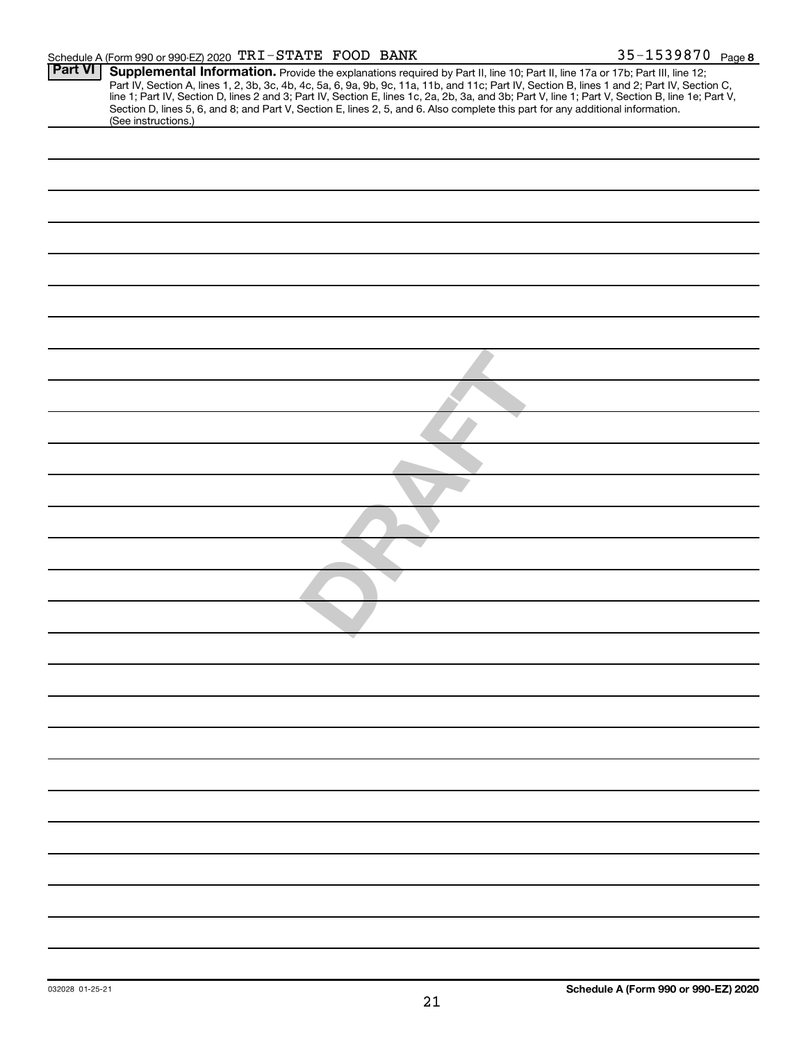Schedule A (Form 990 or 990-EZ) 2020 TRI-STATE FOOD BANK 35-1539870 Page **8**

**Part VI** **Supplemental Information.** Provide the explanations required by Part II, line 10; Part II, line 17a or 17b; Part III, line 12; Part IV, Section A, lines 1, 2, 3b, 3c, 4b, 4c, 5a, 6, 9a, 9b, 9c, 11a, 11b, and 11c; Part IV, Section B, lines 1 and 2; Part IV, Section C, line 1; Part IV, Section D, lines 2 and 3; Part IV, Section E, lines 1c, 2a, 2b, 3a, and 3b; Part V, line 1; Part V, Section B, line 1e; Part V, Section D, lines 5, 6, and 8; and Part V, Section E, lines 2, 5, and 6. Also complete this part for any additional information. (See instructions.)

DRAFT

032028 01-25-21

**Schedule A (Form 990 or 990-EZ) 2020**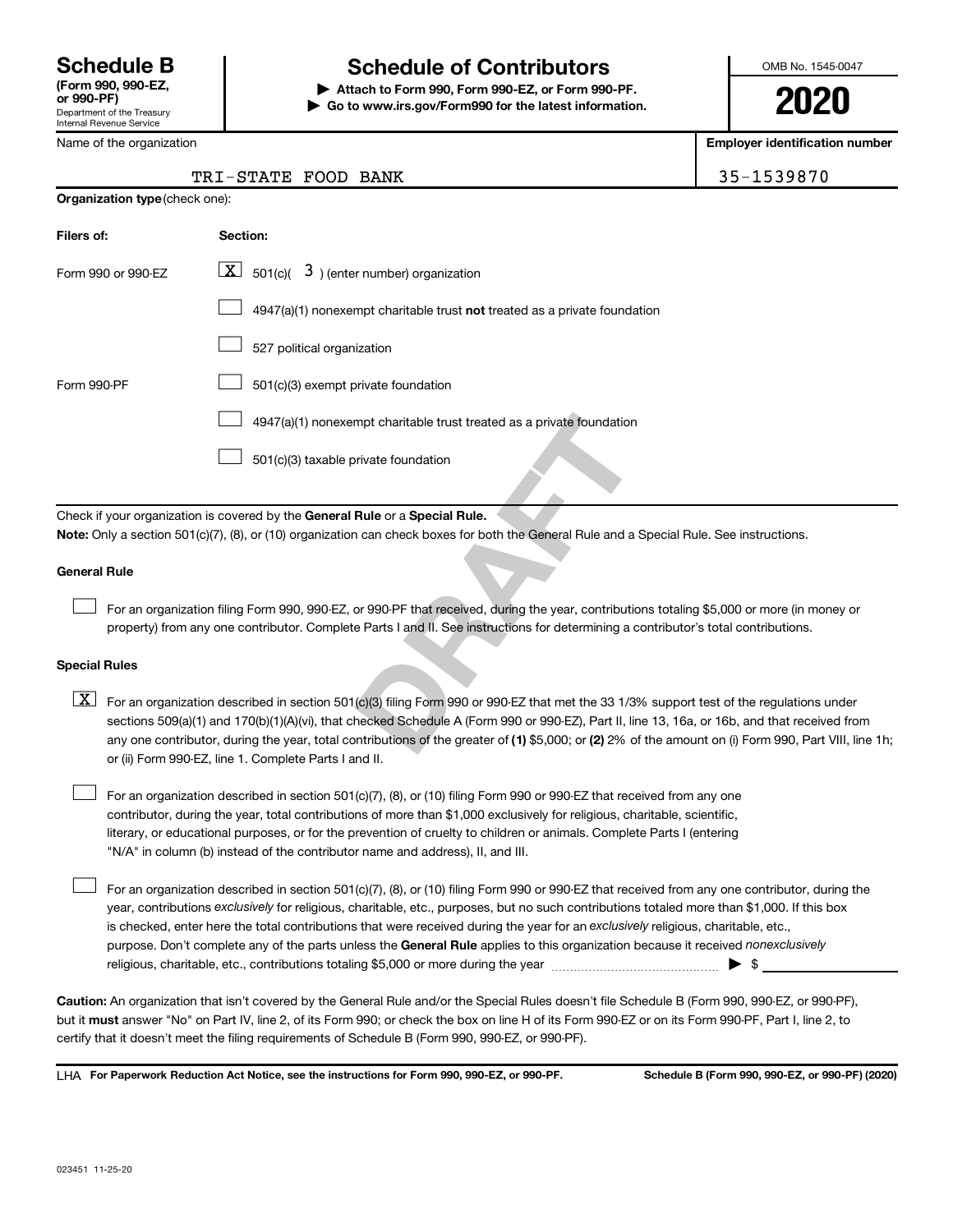**Schedule B**
**(Form 990, 990-EZ, or 990-PF)**
Department of the Treasury
Internal Revenue Service

# Schedule of Contributors

▶ **Attach to Form 990, Form 990-EZ, or Form 990-PF.**
▶ **Go to www.irs.gov/Form990 for the latest information.**

OMB No. 1545-0047

**2020**

| Name of the organization | Employer identification number |
| --- | --- |
| TRI-STATE FOOD BANK | 35-1539870 |

**Organization type** (check one):

| Filers of: | Section: |
| --- | --- |
| Form 990 or 990-EZ | [X] 501(c)( 3 ) (enter number) organization |
| | [ ] 4947(a)(1) nonexempt charitable trust **not** treated as a private foundation |
| | [ ] 527 political organization |
| Form 990-PF | [ ] 501(c)(3) exempt private foundation |
| | [ ] 4947(a)(1) nonexempt charitable trust treated as a private foundation |
| | [ ] 501(c)(3) taxable private foundation |

Check if your organization is covered by the **General Rule** or a **Special Rule.**

**Note:** Only a section 501(c)(7), (8), or (10) organization can check boxes for both the General Rule and a Special Rule. See instructions.

**General Rule**

[ ] For an organization filing Form 990, 990-EZ, or 990-PF that received, during the year, contributions totaling $5,000 or more (in money or property) from any one contributor. Complete Parts I and II. See instructions for determining a contributor's total contributions.

**Special Rules**

[X] For an organization described in section 501(c)(3) filing Form 990 or 990-EZ that met the 33 1/3% support test of the regulations under sections 509(a)(1) and 170(b)(1)(A)(vi), that checked Schedule A (Form 990 or 990-EZ), Part II, line 13, 16a, or 16b, and that received from any one contributor, during the year, total contributions of the greater of **(1)** $5,000; or **(2)** 2% of the amount on (i) Form 990, Part VIII, line 1h; or (ii) Form 990-EZ, line 1. Complete Parts I and II.

[ ] For an organization described in section 501(c)(7), (8), or (10) filing Form 990 or 990-EZ that received from any one contributor, during the year, total contributions of more than $1,000 exclusively for religious, charitable, scientific, literary, or educational purposes, or for the prevention of cruelty to children or animals. Complete Parts I (entering "N/A" in column (b) instead of the contributor name and address), II, and III.

[ ] For an organization described in section 501(c)(7), (8), or (10) filing Form 990 or 990-EZ that received from any one contributor, during the year, contributions *exclusively* for religious, charitable, etc., purposes, but no such contributions totaled more than $1,000. If this box is checked, enter here the total contributions that were received during the year for an *exclusively* religious, charitable, etc., purpose. Don't complete any of the parts unless the **General Rule** applies to this organization because it received *nonexclusively* religious, charitable, etc., contributions totaling $5,000 or more during the year ▶ $ ________

**Caution:** An organization that isn't covered by the General Rule and/or the Special Rules doesn't file Schedule B (Form 990, 990-EZ, or 990-PF), but it **must** answer "No" on Part IV, line 2, of its Form 990; or check the box on line H of its Form 990-EZ or on its Form 990-PF, Part I, line 2, to certify that it doesn't meet the filing requirements of Schedule B (Form 990, 990-EZ, or 990-PF).

LHA **For Paperwork Reduction Act Notice, see the instructions for Form 990, 990-EZ, or 990-PF.** **Schedule B (Form 990, 990-EZ, or 990-PF) (2020)**

023451 11-25-20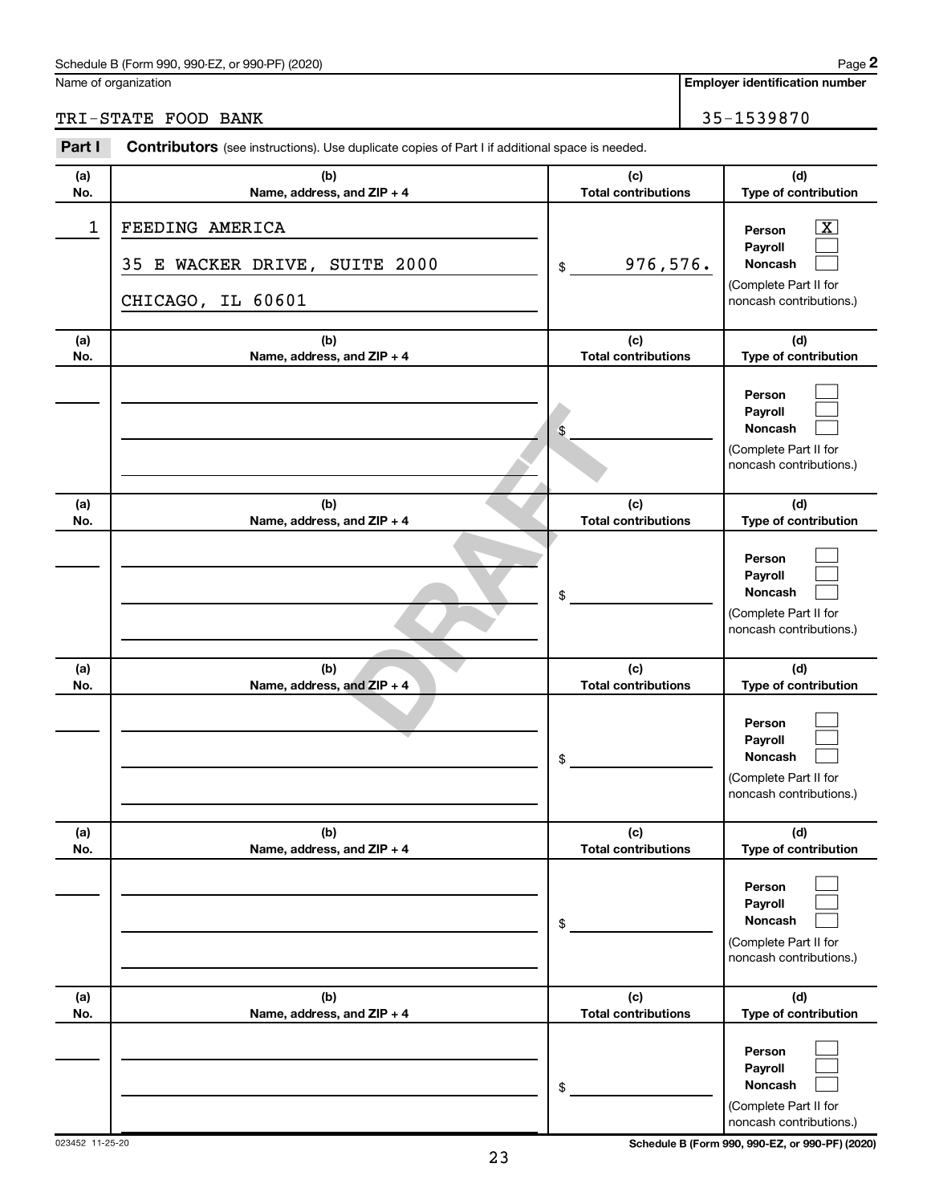Schedule B (Form 990, 990-EZ, or 990-PF) (2020) Page **2**

| Name of organization | Employer identification number |
|---|---|
| TRI-STATE FOOD BANK | 35-1539870 |

**Part I** **Contributors** (see instructions). Use duplicate copies of Part I if additional space is needed.

| (a) No. | (b) Name, address, and ZIP + 4 | (c) Total contributions | (d) Type of contribution |
|---|---|---|---|
| 1 | FEEDING AMERICA<br>35 E WACKER DRIVE, SUITE 2000<br>CHICAGO, IL 60601 | $ 976,576. | Person [X]<br>Payroll [ ]<br>Noncash [ ]<br>(Complete Part II for noncash contributions.) |
| | | $ | Person [ ]<br>Payroll [ ]<br>Noncash [ ]<br>(Complete Part II for noncash contributions.) |
| | | $ | Person [ ]<br>Payroll [ ]<br>Noncash [ ]<br>(Complete Part II for noncash contributions.) |
| | | $ | Person [ ]<br>Payroll [ ]<br>Noncash [ ]<br>(Complete Part II for noncash contributions.) |
| | | $ | Person [ ]<br>Payroll [ ]<br>Noncash [ ]<br>(Complete Part II for noncash contributions.) |
| | | $ | Person [ ]<br>Payroll [ ]<br>Noncash [ ]<br>(Complete Part II for noncash contributions.) |

DRAFT

023452 11-25-20 Schedule B (Form 990, 990-EZ, or 990-PF) (2020)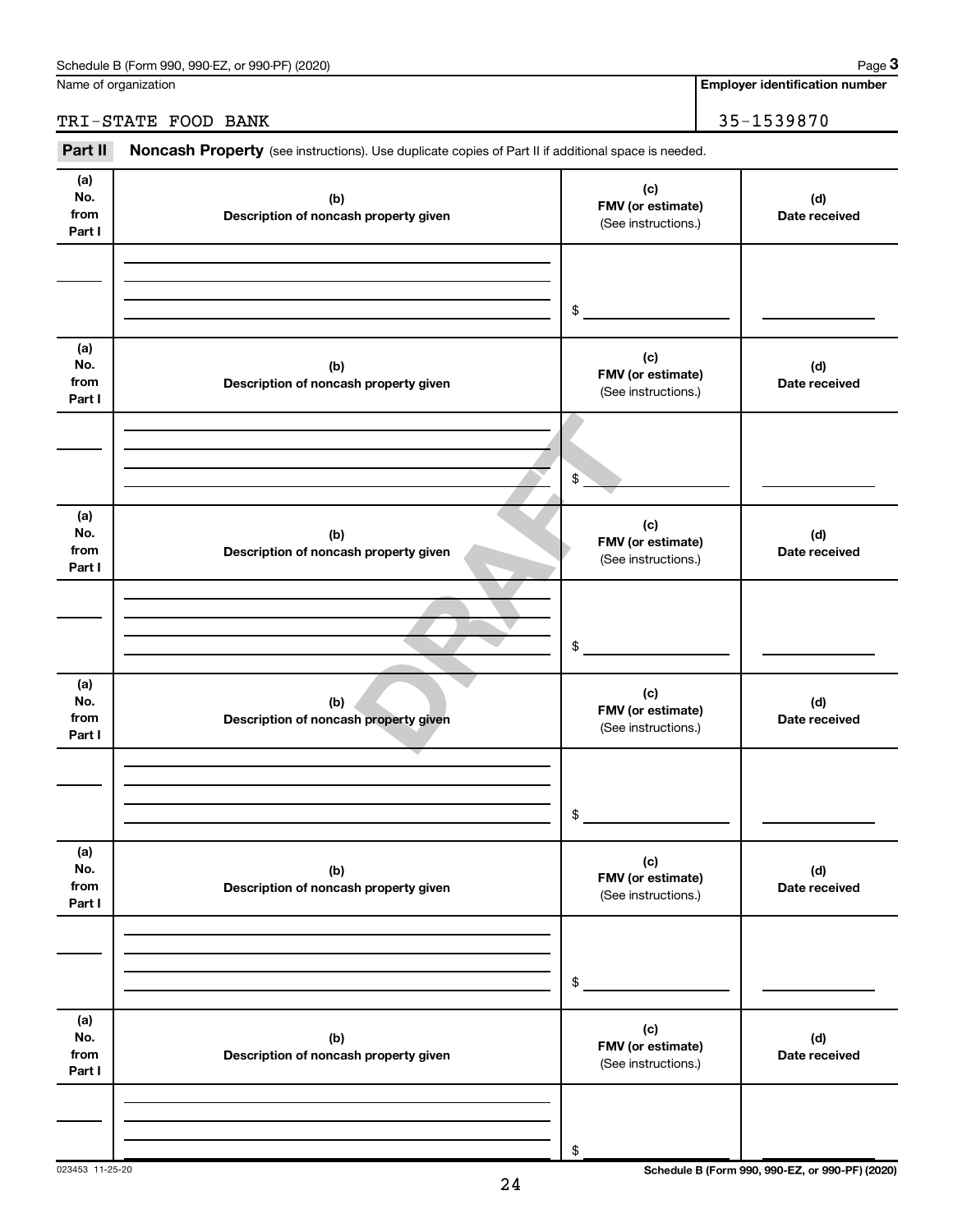Name of organization

TRI-STATE FOOD BANK

**Employer identification number**

35-1539870

**Part II** **Noncash Property** (see instructions). Use duplicate copies of Part II if additional space is needed.

| (a) No. from Part I | (b) Description of noncash property given | (c) FMV (or estimate) (See instructions.) | (d) Date received |
|---|---|---|---|
| | | $ | |

| (a) No. from Part I | (b) Description of noncash property given | (c) FMV (or estimate) (See instructions.) | (d) Date received |
|---|---|---|---|
| | | $ | |

| (a) No. from Part I | (b) Description of noncash property given | (c) FMV (or estimate) (See instructions.) | (d) Date received |
|---|---|---|---|
| | | $ | |

| (a) No. from Part I | (b) Description of noncash property given | (c) FMV (or estimate) (See instructions.) | (d) Date received |
|---|---|---|---|
| | | $ | |

| (a) No. from Part I | (b) Description of noncash property given | (c) FMV (or estimate) (See instructions.) | (d) Date received |
|---|---|---|---|
| | | $ | |

| (a) No. from Part I | (b) Description of noncash property given | (c) FMV (or estimate) (See instructions.) | (d) Date received |
|---|---|---|---|
| | | $ | |

DRAFT

023453 11-25-20

**Schedule B (Form 990, 990-EZ, or 990-PF) (2020)**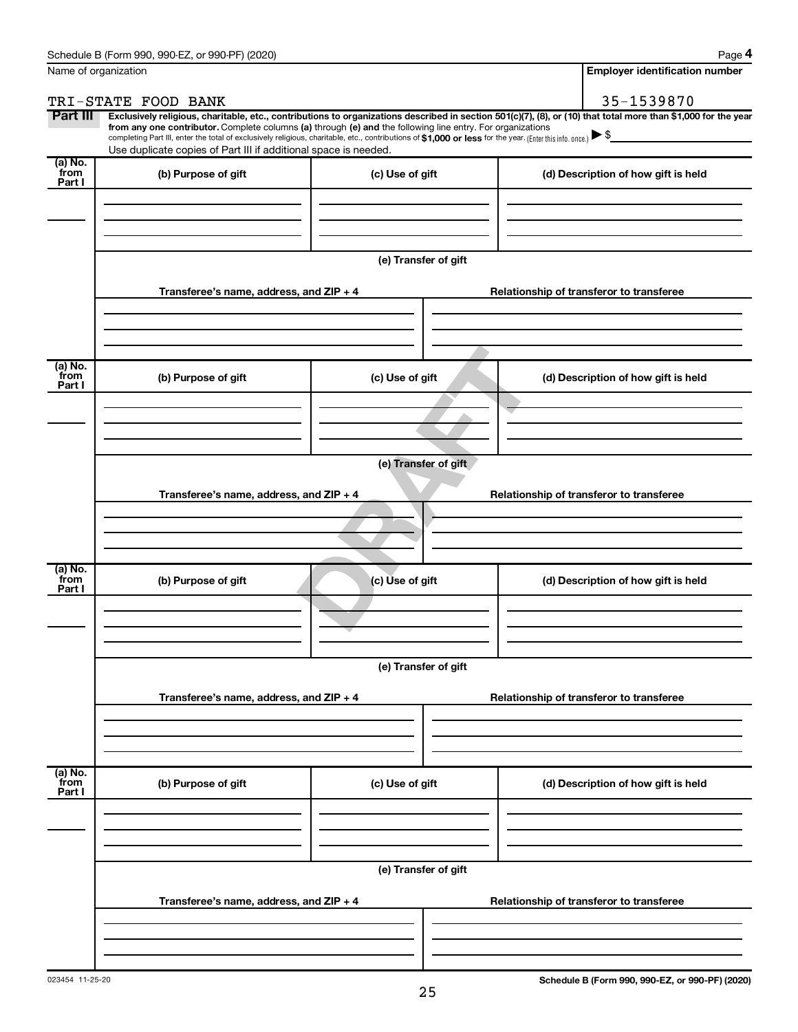Schedule B (Form 990, 990-EZ, or 990-PF) (2020)

Name of organization: TRI-STATE FOOD BANK

Employer identification number: 35-1539870

**Part III** **Exclusively religious, charitable, etc., contributions to organizations described in section 501(c)(7), (8), or (10) that total more than $1,000 for the year from any one contributor.** Complete columns **(a)** through **(e)** and the following line entry. For organizations completing Part III, enter the total of exclusively religious, charitable, etc., contributions of **$1,000 or less** for the year. (Enter this info. once.) ▶ $

Use duplicate copies of Part III if additional space is needed.

| (a) No. from Part I | (b) Purpose of gift | (c) Use of gift | (d) Description of how gift is held |
|---|---|---|---|
| | | | |

(e) Transfer of gift

| Transferee's name, address, and ZIP + 4 | Relationship of transferor to transferee |
|---|---|
| | |

| (a) No. from Part I | (b) Purpose of gift | (c) Use of gift | (d) Description of how gift is held |
|---|---|---|---|
| | | | |

(e) Transfer of gift

| Transferee's name, address, and ZIP + 4 | Relationship of transferor to transferee |
|---|---|
| | |

| (a) No. from Part I | (b) Purpose of gift | (c) Use of gift | (d) Description of how gift is held |
|---|---|---|---|
| | | | |

(e) Transfer of gift

| Transferee's name, address, and ZIP + 4 | Relationship of transferor to transferee |
|---|---|
| | |

| (a) No. from Part I | (b) Purpose of gift | (c) Use of gift | (d) Description of how gift is held |
|---|---|---|---|
| | | | |

(e) Transfer of gift

| Transferee's name, address, and ZIP + 4 | Relationship of transferor to transferee |
|---|---|
| | |

DRAFT

023454 11-25-20

Schedule B (Form 990, 990-EZ, or 990-PF) (2020)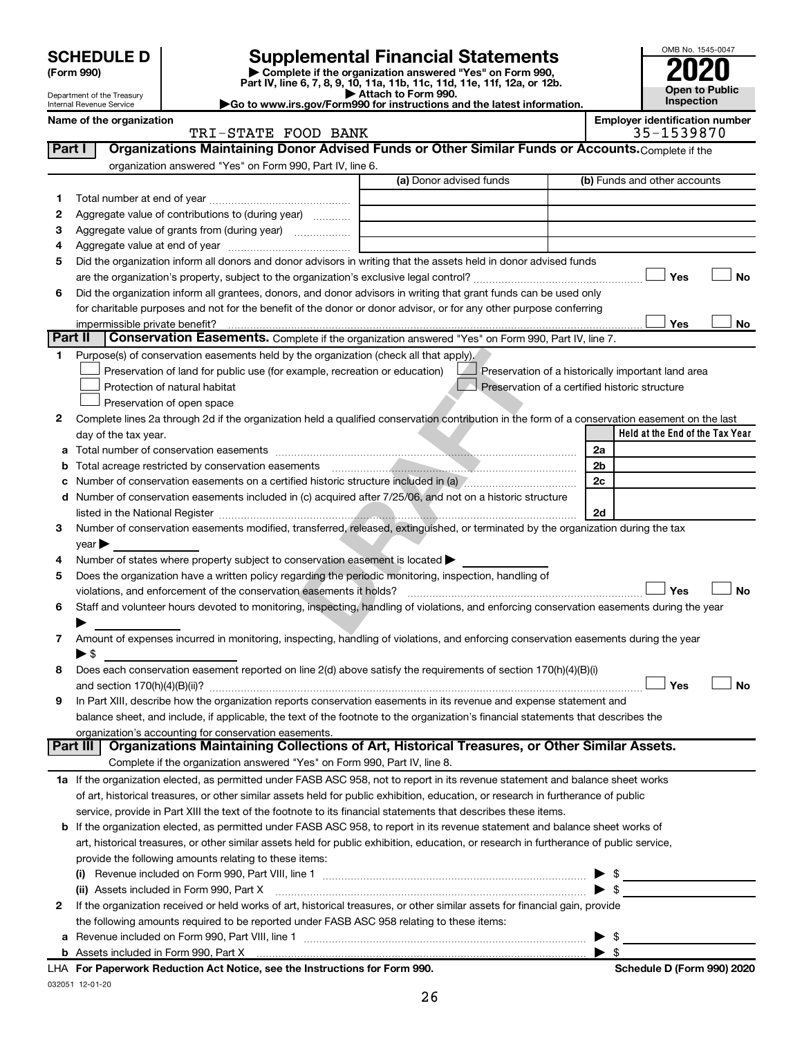**SCHEDULE D (Form 990)**

Department of the Treasury
Internal Revenue Service

# Supplemental Financial Statements

▶ Complete if the organization answered "Yes" on Form 990, Part IV, line 6, 7, 8, 9, 10, 11a, 11b, 11c, 11d, 11e, 11f, 12a, or 12b.
▶ Attach to Form 990.
▶Go to www.irs.gov/Form990 for instructions and the latest information.

OMB No. 1545-0047
**2020**
**Open to Public Inspection**

**Name of the organization:** TRI-STATE FOOD BANK
**Employer identification number:** 35-1539870

## Part I — Organizations Maintaining Donor Advised Funds or Other Similar Funds or Accounts.

Complete if the organization answered "Yes" on Form 990, Part IV, line 6.

| | | (a) Donor advised funds | (b) Funds and other accounts |
|---|---|---|---|
| 1 | Total number at end of year | | |
| 2 | Aggregate value of contributions to (during year) | | |
| 3 | Aggregate value of grants from (during year) | | |
| 4 | Aggregate value at end of year | | |

5 Did the organization inform all donors and donor advisors in writing that the assets held in donor advised funds are the organization's property, subject to the organization's exclusive legal control? ☐ Yes ☐ No

6 Did the organization inform all grantees, donors, and donor advisors in writing that grant funds can be used only for charitable purposes and not for the benefit of the donor or donor advisor, or for any other purpose conferring impermissible private benefit? ☐ Yes ☐ No

## Part II — Conservation Easements.

Complete if the organization answered "Yes" on Form 990, Part IV, line 7.

1 Purpose(s) of conservation easements held by the organization (check all that apply).

- ☐ Preservation of land for public use (for example, recreation or education)
- ☐ Preservation of a historically important land area
- ☐ Protection of natural habitat
- ☐ Preservation of a certified historic structure
- ☐ Preservation of open space

2 Complete lines 2a through 2d if the organization held a qualified conservation contribution in the form of a conservation easement on the last day of the tax year.

| | | | Held at the End of the Tax Year |
|---|---|---|---|
| a | Total number of conservation easements | 2a | |
| b | Total acreage restricted by conservation easements | 2b | |
| c | Number of conservation easements on a certified historic structure included in (a) | 2c | |
| d | Number of conservation easements included in (c) acquired after 7/25/06, and not on a historic structure listed in the National Register | 2d | |

3 Number of conservation easements modified, transferred, released, extinguished, or terminated by the organization during the tax year ▶

4 Number of states where property subject to conservation easement is located ▶

5 Does the organization have a written policy regarding the periodic monitoring, inspection, handling of violations, and enforcement of the conservation easements it holds? ☐ Yes ☐ No

6 Staff and volunteer hours devoted to monitoring, inspecting, handling of violations, and enforcing conservation easements during the year ▶

7 Amount of expenses incurred in monitoring, inspecting, handling of violations, and enforcing conservation easements during the year ▶ $

8 Does each conservation easement reported on line 2(d) above satisfy the requirements of section 170(h)(4)(B)(i) and section 170(h)(4)(B)(ii)? ☐ Yes ☐ No

9 In Part XIII, describe how the organization reports conservation easements in its revenue and expense statement and balance sheet, and include, if applicable, the text of the footnote to the organization's financial statements that describes the organization's accounting for conservation easements.

## Part III — Organizations Maintaining Collections of Art, Historical Treasures, or Other Similar Assets.

Complete if the organization answered "Yes" on Form 990, Part IV, line 8.

1a If the organization elected, as permitted under FASB ASC 958, not to report in its revenue statement and balance sheet works of art, historical treasures, or other similar assets held for public exhibition, education, or research in furtherance of public service, provide in Part XIII the text of the footnote to its financial statements that describes these items.

b If the organization elected, as permitted under FASB ASC 958, to report in its revenue statement and balance sheet works of art, historical treasures, or other similar assets held for public exhibition, education, or research in furtherance of public service, provide the following amounts relating to these items:

(i) Revenue included on Form 990, Part VIII, line 1 ▶ $

(ii) Assets included in Form 990, Part X ▶ $

2 If the organization received or held works of art, historical treasures, or other similar assets for financial gain, provide the following amounts required to be reported under FASB ASC 958 relating to these items:

a Revenue included on Form 990, Part VIII, line 1 ▶ $

b Assets included in Form 990, Part X ▶ $

LHA **For Paperwork Reduction Act Notice, see the Instructions for Form 990.** **Schedule D (Form 990) 2020**

032051 12-01-20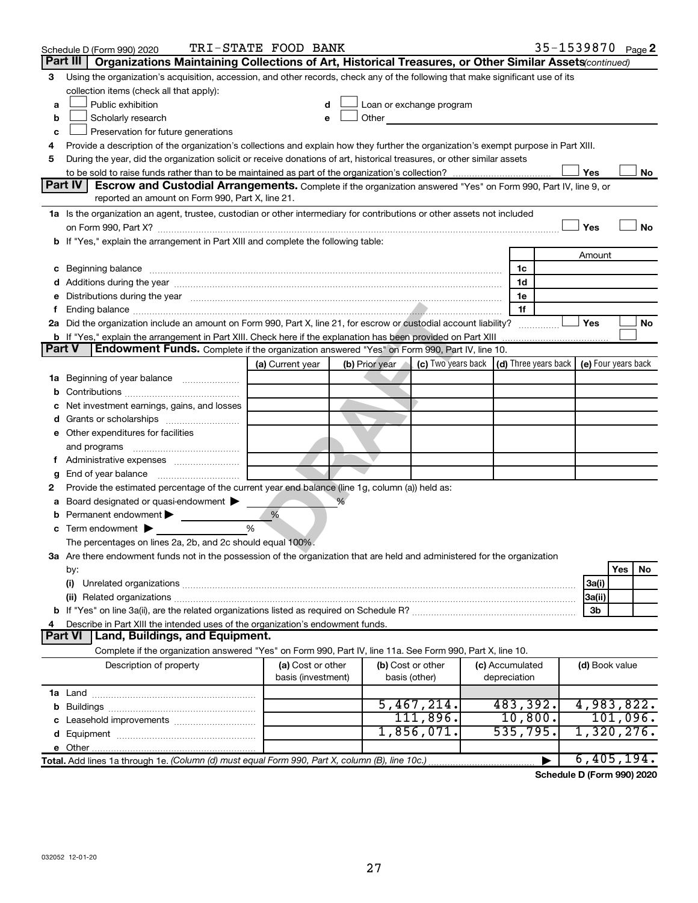Schedule D (Form 990) 2020 TRI-STATE FOOD BANK 35-1539870 Page 2

## Part III Organizations Maintaining Collections of Art, Historical Treasures, or Other Similar Assets *(continued)*

3 Using the organization's acquisition, accession, and other records, check any of the following that make significant use of its collection items (check all that apply):

- a ☐ Public exhibition
- b ☐ Scholarly research
- c ☐ Preservation for future generations
- d ☐ Loan or exchange program
- e ☐ Other

4 Provide a description of the organization's collections and explain how they further the organization's exempt purpose in Part XIII.

5 During the year, did the organization solicit or receive donations of art, historical treasures, or other similar assets to be sold to raise funds rather than to be maintained as part of the organization's collection? ☐ Yes ☐ No

## Part IV Escrow and Custodial Arrangements.

Complete if the organization answered "Yes" on Form 990, Part IV, line 9, or reported an amount on Form 990, Part X, line 21.

1a Is the organization an agent, trustee, custodian or other intermediary for contributions or other assets not included on Form 990, Part X? ☐ Yes ☐ No

b If "Yes," explain the arrangement in Part XIII and complete the following table:

| | | Amount |
|---|---|---|
| c Beginning balance | 1c | |
| d Additions during the year | 1d | |
| e Distributions during the year | 1e | |
| f Ending balance | 1f | |

2a Did the organization include an amount on Form 990, Part X, line 21, for escrow or custodial account liability? ☐ Yes ☐ No

b If "Yes," explain the arrangement in Part XIII. Check here if the explanation has been provided on Part XIII ☐

## Part V Endowment Funds.

Complete if the organization answered "Yes" on Form 990, Part IV, line 10.

| | (a) Current year | (b) Prior year | (c) Two years back | (d) Three years back | (e) Four years back |
|---|---|---|---|---|---|
| 1a Beginning of year balance | | | | | |
| b Contributions | | | | | |
| c Net investment earnings, gains, and losses | | | | | |
| d Grants or scholarships | | | | | |
| e Other expenditures for facilities and programs | | | | | |
| f Administrative expenses | | | | | |
| g End of year balance | | | | | |

2 Provide the estimated percentage of the current year end balance (line 1g, column (a)) held as:

- a Board designated or quasi-endowment ▶ %
- b Permanent endowment ▶ %
- c Term endowment ▶ %

The percentages on lines 2a, 2b, and 2c should equal 100%.

3a Are there endowment funds not in the possession of the organization that are held and administered for the organization by:

| | | Yes | No |
|---|---|---|---|
| (i) Unrelated organizations | 3a(i) | | |
| (ii) Related organizations | 3a(ii) | | |
| b If "Yes" on line 3a(ii), are the related organizations listed as required on Schedule R? | 3b | | |

4 Describe in Part XIII the intended uses of the organization's endowment funds.

## Part VI Land, Buildings, and Equipment.

Complete if the organization answered "Yes" on Form 990, Part IV, line 11a. See Form 990, Part X, line 10.

| Description of property | (a) Cost or other basis (investment) | (b) Cost or other basis (other) | (c) Accumulated depreciation | (d) Book value |
|---|---|---|---|---|
| 1a Land | | | | |
| b Buildings | | 5,467,214. | 483,392. | 4,983,822. |
| c Leasehold improvements | | 111,896. | 10,800. | 101,096. |
| d Equipment | | 1,856,071. | 535,795. | 1,320,276. |
| e Other | | | | |
| **Total.** Add lines 1a through 1e. *(Column (d) must equal Form 990, Part X, column (B), line 10c.)* | | | ▶ | 6,405,194. |

**Schedule D (Form 990) 2020**

032052 12-01-20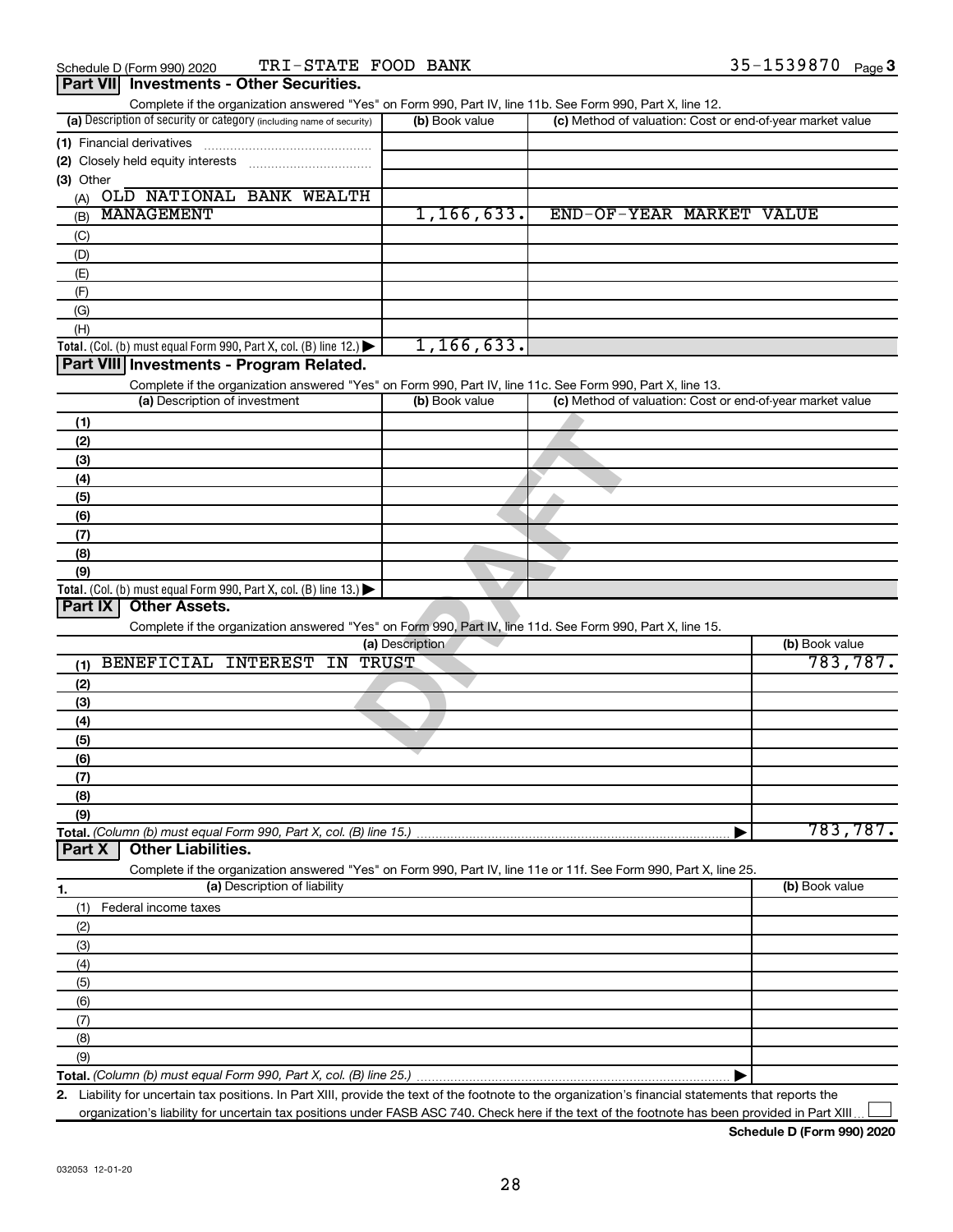Schedule D (Form 990) 2020 TRI-STATE FOOD BANK 35-1539870 Page 3

## Part VII Investments - Other Securities.

Complete if the organization answered "Yes" on Form 990, Part IV, line 11b. See Form 990, Part X, line 12.

| (a) Description of security or category (including name of security) | (b) Book value | (c) Method of valuation: Cost or end-of-year market value |
|---|---|---|
| (1) Financial derivatives | | |
| (2) Closely held equity interests | | |
| (3) Other | | |
| (A) OLD NATIONAL BANK WEALTH | | |
| (B) MANAGEMENT | 1,166,633. | END-OF-YEAR MARKET VALUE |
| (C) | | |
| (D) | | |
| (E) | | |
| (F) | | |
| (G) | | |
| (H) | | |
| **Total.** (Col. (b) must equal Form 990, Part X, col. (B) line 12.) ▶ | 1,166,633. | |

## Part VIII Investments - Program Related.

Complete if the organization answered "Yes" on Form 990, Part IV, line 11c. See Form 990, Part X, line 13.

| (a) Description of investment | (b) Book value | (c) Method of valuation: Cost or end-of-year market value |
|---|---|---|
| (1) | | |
| (2) | | |
| (3) | | |
| (4) | | |
| (5) | | |
| (6) | | |
| (7) | | |
| (8) | | |
| (9) | | |
| **Total.** (Col. (b) must equal Form 990, Part X, col. (B) line 13.) ▶ | | |

## Part IX Other Assets.

Complete if the organization answered "Yes" on Form 990, Part IV, line 11d. See Form 990, Part X, line 15.

| (a) Description | (b) Book value |
|---|---|
| (1) BENEFICIAL INTEREST IN TRUST | 783,787. |
| (2) | |
| (3) | |
| (4) | |
| (5) | |
| (6) | |
| (7) | |
| (8) | |
| (9) | |
| **Total.** *(Column (b) must equal Form 990, Part X, col. (B) line 15.)* ▶ | 783,787. |

## Part X Other Liabilities.

Complete if the organization answered "Yes" on Form 990, Part IV, line 11e or 11f. See Form 990, Part X, line 25.

| 1. (a) Description of liability | (b) Book value |
|---|---|
| (1) Federal income taxes | |
| (2) | |
| (3) | |
| (4) | |
| (5) | |
| (6) | |
| (7) | |
| (8) | |
| (9) | |
| **Total.** *(Column (b) must equal Form 990, Part X, col. (B) line 25.)* ▶ | |

**2.** Liability for uncertain tax positions. In Part XIII, provide the text of the footnote to the organization's financial statements that reports the organization's liability for uncertain tax positions under FASB ASC 740. Check here if the text of the footnote has been provided in Part XIII ☐

**Schedule D (Form 990) 2020**

032053 12-01-20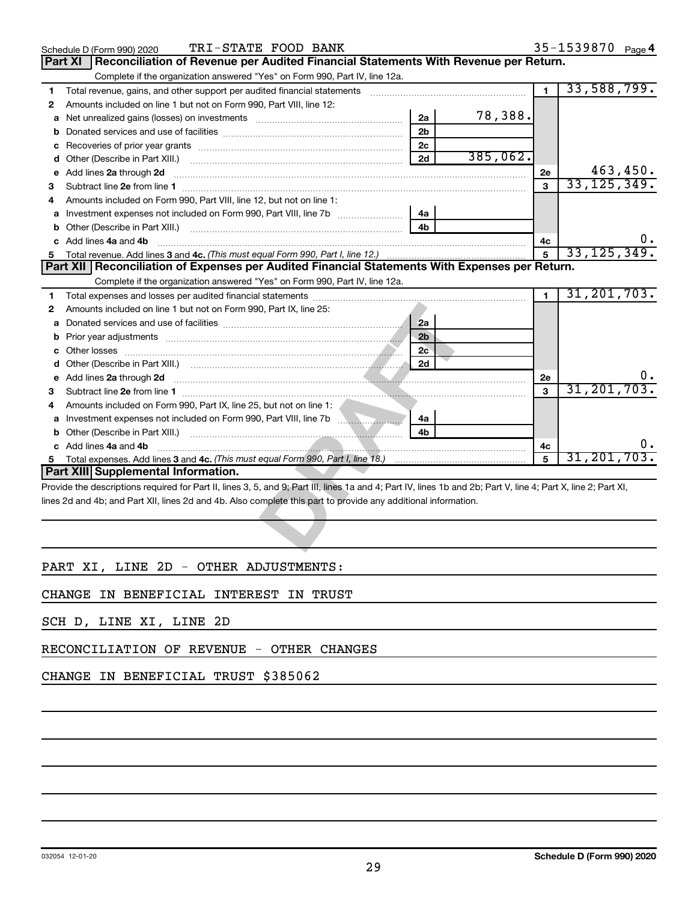Schedule D (Form 990) 2020 TRI-STATE FOOD BANK 35-1539870 Page 4

## Part XI Reconciliation of Revenue per Audited Financial Statements With Revenue per Return.

Complete if the organization answered "Yes" on Form 990, Part IV, line 12a.

| | | | | | |
|---|---|---|---|---|---|
| 1 | Total revenue, gains, and other support per audited financial statements | | | 1 | 33,588,799. |
| 2 | Amounts included on line 1 but not on Form 990, Part VIII, line 12: | | | | |
| a | Net unrealized gains (losses) on investments | 2a | 78,388. | | |
| b | Donated services and use of facilities | 2b | | | |
| c | Recoveries of prior year grants | 2c | | | |
| d | Other (Describe in Part XIII.) | 2d | 385,062. | | |
| e | Add lines 2a through 2d | | | 2e | 463,450. |
| 3 | Subtract line 2e from line 1 | | | 3 | 33,125,349. |
| 4 | Amounts included on Form 990, Part VIII, line 12, but not on line 1: | | | | |
| a | Investment expenses not included on Form 990, Part VIII, line 7b | 4a | | | |
| b | Other (Describe in Part XIII.) | 4b | | | |
| c | Add lines 4a and 4b | | | 4c | 0. |
| 5 | Total revenue. Add lines 3 and 4c. *(This must equal Form 990, Part I, line 12.)* | | | 5 | 33,125,349. |

## Part XII Reconciliation of Expenses per Audited Financial Statements With Expenses per Return.

Complete if the organization answered "Yes" on Form 990, Part IV, line 12a.

| | | | | | |
|---|---|---|---|---|---|
| 1 | Total expenses and losses per audited financial statements | | | 1 | 31,201,703. |
| 2 | Amounts included on line 1 but not on Form 990, Part IX, line 25: | | | | |
| a | Donated services and use of facilities | 2a | | | |
| b | Prior year adjustments | 2b | | | |
| c | Other losses | 2c | | | |
| d | Other (Describe in Part XIII.) | 2d | | | |
| e | Add lines 2a through 2d | | | 2e | 0. |
| 3 | Subtract line 2e from line 1 | | | 3 | 31,201,703. |
| 4 | Amounts included on Form 990, Part IX, line 25, but not on line 1: | | | | |
| a | Investment expenses not included on Form 990, Part VIII, line 7b | 4a | | | |
| b | Other (Describe in Part XIII.) | 4b | | | |
| c | Add lines 4a and 4b | | | 4c | 0. |
| 5 | Total expenses. Add lines 3 and 4c. *(This must equal Form 990, Part I, line 18.)* | | | 5 | 31,201,703. |

## Part XIII Supplemental Information.

Provide the descriptions required for Part II, lines 3, 5, and 9; Part III, lines 1a and 4; Part IV, lines 1b and 2b; Part V, line 4; Part X, line 2; Part XI, lines 2d and 4b; and Part XII, lines 2d and 4b. Also complete this part to provide any additional information.

PART XI, LINE 2D - OTHER ADJUSTMENTS:

CHANGE IN BENEFICIAL INTEREST IN TRUST

SCH D, LINE XI, LINE 2D

RECONCILIATION OF REVENUE - OTHER CHANGES

CHANGE IN BENEFICIAL TRUST $385062

032054 12-01-20 Schedule D (Form 990) 2020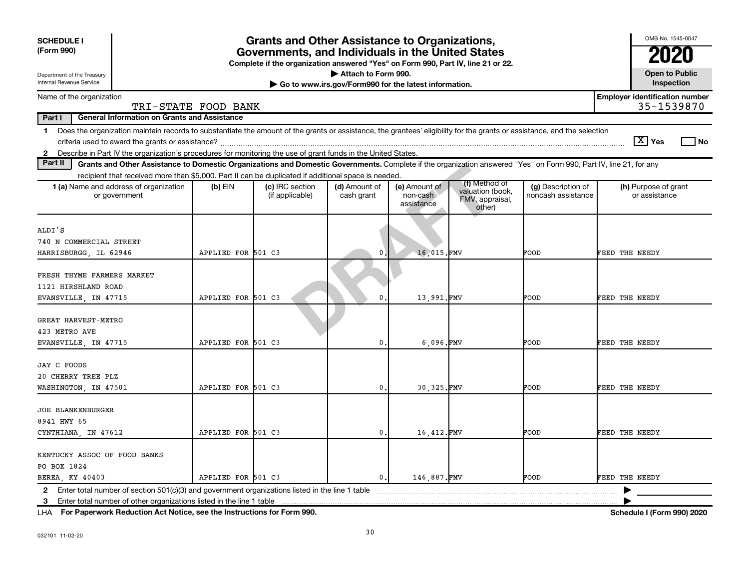**SCHEDULE I (Form 990)**

Department of the Treasury
Internal Revenue Service

# Grants and Other Assistance to Organizations, Governments, and Individuals in the United States

**Complete if the organization answered "Yes" on Form 990, Part IV, line 21 or 22.**

▶ Attach to Form 990.

▶ Go to www.irs.gov/Form990 for the latest information.

OMB No. 1545-0047

**2020**

**Open to Public Inspection**

Name of the organization: TRI-STATE FOOD BANK

**Employer identification number** 35-1539870

**Part I — General Information on Grants and Assistance**

1 Does the organization maintain records to substantiate the amount of the grants or assistance, the grantees' eligibility for the grants or assistance, and the selection criteria used to award the grants or assistance? [X] Yes [ ] No

2 Describe in Part IV the organization's procedures for monitoring the use of grant funds in the United States.

**Part II — Grants and Other Assistance to Domestic Organizations and Domestic Governments.** Complete if the organization answered "Yes" on Form 990, Part IV, line 21, for any recipient that received more than $5,000. Part II can be duplicated if additional space is needed.

| 1 (a) Name and address of organization or government | (b) EIN | (c) IRC section (if applicable) | (d) Amount of cash grant | (e) Amount of non-cash assistance | (f) Method of valuation (book, FMV, appraisal, other) | (g) Description of noncash assistance | (h) Purpose of grant or assistance |
|---|---|---|---|---|---|---|---|
| ALDI'S<br>740 N COMMERCIAL STREET<br>HARRISBURGG, IL 62946 | APPLIED FOR | 501 C3 | 0. | 16,015. | FMV | FOOD | FEED THE NEEDY |
| FRESH THYME FARMERS MARKET<br>1121 HIRSHLAND ROAD<br>EVANSVILLE, IN 47715 | APPLIED FOR | 501 C3 | 0. | 13,991. | FMV | FOOD | FEED THE NEEDY |
| GREAT HARVEST-METRO<br>423 METRO AVE<br>EVANSVILLE, IN 47715 | APPLIED FOR | 501 C3 | 0. | 6,096. | FMV | FOOD | FEED THE NEEDY |
| JAY C FOODS<br>20 CHERRY TREE PLZ<br>WASHINGTON, IN 47501 | APPLIED FOR | 501 C3 | 0. | 30,325. | FMV | FOOD | FEED THE NEEDY |
| JOE BLANKENBURGER<br>8941 HWY 65<br>CYNTHIANA, IN 47612 | APPLIED FOR | 501 C3 | 0. | 16,412. | FMV | FOOD | FEED THE NEEDY |
| KENTUCKY ASSOC OF FOOD BANKS<br>PO BOX 1824<br>BEREA, KY 40403 | APPLIED FOR | 501 C3 | 0. | 146,887. | FMV | FOOD | FEED THE NEEDY |

2 Enter total number of section 501(c)(3) and government organizations listed in the line 1 table ▶

3 Enter total number of other organizations listed in the line 1 table ▶

LHA **For Paperwork Reduction Act Notice, see the Instructions for Form 990.** **Schedule I (Form 990) 2020**

032101 11-02-20

DRAFT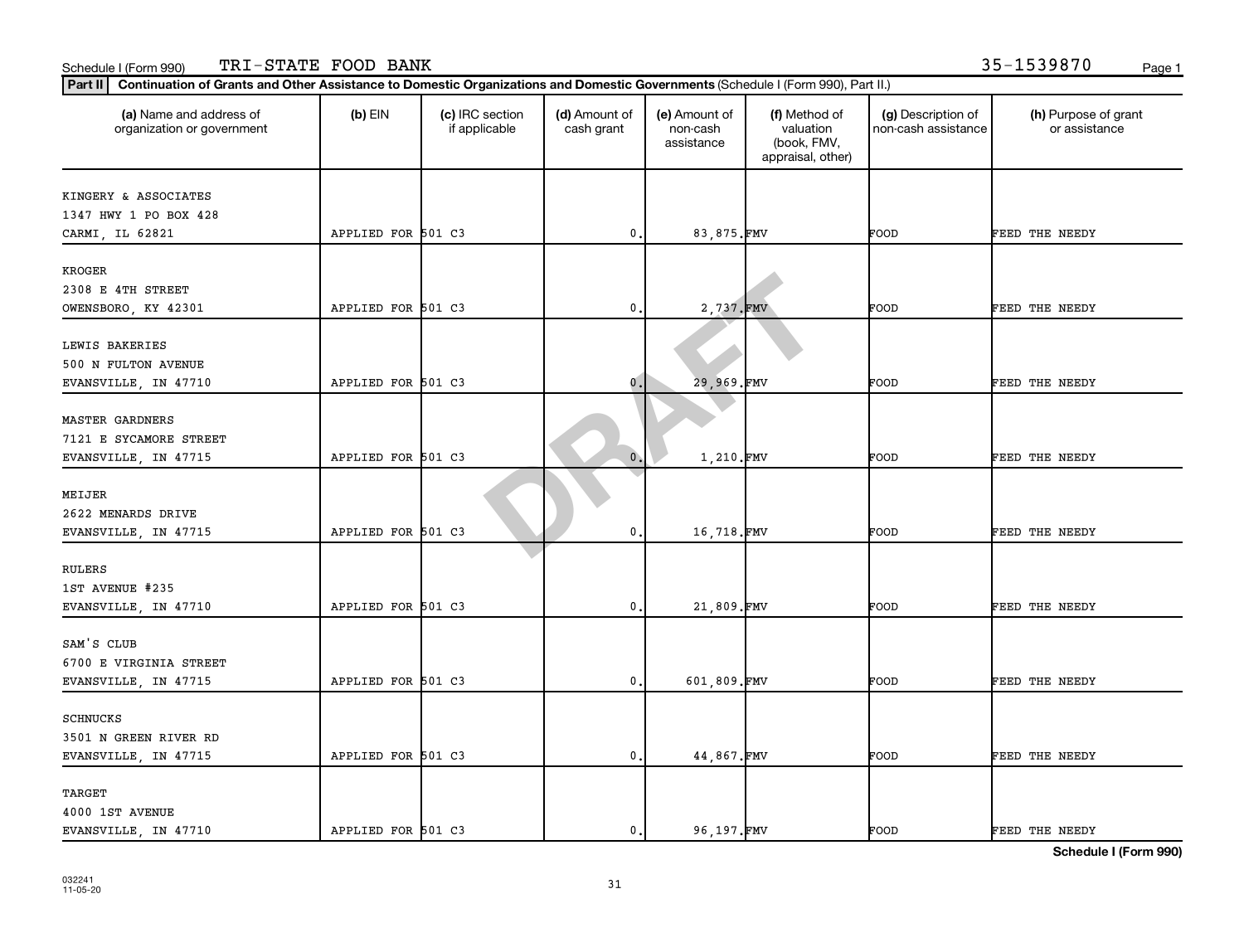Schedule I (Form 990) TRI-STATE FOOD BANK 35-1539870

**Part II** **Continuation of Grants and Other Assistance to Domestic Organizations and Domestic Governments** (Schedule I (Form 990), Part II.)

| (a) Name and address of organization or government | (b) EIN | (c) IRC section if applicable | (d) Amount of cash grant | (e) Amount of non-cash assistance | (f) Method of valuation (book, FMV, appraisal, other) | (g) Description of non-cash assistance | (h) Purpose of grant or assistance |
|---|---|---|---|---|---|---|---|
| KINGERY & ASSOCIATES<br>1347 HWY 1 PO BOX 428<br>CARMI, IL 62821 | APPLIED FOR | 501 C3 | 0. | 83,875. | FMV | FOOD | FEED THE NEEDY |
| KROGER<br>2308 E 4TH STREET<br>OWENSBORO, KY 42301 | APPLIED FOR | 501 C3 | 0. | 2,737. | FMV | FOOD | FEED THE NEEDY |
| LEWIS BAKERIES<br>500 N FULTON AVENUE<br>EVANSVILLE, IN 47710 | APPLIED FOR | 501 C3 | 0. | 29,969. | FMV | FOOD | FEED THE NEEDY |
| MASTER GARDNERS<br>7121 E SYCAMORE STREET<br>EVANSVILLE, IN 47715 | APPLIED FOR | 501 C3 | 0. | 1,210. | FMV | FOOD | FEED THE NEEDY |
| MEIJER<br>2622 MENARDS DRIVE<br>EVANSVILLE, IN 47715 | APPLIED FOR | 501 C3 | 0. | 16,718. | FMV | FOOD | FEED THE NEEDY |
| RULERS<br>1ST AVENUE #235<br>EVANSVILLE, IN 47710 | APPLIED FOR | 501 C3 | 0. | 21,809. | FMV | FOOD | FEED THE NEEDY |
| SAM'S CLUB<br>6700 E VIRGINIA STREET<br>EVANSVILLE, IN 47715 | APPLIED FOR | 501 C3 | 0. | 601,809. | FMV | FOOD | FEED THE NEEDY |
| SCHNUCKS<br>3501 N GREEN RIVER RD<br>EVANSVILLE, IN 47715 | APPLIED FOR | 501 C3 | 0. | 44,867. | FMV | FOOD | FEED THE NEEDY |
| TARGET<br>4000 1ST AVENUE<br>EVANSVILLE, IN 47710 | APPLIED FOR | 501 C3 | 0. | 96,197. | FMV | FOOD | FEED THE NEEDY |

**Schedule I (Form 990)**

032241
11-05-20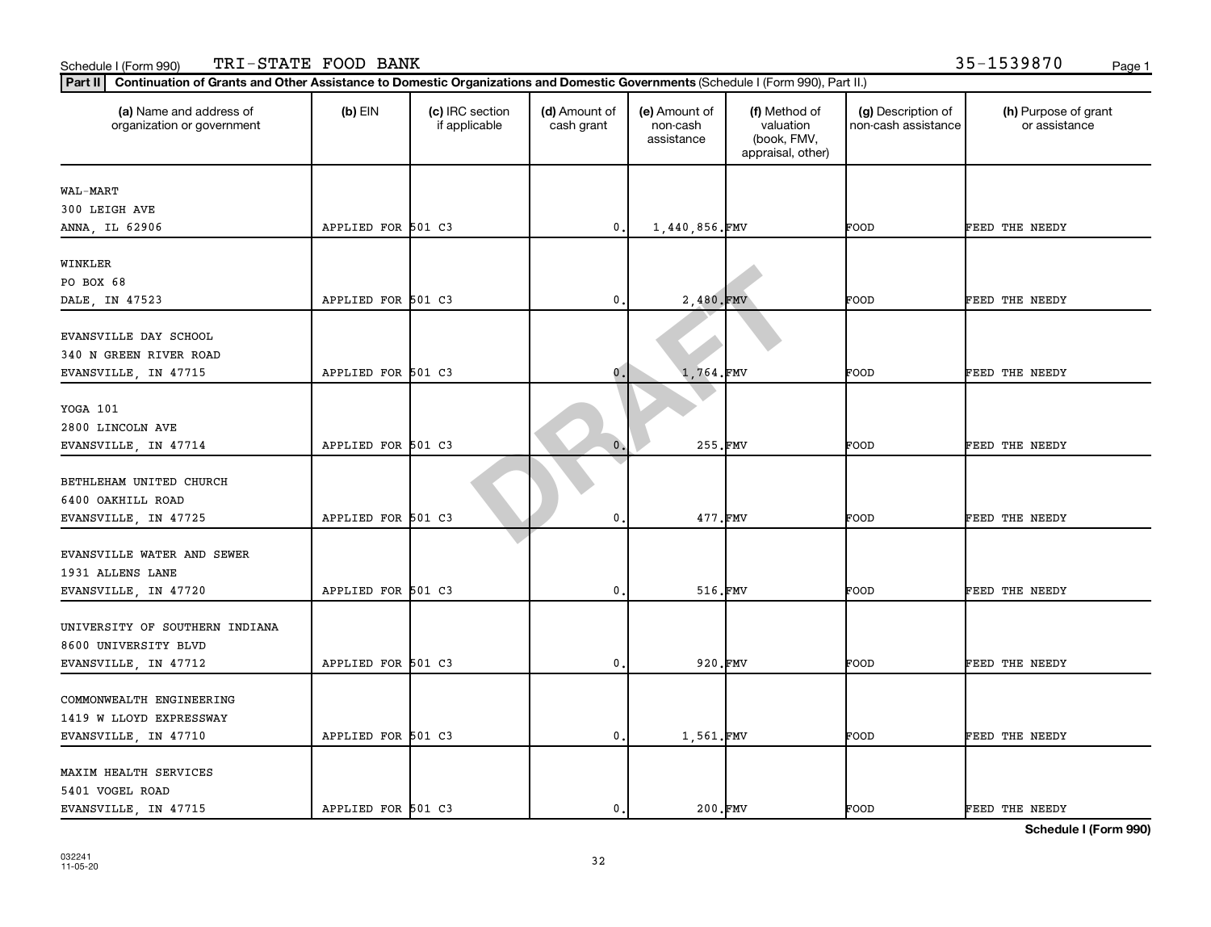Schedule I (Form 990) TRI-STATE FOOD BANK 35-1539870

**Part II** **Continuation of Grants and Other Assistance to Domestic Organizations and Domestic Governments** (Schedule I (Form 990), Part II.)

| (a) Name and address of organization or government | (b) EIN | (c) IRC section if applicable | (d) Amount of cash grant | (e) Amount of non-cash assistance | (f) Method of valuation (book, FMV, appraisal, other) | (g) Description of non-cash assistance | (h) Purpose of grant or assistance |
|---|---|---|---|---|---|---|---|
| WAL-MART<br>300 LEIGH AVE<br>ANNA, IL 62906 | APPLIED FOR | 501 C3 | 0. | 1,440,856. | FMV | FOOD | FEED THE NEEDY |
| WINKLER<br>PO BOX 68<br>DALE, IN 47523 | APPLIED FOR | 501 C3 | 0. | 2,480. | FMV | FOOD | FEED THE NEEDY |
| EVANSVILLE DAY SCHOOL<br>340 N GREEN RIVER ROAD<br>EVANSVILLE, IN 47715 | APPLIED FOR | 501 C3 | 0. | 1,764. | FMV | FOOD | FEED THE NEEDY |
| YOGA 101<br>2800 LINCOLN AVE<br>EVANSVILLE, IN 47714 | APPLIED FOR | 501 C3 | 0. | 255. | FMV | FOOD | FEED THE NEEDY |
| BETHLEHAM UNITED CHURCH<br>6400 OAKHILL ROAD<br>EVANSVILLE, IN 47725 | APPLIED FOR | 501 C3 | 0. | 477. | FMV | FOOD | FEED THE NEEDY |
| EVANSVILLE WATER AND SEWER<br>1931 ALLENS LANE<br>EVANSVILLE, IN 47720 | APPLIED FOR | 501 C3 | 0. | 516. | FMV | FOOD | FEED THE NEEDY |
| UNIVERSITY OF SOUTHERN INDIANA<br>8600 UNIVERSITY BLVD<br>EVANSVILLE, IN 47712 | APPLIED FOR | 501 C3 | 0. | 920. | FMV | FOOD | FEED THE NEEDY |
| COMMONWEALTH ENGINEERING<br>1419 W LLOYD EXPRESSWAY<br>EVANSVILLE, IN 47710 | APPLIED FOR | 501 C3 | 0. | 1,561. | FMV | FOOD | FEED THE NEEDY |
| MAXIM HEALTH SERVICES<br>5401 VOGEL ROAD<br>EVANSVILLE, IN 47715 | APPLIED FOR | 501 C3 | 0. | 200. | FMV | FOOD | FEED THE NEEDY |

DRAFT

**Schedule I (Form 990)**

032241
11-05-20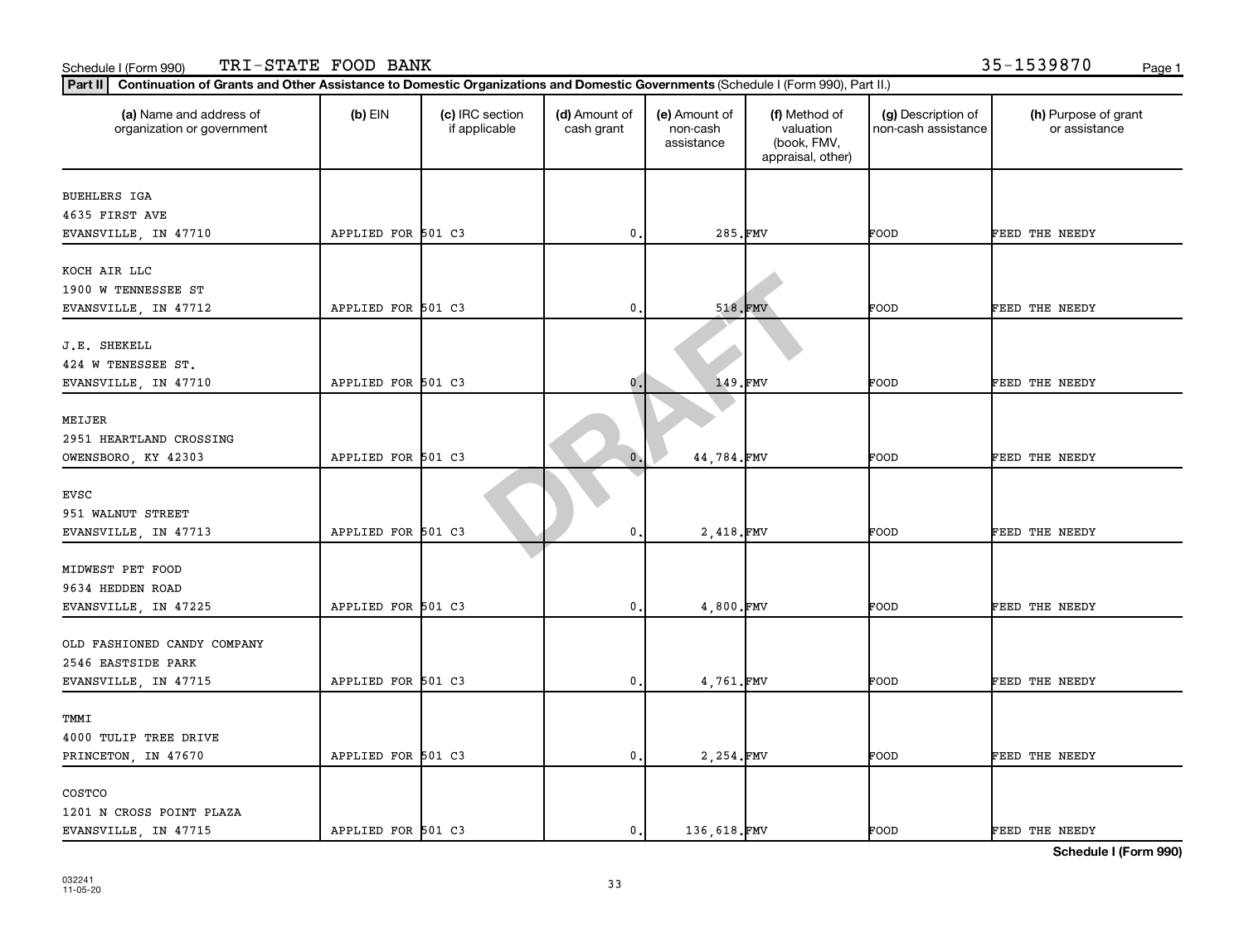Schedule I (Form 990) TRI-STATE FOOD BANK 35-1539870

**Part II** **Continuation of Grants and Other Assistance to Domestic Organizations and Domestic Governments** (Schedule I (Form 990), Part II.)

| (a) Name and address of organization or government | (b) EIN | (c) IRC section if applicable | (d) Amount of cash grant | (e) Amount of non-cash assistance | (f) Method of valuation (book, FMV, appraisal, other) | (g) Description of non-cash assistance | (h) Purpose of grant or assistance |
|---|---|---|---|---|---|---|---|
| BUEHLERS IGA<br>4635 FIRST AVE<br>EVANSVILLE, IN 47710 | APPLIED FOR | 501 C3 | 0. | 285. | FMV | FOOD | FEED THE NEEDY |
| KOCH AIR LLC<br>1900 W TENNESSEE ST<br>EVANSVILLE, IN 47712 | APPLIED FOR | 501 C3 | 0. | 518. | FMV | FOOD | FEED THE NEEDY |
| J.E. SHEKELL<br>424 W TENESSEE ST.<br>EVANSVILLE, IN 47710 | APPLIED FOR | 501 C3 | 0. | 149. | FMV | FOOD | FEED THE NEEDY |
| MEIJER<br>2951 HEARTLAND CROSSING<br>OWENSBORO, KY 42303 | APPLIED FOR | 501 C3 | 0. | 44,784. | FMV | FOOD | FEED THE NEEDY |
| EVSC<br>951 WALNUT STREET<br>EVANSVILLE, IN 47713 | APPLIED FOR | 501 C3 | 0. | 2,418. | FMV | FOOD | FEED THE NEEDY |
| MIDWEST PET FOOD<br>9634 HEDDEN ROAD<br>EVANSVILLE, IN 47225 | APPLIED FOR | 501 C3 | 0. | 4,800. | FMV | FOOD | FEED THE NEEDY |
| OLD FASHIONED CANDY COMPANY<br>2546 EASTSIDE PARK<br>EVANSVILLE, IN 47715 | APPLIED FOR | 501 C3 | 0. | 4,761. | FMV | FOOD | FEED THE NEEDY |
| TMMI<br>4000 TULIP TREE DRIVE<br>PRINCETON, IN 47670 | APPLIED FOR | 501 C3 | 0. | 2,254. | FMV | FOOD | FEED THE NEEDY |
| COSTCO<br>1201 N CROSS POINT PLAZA<br>EVANSVILLE, IN 47715 | APPLIED FOR | 501 C3 | 0. | 136,618. | FMV | FOOD | FEED THE NEEDY |

**Schedule I (Form 990)**

032241
11-05-20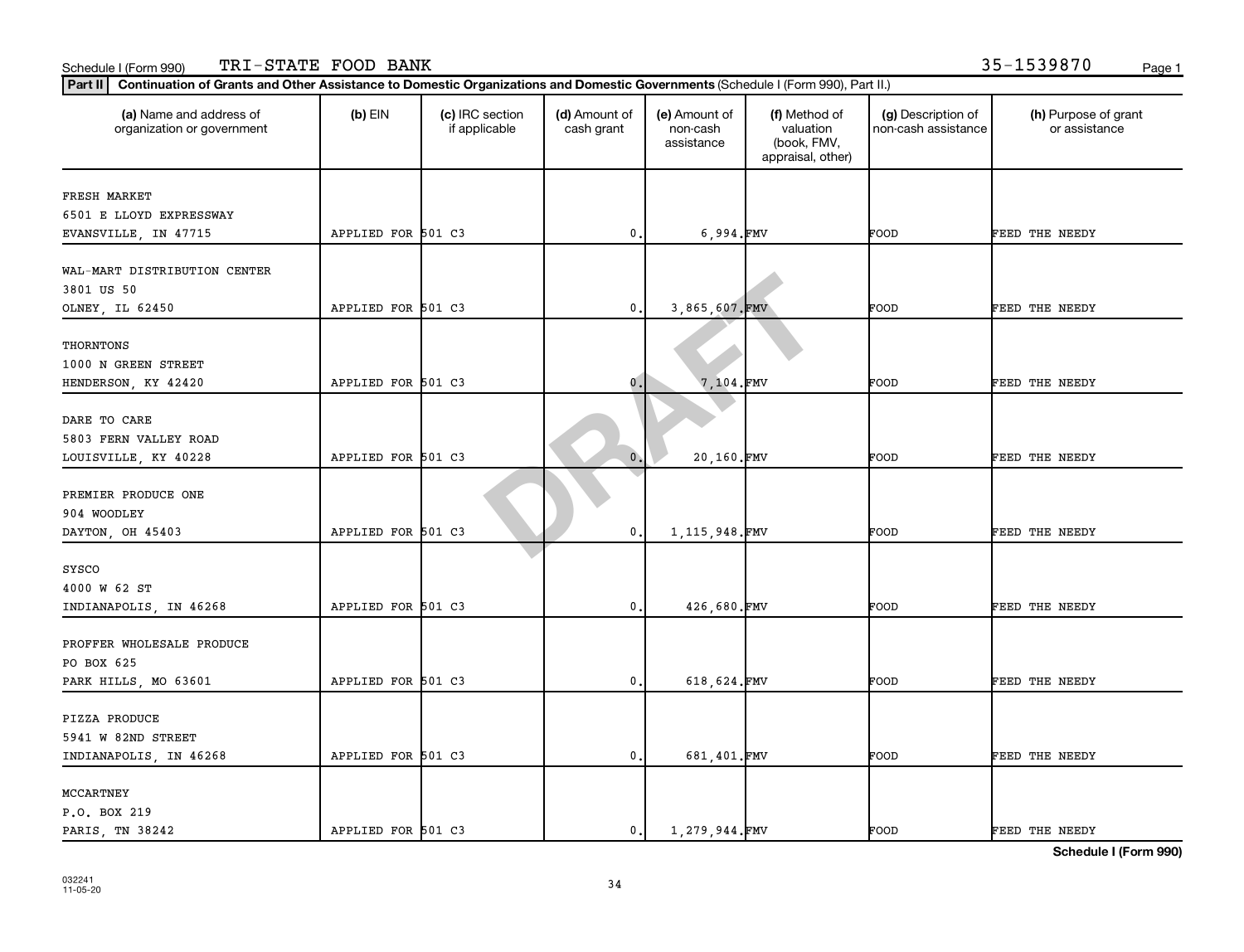Schedule I (Form 990) TRI-STATE FOOD BANK 35-1539870

**Part II** **Continuation of Grants and Other Assistance to Domestic Organizations and Domestic Governments** (Schedule I (Form 990), Part II.)

| (a) Name and address of organization or government | (b) EIN | (c) IRC section if applicable | (d) Amount of cash grant | (e) Amount of non-cash assistance | (f) Method of valuation (book, FMV, appraisal, other) | (g) Description of non-cash assistance | (h) Purpose of grant or assistance |
|---|---|---|---|---|---|---|---|
| FRESH MARKET<br>6501 E LLOYD EXPRESSWAY<br>EVANSVILLE, IN 47715 | APPLIED FOR | 501 C3 | 0. | 6,994. | FMV | FOOD | FEED THE NEEDY |
| WAL-MART DISTRIBUTION CENTER<br>3801 US 50<br>OLNEY, IL 62450 | APPLIED FOR | 501 C3 | 0. | 3,865,607. | FMV | FOOD | FEED THE NEEDY |
| THORNTONS<br>1000 N GREEN STREET<br>HENDERSON, KY 42420 | APPLIED FOR | 501 C3 | 0. | 7,104. | FMV | FOOD | FEED THE NEEDY |
| DARE TO CARE<br>5803 FERN VALLEY ROAD<br>LOUISVILLE, KY 40228 | APPLIED FOR | 501 C3 | 0. | 20,160. | FMV | FOOD | FEED THE NEEDY |
| PREMIER PRODUCE ONE<br>904 WOODLEY<br>DAYTON, OH 45403 | APPLIED FOR | 501 C3 | 0. | 1,115,948. | FMV | FOOD | FEED THE NEEDY |
| SYSCO<br>4000 W 62 ST<br>INDIANAPOLIS, IN 46268 | APPLIED FOR | 501 C3 | 0. | 426,680. | FMV | FOOD | FEED THE NEEDY |
| PROFFER WHOLESALE PRODUCE<br>PO BOX 625<br>PARK HILLS, MO 63601 | APPLIED FOR | 501 C3 | 0. | 618,624. | FMV | FOOD | FEED THE NEEDY |
| PIZZA PRODUCE<br>5941 W 82ND STREET<br>INDIANAPOLIS, IN 46268 | APPLIED FOR | 501 C3 | 0. | 681,401. | FMV | FOOD | FEED THE NEEDY |
| MCCARTNEY<br>P.O. BOX 219<br>PARIS, TN 38242 | APPLIED FOR | 501 C3 | 0. | 1,279,944. | FMV | FOOD | FEED THE NEEDY |

**Schedule I (Form 990)**

032241
11-05-20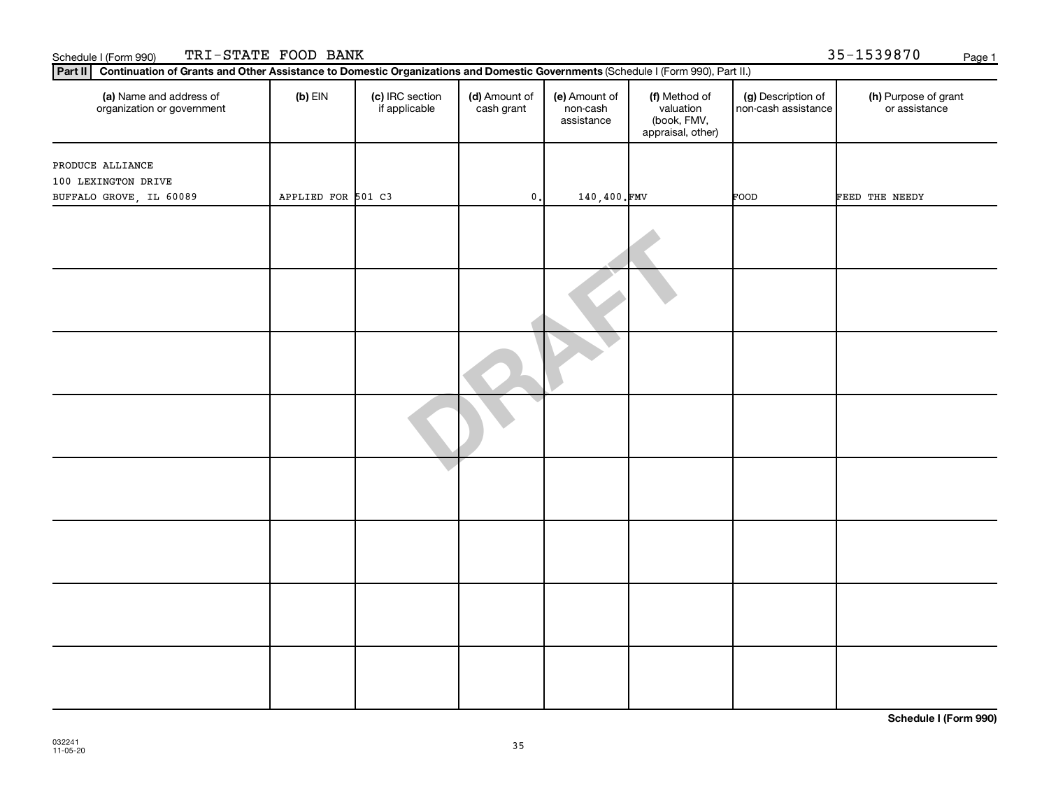Schedule I (Form 990) TRI-STATE FOOD BANK 35-1539870

**Part II** **Continuation of Grants and Other Assistance to Domestic Organizations and Domestic Governments** (Schedule I (Form 990), Part II.)

| (a) Name and address of organization or government | (b) EIN | (c) IRC section if applicable | (d) Amount of cash grant | (e) Amount of non-cash assistance | (f) Method of valuation (book, FMV, appraisal, other) | (g) Description of non-cash assistance | (h) Purpose of grant or assistance |
|---|---|---|---|---|---|---|---|
| PRODUCE ALLIANCE<br>100 LEXINGTON DRIVE<br>BUFFALO GROVE, IL 60089 | APPLIED FOR | 501 C3 | 0. | 140,400. | FMV | FOOD | FEED THE NEEDY |
| | | | | | | | |
| | | | | | | | |
| | | | | | | | |
| | | | | | | | |
| | | | | | | | |
| | | | | | | | |
| | | | | | | | |
| | | | | | | | |

DRAFT

**Schedule I (Form 990)**

032241
11-05-20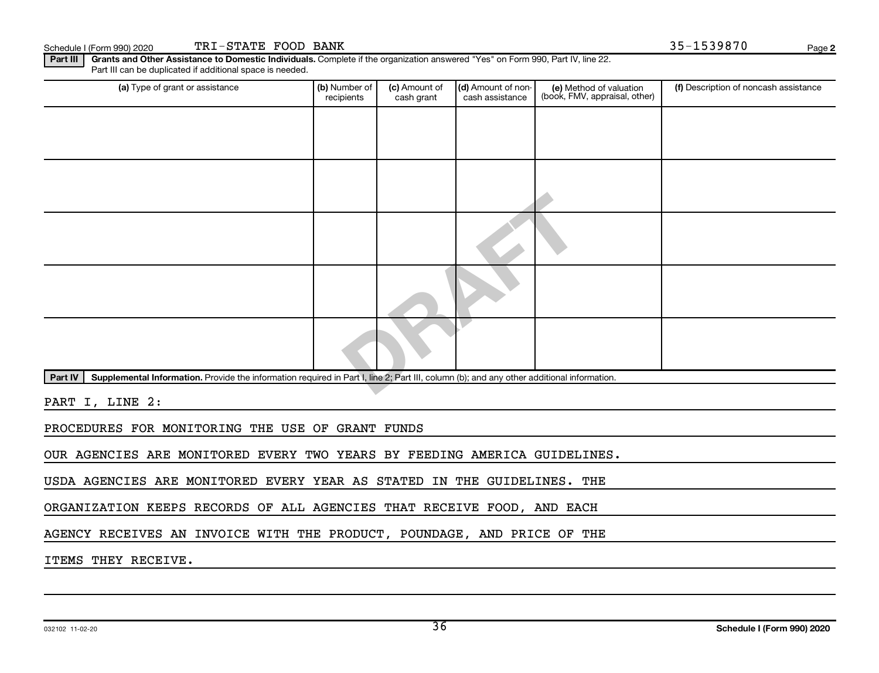Schedule I (Form 990) 2020 TRI-STATE FOOD BANK 35-1539870 Page 2

**Part III** **Grants and Other Assistance to Domestic Individuals.** Complete if the organization answered "Yes" on Form 990, Part IV, line 22. Part III can be duplicated if additional space is needed.

| (a) Type of grant or assistance | (b) Number of recipients | (c) Amount of cash grant | (d) Amount of non-cash assistance | (e) Method of valuation (book, FMV, appraisal, other) | (f) Description of noncash assistance |
|---|---|---|---|---|---|
| | | | | | |
| | | | | | |
| | | | | | |
| | | | | | |
| | | | | | |

**Part IV** **Supplemental Information.** Provide the information required in Part I, line 2; Part III, column (b); and any other additional information.

PART I, LINE 2:

PROCEDURES FOR MONITORING THE USE OF GRANT FUNDS

OUR AGENCIES ARE MONITORED EVERY TWO YEARS BY FEEDING AMERICA GUIDELINES. USDA AGENCIES ARE MONITORED EVERY YEAR AS STATED IN THE GUIDELINES. THE ORGANIZATION KEEPS RECORDS OF ALL AGENCIES THAT RECEIVE FOOD, AND EACH AGENCY RECEIVES AN INVOICE WITH THE PRODUCT, POUNDAGE, AND PRICE OF THE ITEMS THEY RECEIVE.

032102 11-02-20 Schedule I (Form 990) 2020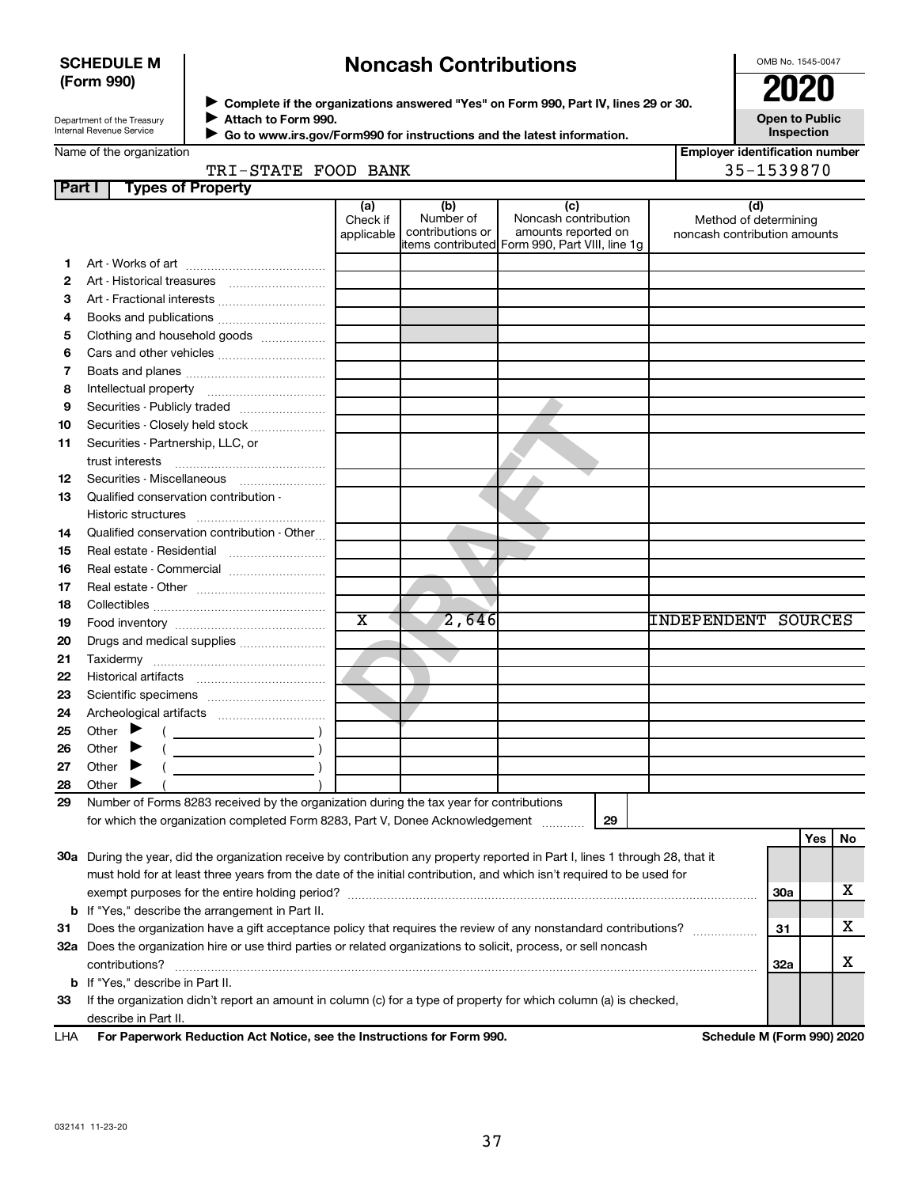**SCHEDULE M (Form 990)**

# Noncash Contributions

Department of the Treasury
Internal Revenue Service

▶ **Complete if the organizations answered "Yes" on Form 990, Part IV, lines 29 or 30.**
▶ **Attach to Form 990.**
▶ **Go to www.irs.gov/Form990 for instructions and the latest information.**

OMB No. 1545-0047

**2020**

**Open to Public Inspection**

Name of the organization: TRI-STATE FOOD BANK

**Employer identification number:** 35-1539870

**Part I — Types of Property**

| | | (a) Check if applicable | (b) Number of contributions or items contributed | (c) Noncash contribution amounts reported on Form 990, Part VIII, line 1g | (d) Method of determining noncash contribution amounts |
|---|---|---|---|---|---|
| 1 | Art - Works of art | | | | |
| 2 | Art - Historical treasures | | | | |
| 3 | Art - Fractional interests | | | | |
| 4 | Books and publications | | | | |
| 5 | Clothing and household goods | | | | |
| 6 | Cars and other vehicles | | | | |
| 7 | Boats and planes | | | | |
| 8 | Intellectual property | | | | |
| 9 | Securities - Publicly traded | | | | |
| 10 | Securities - Closely held stock | | | | |
| 11 | Securities - Partnership, LLC, or trust interests | | | | |
| 12 | Securities - Miscellaneous | | | | |
| 13 | Qualified conservation contribution - Historic structures | | | | |
| 14 | Qualified conservation contribution - Other | | | | |
| 15 | Real estate - Residential | | | | |
| 16 | Real estate - Commercial | | | | |
| 17 | Real estate - Other | | | | |
| 18 | Collectibles | | | | |
| 19 | Food inventory | X | 2,646 | | INDEPENDENT SOURCES |
| 20 | Drugs and medical supplies | | | | |
| 21 | Taxidermy | | | | |
| 22 | Historical artifacts | | | | |
| 23 | Scientific specimens | | | | |
| 24 | Archeological artifacts | | | | |
| 25 | Other ▶ ( ) | | | | |
| 26 | Other ▶ ( ) | | | | |
| 27 | Other ▶ ( ) | | | | |
| 28 | Other ▶ ( ) | | | | |

**29** Number of Forms 8283 received by the organization during the tax year for contributions for which the organization completed Form 8283, Part V, Donee Acknowledgement ..... **29**

| | | | Yes | No |
|---|---|---|---|---|
| **30a** | During the year, did the organization receive by contribution any property reported in Part I, lines 1 through 28, that it must hold for at least three years from the date of the initial contribution, and which isn't required to be used for exempt purposes for the entire holding period? | 30a | | X |
| **b** | If "Yes," describe the arrangement in Part II. | | | |
| **31** | Does the organization have a gift acceptance policy that requires the review of any nonstandard contributions? | 31 | | X |
| **32a** | Does the organization hire or use third parties or related organizations to solicit, process, or sell noncash contributions? | 32a | | X |
| **b** | If "Yes," describe in Part II. | | | |
| **33** | If the organization didn't report an amount in column (c) for a type of property for which column (a) is checked, describe in Part II. | | | |

LHA **For Paperwork Reduction Act Notice, see the Instructions for Form 990.** **Schedule M (Form 990) 2020**

032141 11-23-20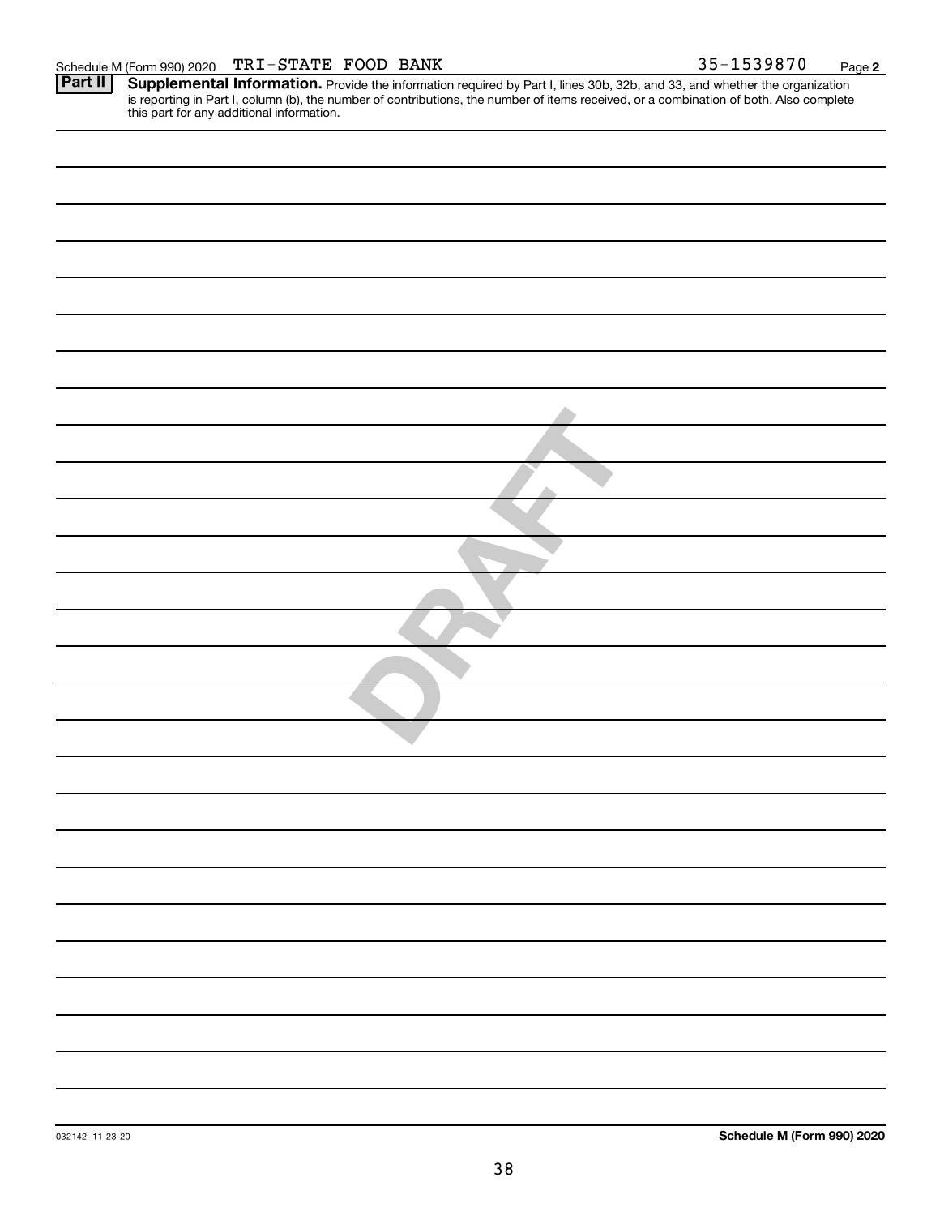Schedule M (Form 990) 2020 TRI-STATE FOOD BANK 35-1539870 Page **2**

**Part II** **Supplemental Information.** Provide the information required by Part I, lines 30b, 32b, and 33, and whether the organization is reporting in Part I, column (b), the number of contributions, the number of items received, or a combination of both. Also complete this part for any additional information.

DRAFT

032142 11-23-20 **Schedule M (Form 990) 2020**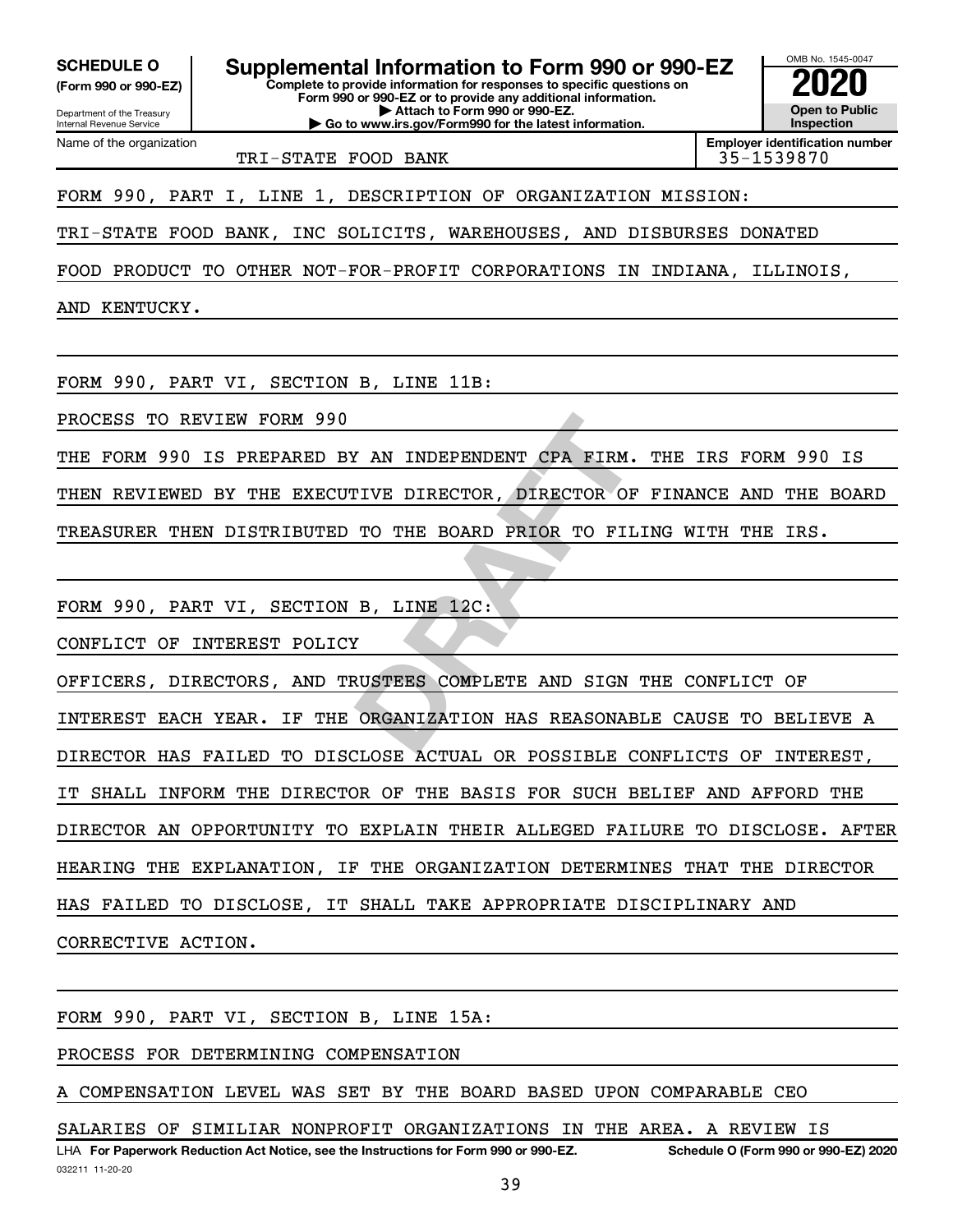**SCHEDULE O** (Form 990 or 990-EZ)

Department of the Treasury
Internal Revenue Service

# Supplemental Information to Form 990 or 990-EZ

**Complete to provide information for responses to specific questions on Form 990 or 990-EZ or to provide any additional information.**
**▶ Attach to Form 990 or 990-EZ.**
**▶ Go to www.irs.gov/Form990 for the latest information.**

OMB No. 1545-0047

**2020**

**Open to Public Inspection**

Name of the organization: TRI-STATE FOOD BANK

**Employer identification number:** 35-1539870

FORM 990, PART I, LINE 1, DESCRIPTION OF ORGANIZATION MISSION:

TRI-STATE FOOD BANK, INC SOLICITS, WAREHOUSES, AND DISBURSES DONATED FOOD PRODUCT TO OTHER NOT-FOR-PROFIT CORPORATIONS IN INDIANA, ILLINOIS, AND KENTUCKY.

FORM 990, PART VI, SECTION B, LINE 11B:

PROCESS TO REVIEW FORM 990

THE FORM 990 IS PREPARED BY AN INDEPENDENT CPA FIRM. THE IRS FORM 990 IS THEN REVIEWED BY THE EXECUTIVE DIRECTOR, DIRECTOR OF FINANCE AND THE BOARD TREASURER THEN DISTRIBUTED TO THE BOARD PRIOR TO FILING WITH THE IRS.

FORM 990, PART VI, SECTION B, LINE 12C:

CONFLICT OF INTEREST POLICY

OFFICERS, DIRECTORS, AND TRUSTEES COMPLETE AND SIGN THE CONFLICT OF INTEREST EACH YEAR. IF THE ORGANIZATION HAS REASONABLE CAUSE TO BELIEVE A DIRECTOR HAS FAILED TO DISCLOSE ACTUAL OR POSSIBLE CONFLICTS OF INTEREST, IT SHALL INFORM THE DIRECTOR OF THE BASIS FOR SUCH BELIEF AND AFFORD THE DIRECTOR AN OPPORTUNITY TO EXPLAIN THEIR ALLEGED FAILURE TO DISCLOSE. AFTER HEARING THE EXPLANATION, IF THE ORGANIZATION DETERMINES THAT THE DIRECTOR HAS FAILED TO DISCLOSE, IT SHALL TAKE APPROPRIATE DISCIPLINARY AND CORRECTIVE ACTION.

FORM 990, PART VI, SECTION B, LINE 15A:

PROCESS FOR DETERMINING COMPENSATION

A COMPENSATION LEVEL WAS SET BY THE BOARD BASED UPON COMPARABLE CEO SALARIES OF SIMILIAR NONPROFIT ORGANIZATIONS IN THE AREA. A REVIEW IS

LHA **For Paperwork Reduction Act Notice, see the Instructions for Form 990 or 990-EZ.** **Schedule O (Form 990 or 990-EZ) 2020**

032211 11-20-20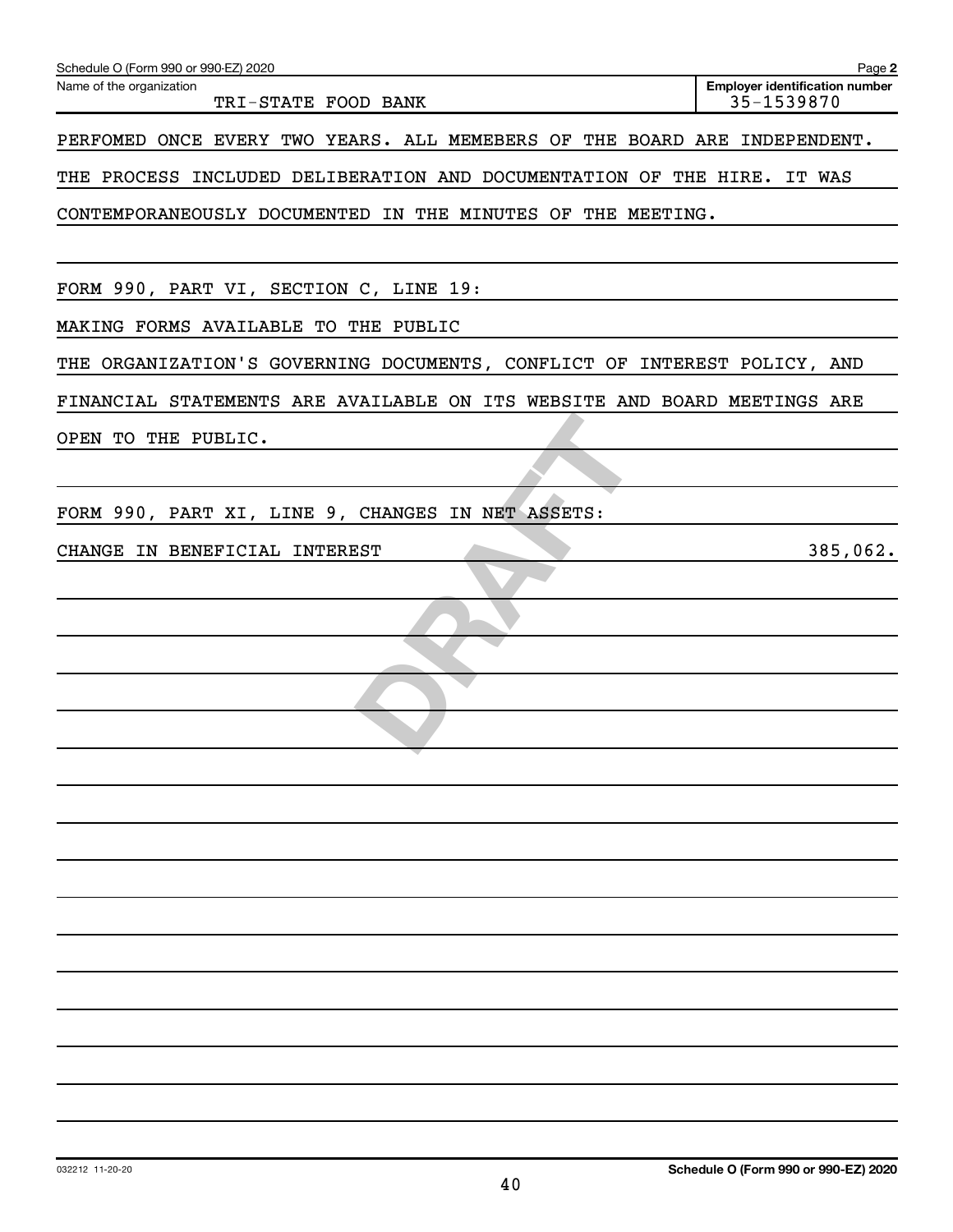Schedule O (Form 990 or 990-EZ) 2020

Name of the organization: TRI-STATE FOOD BANK

Employer identification number: 35-1539870

PERFOMED ONCE EVERY TWO YEARS. ALL MEMEBERS OF THE BOARD ARE INDEPENDENT. THE PROCESS INCLUDED DELIBERATION AND DOCUMENTATION OF THE HIRE. IT WAS CONTEMPORANEOUSLY DOCUMENTED IN THE MINUTES OF THE MEETING.

FORM 990, PART VI, SECTION C, LINE 19:

MAKING FORMS AVAILABLE TO THE PUBLIC

THE ORGANIZATION'S GOVERNING DOCUMENTS, CONFLICT OF INTEREST POLICY, AND FINANCIAL STATEMENTS ARE AVAILABLE ON ITS WEBSITE AND BOARD MEETINGS ARE OPEN TO THE PUBLIC.

FORM 990, PART XI, LINE 9, CHANGES IN NET ASSETS:

| | |
|---|---|
| CHANGE IN BENEFICIAL INTEREST | 385,062. |

DRAFT

032212 11-20-20

Schedule O (Form 990 or 990-EZ) 2020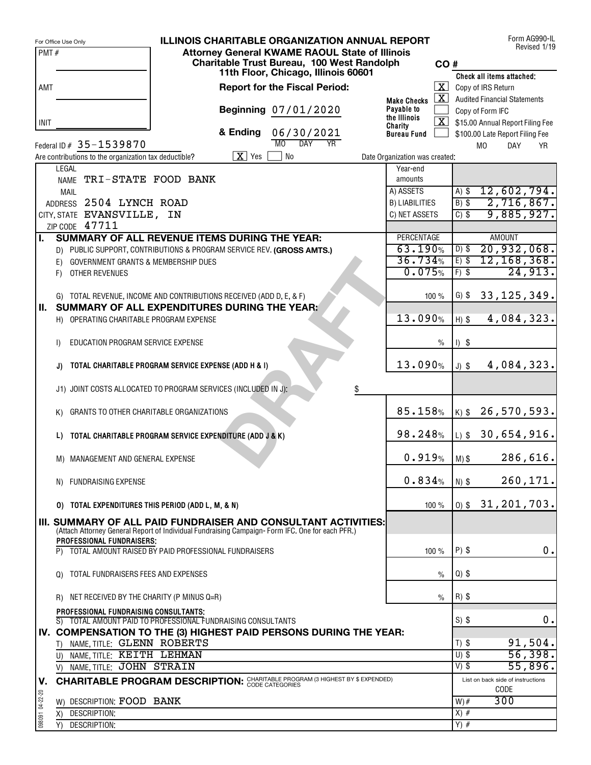For Office Use Only

PMT #

AMT

INIT

# ILLINOIS CHARITABLE ORGANIZATION ANNUAL REPORT

Form AG990-IL
Revised 1/19

**Attorney General KWAME RAOUL State of Illinois**
**Charitable Trust Bureau, 100 West Randolph**
**11th Floor, Chicago, Illinois 60601**

CO #

**Report for the Fiscal Period:**

**Beginning** 07/01/2020

**& Ending** 06/30/2021 (MO DAY YR)

Make Checks Payable to the Illinois Charity Bureau Fund

Check all items attached:

- [X] Copy of IRS Return
- [X] Audited Financial Statements
- [ ] Copy of Form IFC
- [X] $15.00 Annual Report Filing Fee
- [ ] $100.00 Late Report Filing Fee

Federal ID # 35-1539870

Are contributions to the organization tax deductible? [X] Yes [ ] No

Date Organization was created: MO DAY YR

LEGAL NAME TRI-STATE FOOD BANK
MAIL ADDRESS 2504 LYNCH ROAD
CITY, STATE EVANSVILLE, IN
ZIP CODE 47711

| Year-end amounts | |
|---|---|
| A) ASSETS | A) $ 12,602,794. |
| B) LIABILITIES | B) $ 2,716,867. |
| C) NET ASSETS | C) $ 9,885,927. |

| | PERCENTAGE | AMOUNT |
|---|---|---|
| **I. SUMMARY OF ALL REVENUE ITEMS DURING THE YEAR:** | | |
| D) PUBLIC SUPPORT, CONTRIBUTIONS & PROGRAM SERVICE REV. **(GROSS AMTS.)** | 63.190% | D) $ 20,932,068. |
| E) GOVERNMENT GRANTS & MEMBERSHIP DUES | 36.734% | E) $ 12,168,368. |
| F) OTHER REVENUES | 0.075% | F) $ 24,913. |
| G) TOTAL REVENUE, INCOME AND CONTRIBUTIONS RECEIVED (ADD D, E, & F) | 100 % | G) $ 33,125,349. |
| **II. SUMMARY OF ALL EXPENDITURES DURING THE YEAR:** | | |
| H) OPERATING CHARITABLE PROGRAM EXPENSE | 13.090% | H) $ 4,084,323. |
| I) EDUCATION PROGRAM SERVICE EXPENSE | % | I) $ |
| **J) TOTAL CHARITABLE PROGRAM SERVICE EXPENSE (ADD H & I)** | 13.090% | J) $ 4,084,323. |
| J1) JOINT COSTS ALLOCATED TO PROGRAM SERVICES (INCLUDED IN J): $ | | |
| K) GRANTS TO OTHER CHARITABLE ORGANIZATIONS | 85.158% | K) $ 26,570,593. |
| **L) TOTAL CHARITABLE PROGRAM SERVICE EXPENDITURE (ADD J & K)** | 98.248% | L) $ 30,654,916. |
| M) MANAGEMENT AND GENERAL EXPENSE | 0.919% | M) $ 286,616. |
| N) FUNDRAISING EXPENSE | 0.834% | N) $ 260,171. |
| **O) TOTAL EXPENDITURES THIS PERIOD (ADD L, M, & N)** | 100 % | O) $ 31,201,703. |
| **III. SUMMARY OF ALL PAID FUNDRAISER AND CONSULTANT ACTIVITIES:** (Attach Attorney General Report of Individual Fundraising Campaign- Form IFC. One for each PFR.) | | |
| **PROFESSIONAL FUNDRAISERS:** | | |
| P) TOTAL AMOUNT RAISED BY PAID PROFESSIONAL FUNDRAISERS | 100 % | P) $ 0. |
| Q) TOTAL FUNDRAISERS FEES AND EXPENSES | % | Q) $ |
| R) NET RECEIVED BY THE CHARITY (P MINUS Q=R) | % | R) $ |
| **PROFESSIONAL FUNDRAISING CONSULTANTS:** | | |
| S) TOTAL AMOUNT PAID TO PROFESSIONAL FUNDRAISING CONSULTANTS | | S) $ 0. |
| **IV. COMPENSATION TO THE (3) HIGHEST PAID PERSONS DURING THE YEAR:** | | |
| T) NAME, TITLE: GLENN ROBERTS | | T) $ 91,504. |
| U) NAME, TITLE: KEITH LEHMAN | | U) $ 56,398. |
| V) NAME, TITLE: JOHN STRAIN | | V) $ 55,896. |
| **V. CHARITABLE PROGRAM DESCRIPTION:** CHARITABLE PROGRAM (3 HIGHEST BY $ EXPENDED) CODE CATEGORIES | | List on back side of instructions CODE |
| W) DESCRIPTION: FOOD BANK | | W) # 300 |
| X) DESCRIPTION: | | X) # |
| Y) DESCRIPTION: | | Y) # |

098091 04-22-20

DRAFT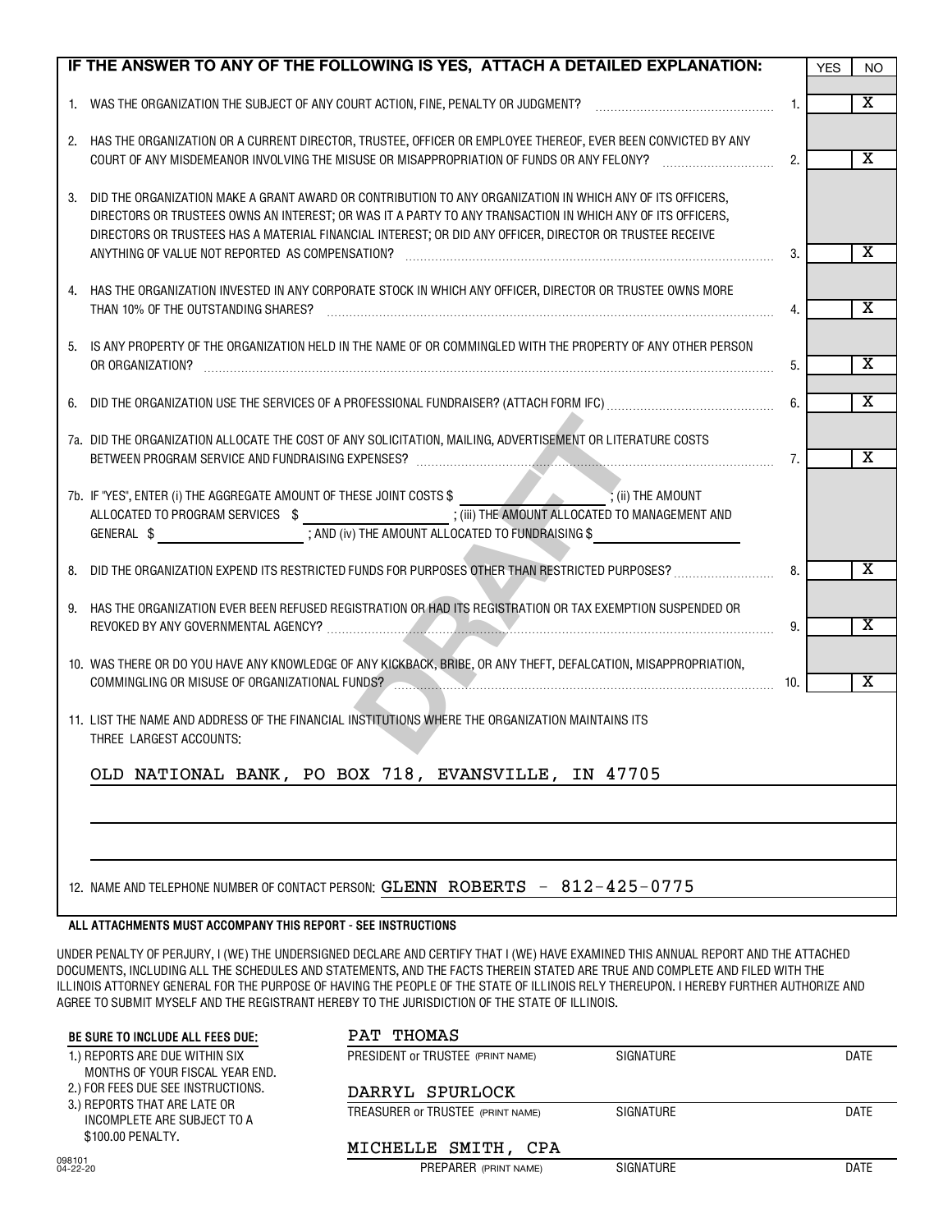| IF THE ANSWER TO ANY OF THE FOLLOWING IS YES, ATTACH A DETAILED EXPLANATION: | | YES | NO |
|---|---|---|---|
| 1. WAS THE ORGANIZATION THE SUBJECT OF ANY COURT ACTION, FINE, PENALTY OR JUDGMENT? | 1. | | X |
| 2. HAS THE ORGANIZATION OR A CURRENT DIRECTOR, TRUSTEE, OFFICER OR EMPLOYEE THEREOF, EVER BEEN CONVICTED BY ANY COURT OF ANY MISDEMEANOR INVOLVING THE MISUSE OR MISAPPROPRIATION OF FUNDS OR ANY FELONY? | 2. | | X |
| 3. DID THE ORGANIZATION MAKE A GRANT AWARD OR CONTRIBUTION TO ANY ORGANIZATION IN WHICH ANY OF ITS OFFICERS, DIRECTORS OR TRUSTEES OWNS AN INTEREST; OR WAS IT A PARTY TO ANY TRANSACTION IN WHICH ANY OF ITS OFFICERS, DIRECTORS OR TRUSTEES HAS A MATERIAL FINANCIAL INTEREST; OR DID ANY OFFICER, DIRECTOR OR TRUSTEE RECEIVE ANYTHING OF VALUE NOT REPORTED AS COMPENSATION? | 3. | | X |
| 4. HAS THE ORGANIZATION INVESTED IN ANY CORPORATE STOCK IN WHICH ANY OFFICER, DIRECTOR OR TRUSTEE OWNS MORE THAN 10% OF THE OUTSTANDING SHARES? | 4. | | X |
| 5. IS ANY PROPERTY OF THE ORGANIZATION HELD IN THE NAME OF OR COMMINGLED WITH THE PROPERTY OF ANY OTHER PERSON OR ORGANIZATION? | 5. | | X |
| 6. DID THE ORGANIZATION USE THE SERVICES OF A PROFESSIONAL FUNDRAISER? (ATTACH FORM IFC) | 6. | | X |
| 7a. DID THE ORGANIZATION ALLOCATE THE COST OF ANY SOLICITATION, MAILING, ADVERTISEMENT OR LITERATURE COSTS BETWEEN PROGRAM SERVICE AND FUNDRAISING EXPENSES? | 7. | | X |
| 7b. IF "YES", ENTER (i) THE AGGREGATE AMOUNT OF THESE JOINT COSTS $ ______ ; (ii) THE AMOUNT ALLOCATED TO PROGRAM SERVICES $ ______ ; (iii) THE AMOUNT ALLOCATED TO MANAGEMENT AND GENERAL $ ______ ; AND (iv) THE AMOUNT ALLOCATED TO FUNDRAISING $ ______ | | | |
| 8. DID THE ORGANIZATION EXPEND ITS RESTRICTED FUNDS FOR PURPOSES OTHER THAN RESTRICTED PURPOSES? | 8. | | X |
| 9. HAS THE ORGANIZATION EVER BEEN REFUSED REGISTRATION OR HAD ITS REGISTRATION OR TAX EXEMPTION SUSPENDED OR REVOKED BY ANY GOVERNMENTAL AGENCY? | 9. | | X |
| 10. WAS THERE OR DO YOU HAVE ANY KNOWLEDGE OF ANY KICKBACK, BRIBE, OR ANY THEFT, DEFALCATION, MISAPPROPRIATION, COMMINGLING OR MISUSE OF ORGANIZATIONAL FUNDS? | 10. | | X |

11. LIST THE NAME AND ADDRESS OF THE FINANCIAL INSTITUTIONS WHERE THE ORGANIZATION MAINTAINS ITS THREE LARGEST ACCOUNTS:

OLD NATIONAL BANK, PO BOX 718, EVANSVILLE, IN 47705

12. NAME AND TELEPHONE NUMBER OF CONTACT PERSON: GLENN ROBERTS - 812-425-0775

**ALL ATTACHMENTS MUST ACCOMPANY THIS REPORT - SEE INSTRUCTIONS**

UNDER PENALTY OF PERJURY, I (WE) THE UNDERSIGNED DECLARE AND CERTIFY THAT I (WE) HAVE EXAMINED THIS ANNUAL REPORT AND THE ATTACHED DOCUMENTS, INCLUDING ALL THE SCHEDULES AND STATEMENTS, AND THE FACTS THEREIN STATED ARE TRUE AND COMPLETE AND FILED WITH THE ILLINOIS ATTORNEY GENERAL FOR THE PURPOSE OF HAVING THE PEOPLE OF THE STATE OF ILLINOIS RELY THEREUPON. I HEREBY FURTHER AUTHORIZE AND AGREE TO SUBMIT MYSELF AND THE REGISTRANT HEREBY TO THE JURISDICTION OF THE STATE OF ILLINOIS.

**BE SURE TO INCLUDE ALL FEES DUE:**

1.) REPORTS ARE DUE WITHIN SIX MONTHS OF YOUR FISCAL YEAR END.
2.) FOR FEES DUE SEE INSTRUCTIONS.
3.) REPORTS THAT ARE LATE OR INCOMPLETE ARE SUBJECT TO A $100.00 PENALTY.

| PRINT NAME | SIGNATURE | DATE |
|---|---|---|
| PAT THOMAS — PRESIDENT or TRUSTEE (PRINT NAME) | | |
| DARRYL SPURLOCK — TREASURER or TRUSTEE (PRINT NAME) | | |
| MICHELLE SMITH, CPA — PREPARER (PRINT NAME) | | |

098101
04-22-20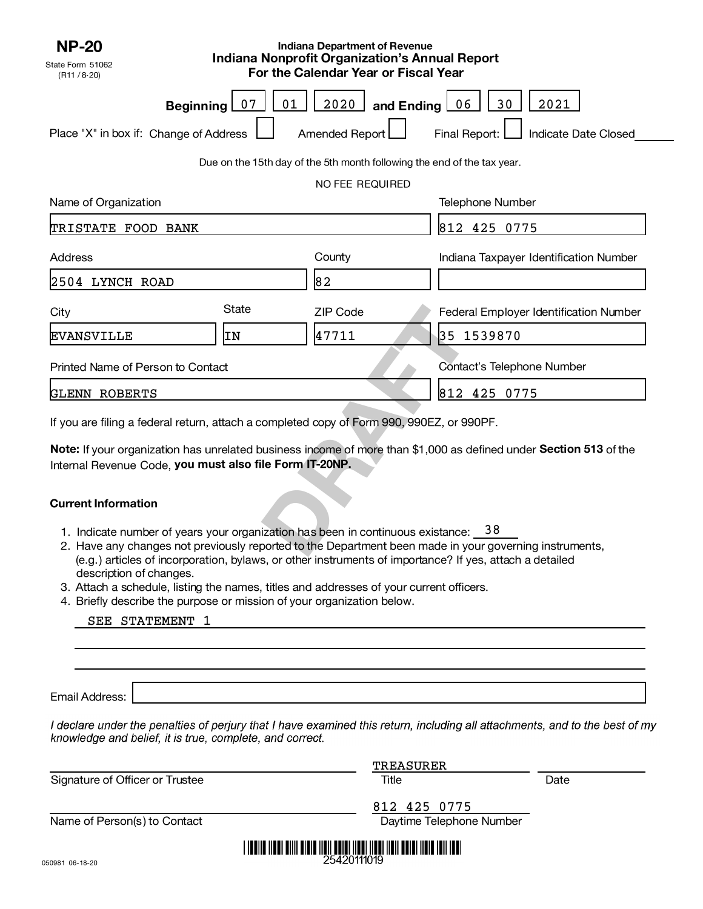**NP-20**

State Form 51062
(R11 / 8-20)

Indiana Department of Revenue

# Indiana Nonprofit Organization's Annual Report
## For the Calendar Year or Fiscal Year

**Beginning** 07 01 2020 **and Ending** 06 30 2021

Place "X" in box if: Change of Address ☐ Amended Report ☐ Final Report: ☐ Indicate Date Closed ______

Due on the 15th day of the 5th month following the end of the tax year.

NO FEE REQUIRED

| Name of Organization | | | Telephone Number |
|---|---|---|---|
| TRISTATE FOOD BANK | | | 812 425 0775 |
| **Address** | | **County** | **Indiana Taxpayer Identification Number** |
| 2504 LYNCH ROAD | | 82 | |
| **City** | **State** | **ZIP Code** | **Federal Employer Identification Number** |
| EVANSVILLE | IN | 47711 | 35 1539870 |
| **Printed Name of Person to Contact** | | | **Contact's Telephone Number** |
| GLENN ROBERTS | | | 812 425 0775 |

DRAFT

If you are filing a federal return, attach a completed copy of Form 990, 990EZ, or 990PF.

**Note:** If your organization has unrelated business income of more than $1,000 as defined under **Section 513** of the Internal Revenue Code, **you must also file Form IT-20NP.**

**Current Information**

1. Indicate number of years your organization has been in continuous existance: 38
2. Have any changes not previously reported to the Department been made in your governing instruments, (e.g.) articles of incorporation, bylaws, or other instruments of importance? If yes, attach a detailed description of changes.
3. Attach a schedule, listing the names, titles and addresses of your current officers.
4. Briefly describe the purpose or mission of your organization below.

SEE STATEMENT 1

Email Address: ______

*I declare under the penalties of perjury that I have examined this return, including all attachments, and to the best of my knowledge and belief, it is true, complete, and correct.*

| Signature of Officer or Trustee | Title: TREASURER | Date |
|---|---|---|
| **Name of Person(s) to Contact** | **Daytime Telephone Number:** 812 425 0775 | |

25420111019

050981 06-18-20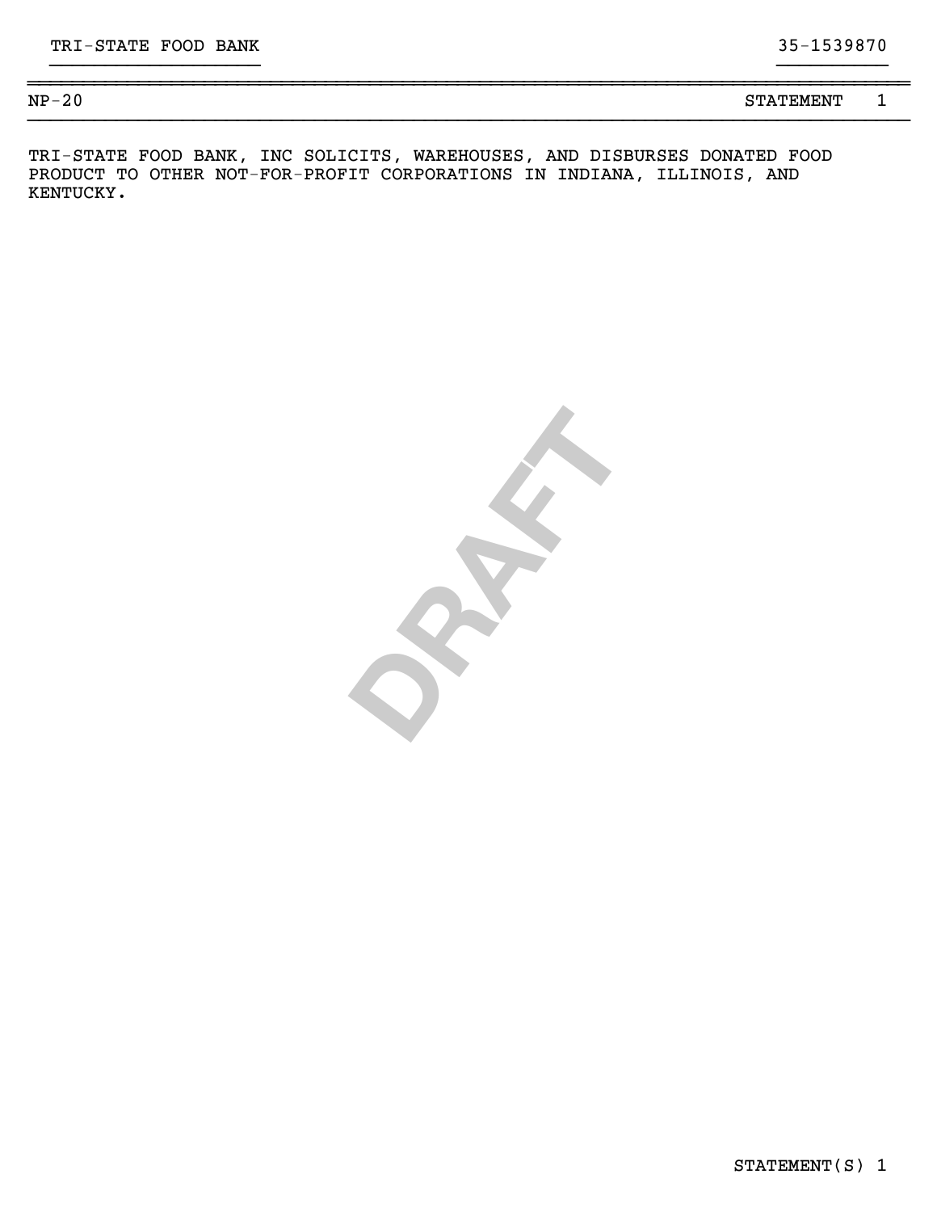TRI-STATE FOOD BANK 35-1539870

NP-20 STATEMENT 1

TRI-STATE FOOD BANK, INC SOLICITS, WAREHOUSES, AND DISBURSES DONATED FOOD PRODUCT TO OTHER NOT-FOR-PROFIT CORPORATIONS IN INDIANA, ILLINOIS, AND KENTUCKY.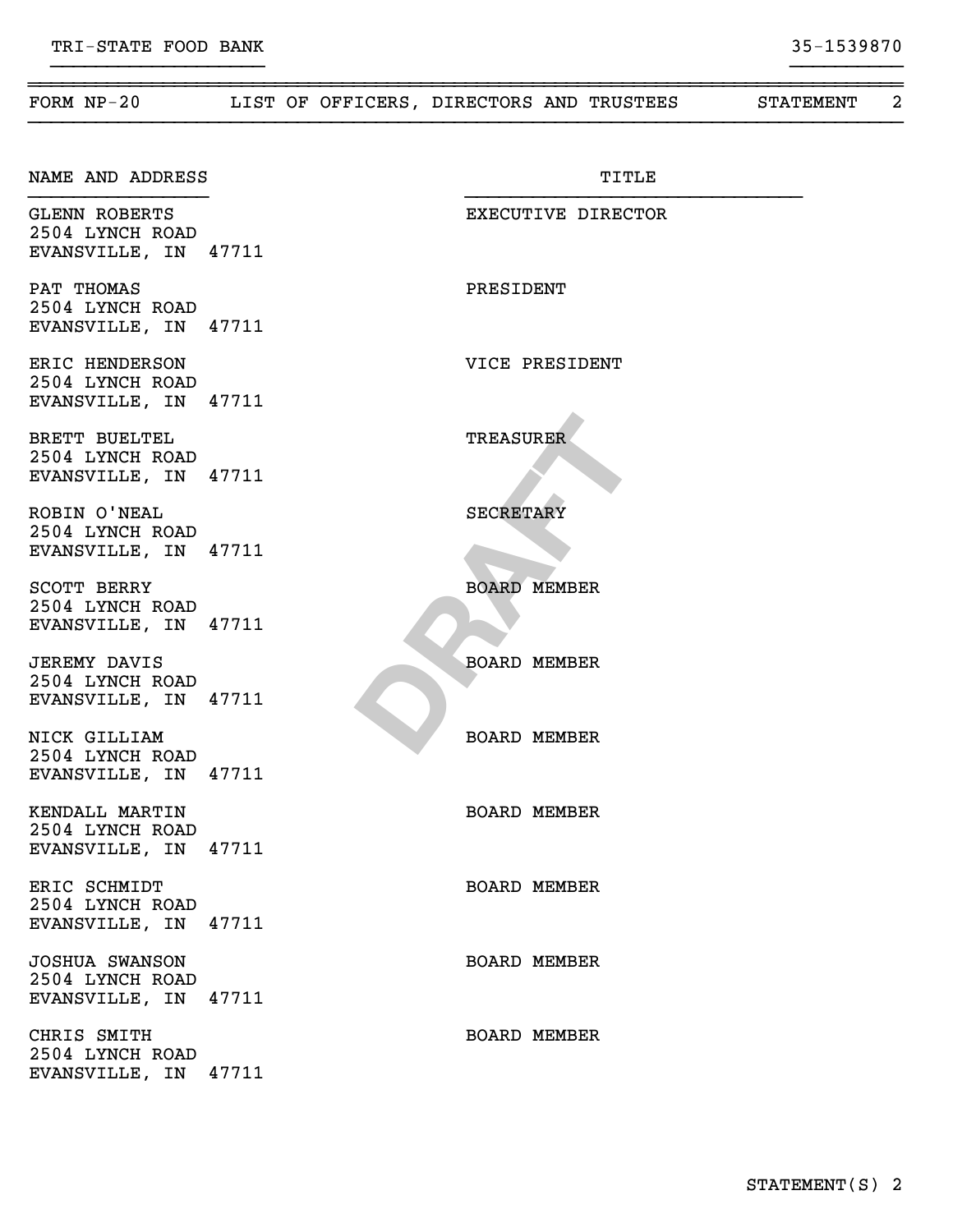TRI-STATE FOOD BANK 35-1539870

## FORM NP-20 LIST OF OFFICERS, DIRECTORS AND TRUSTEES STATEMENT 2

| NAME AND ADDRESS | TITLE |
|---|---|
| GLENN ROBERTS<br>2504 LYNCH ROAD<br>EVANSVILLE, IN 47711 | EXECUTIVE DIRECTOR |
| PAT THOMAS<br>2504 LYNCH ROAD<br>EVANSVILLE, IN 47711 | PRESIDENT |
| ERIC HENDERSON<br>2504 LYNCH ROAD<br>EVANSVILLE, IN 47711 | VICE PRESIDENT |
| BRETT BUELTEL<br>2504 LYNCH ROAD<br>EVANSVILLE, IN 47711 | TREASURER |
| ROBIN O'NEAL<br>2504 LYNCH ROAD<br>EVANSVILLE, IN 47711 | SECRETARY |
| SCOTT BERRY<br>2504 LYNCH ROAD<br>EVANSVILLE, IN 47711 | BOARD MEMBER |
| JEREMY DAVIS<br>2504 LYNCH ROAD<br>EVANSVILLE, IN 47711 | BOARD MEMBER |
| NICK GILLIAM<br>2504 LYNCH ROAD<br>EVANSVILLE, IN 47711 | BOARD MEMBER |
| KENDALL MARTIN<br>2504 LYNCH ROAD<br>EVANSVILLE, IN 47711 | BOARD MEMBER |
| ERIC SCHMIDT<br>2504 LYNCH ROAD<br>EVANSVILLE, IN 47711 | BOARD MEMBER |
| JOSHUA SWANSON<br>2504 LYNCH ROAD<br>EVANSVILLE, IN 47711 | BOARD MEMBER |
| CHRIS SMITH<br>2504 LYNCH ROAD<br>EVANSVILLE, IN 47711 | BOARD MEMBER |

DRAFT

STATEMENT(S) 2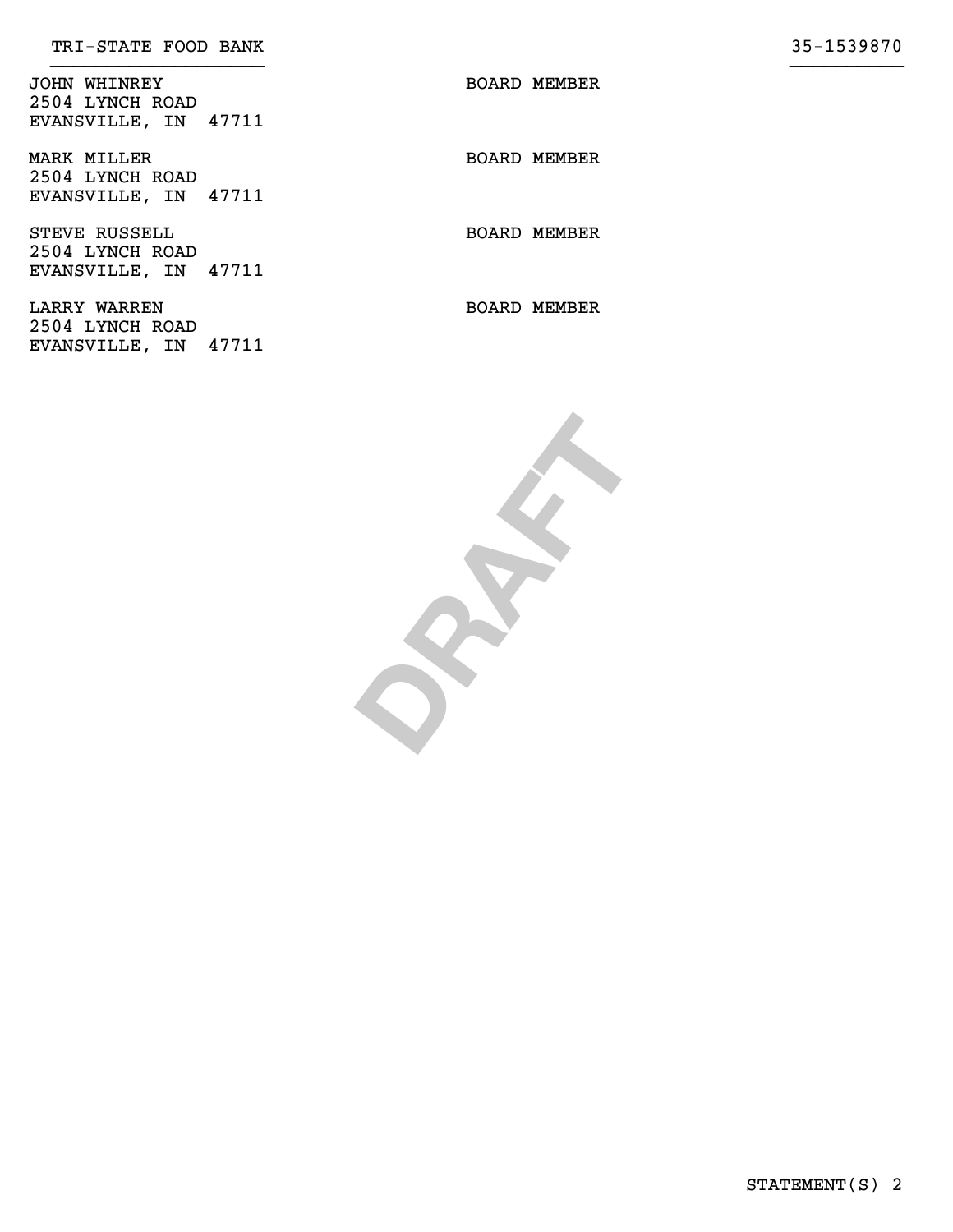TRI-STATE FOOD BANK 35-1539870

| | |
|---|---|
| JOHN WHINREY<br>2504 LYNCH ROAD<br>EVANSVILLE, IN 47711 | BOARD MEMBER |
| MARK MILLER<br>2504 LYNCH ROAD<br>EVANSVILLE, IN 47711 | BOARD MEMBER |
| STEVE RUSSELL<br>2504 LYNCH ROAD<br>EVANSVILLE, IN 47711 | BOARD MEMBER |
| LARRY WARREN<br>2504 LYNCH ROAD<br>EVANSVILLE, IN 47711 | BOARD MEMBER |

DRAFT

STATEMENT(S) 2